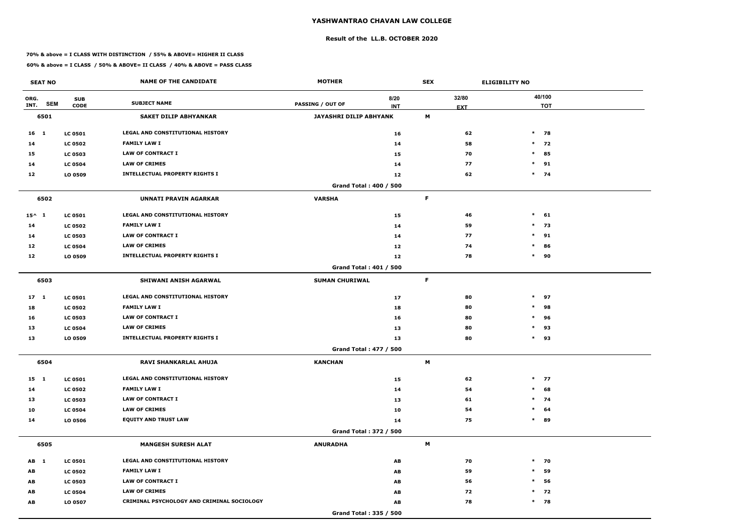# YASHWANTRAO CHAVAN LAW COLLEGE

## Result of the LL.B. OCTOBER 2020

**70% & above = I CLASS WITH DISTINCTION / 55% & ABOVE= HIGHER II CLASS**

**60% & above = I CLASS / 50% & ABOVE= II CLASS / 40% & ABOVE = PASS CLASS**

| SEAT NO | | | NAME OF THE CANDIDATE | MOTHER | | SEX | ELIGIBILITY NO |
|---|---|---|---|---|---|---|---|
| ORG. INT. | SEM | SUB CODE | SUBJECT NAME | PASSING / OUT OF | 8/20 INT | 32/80 EXT | 40/100 TOT |
| **6501** | | | **SAKET DILIP ABHYANKAR** | **JAYASHRI DILIP ABHYANK** | | **M** | |
| 16 | 1 | LC 0501 | LEGAL AND CONSTITUTIONAL HISTORY | | 16 | 62 | * 78 |
| 14 | | LC 0502 | FAMILY LAW I | | 14 | 58 | * 72 |
| 15 | | LC 0503 | LAW OF CONTRACT I | | 15 | 70 | * 85 |
| 14 | | LC 0504 | LAW OF CRIMES | | 14 | 77 | * 91 |
| 12 | | LO 0509 | INTELLECTUAL PROPERTY RIGHTS I | | 12 | 62 | * 74 |
| | | | | Grand Total : 400 / 500 | | | |
| **6502** | | | **UNNATI PRAVIN AGARKAR** | **VARSHA** | | **F** | |
| 15^ | 1 | LC 0501 | LEGAL AND CONSTITUTIONAL HISTORY | | 15 | 46 | * 61 |
| 14 | | LC 0502 | FAMILY LAW I | | 14 | 59 | * 73 |
| 14 | | LC 0503 | LAW OF CONTRACT I | | 14 | 77 | * 91 |
| 12 | | LC 0504 | LAW OF CRIMES | | 12 | 74 | * 86 |
| 12 | | LO 0509 | INTELLECTUAL PROPERTY RIGHTS I | | 12 | 78 | * 90 |
| | | | | Grand Total : 401 / 500 | | | |
| **6503** | | | **SHIWANI ANISH AGARWAL** | **SUMAN CHURIWAL** | | **F** | |
| 17 | 1 | LC 0501 | LEGAL AND CONSTITUTIONAL HISTORY | | 17 | 80 | * 97 |
| 18 | | LC 0502 | FAMILY LAW I | | 18 | 80 | * 98 |
| 16 | | LC 0503 | LAW OF CONTRACT I | | 16 | 80 | * 96 |
| 13 | | LC 0504 | LAW OF CRIMES | | 13 | 80 | * 93 |
| 13 | | LO 0509 | INTELLECTUAL PROPERTY RIGHTS I | | 13 | 80 | * 93 |
| | | | | Grand Total : 477 / 500 | | | |
| **6504** | | | **RAVI SHANKARLAL AHUJA** | **KANCHAN** | | **M** | |
| 15 | 1 | LC 0501 | LEGAL AND CONSTITUTIONAL HISTORY | | 15 | 62 | * 77 |
| 14 | | LC 0502 | FAMILY LAW I | | 14 | 54 | * 68 |
| 13 | | LC 0503 | LAW OF CONTRACT I | | 13 | 61 | * 74 |
| 10 | | LC 0504 | LAW OF CRIMES | | 10 | 54 | * 64 |
| 14 | | LO 0506 | EQUITY AND TRUST LAW | | 14 | 75 | * 89 |
| | | | | Grand Total : 372 / 500 | | | |
| **6505** | | | **MANGESH SURESH ALAT** | **ANURADHA** | | **M** | |
| AB | 1 | LC 0501 | LEGAL AND CONSTITUTIONAL HISTORY | | AB | 70 | * 70 |
| AB | | LC 0502 | FAMILY LAW I | | AB | 59 | * 59 |
| AB | | LC 0503 | LAW OF CONTRACT I | | AB | 56 | * 56 |
| AB | | LC 0504 | LAW OF CRIMES | | AB | 72 | * 72 |
| AB | | LO 0507 | CRIMINAL PSYCHOLOGY AND CRIMINAL SOCIOLOGY | | AB | 78 | * 78 |
| | | | | Grand Total : 335 / 500 | | | |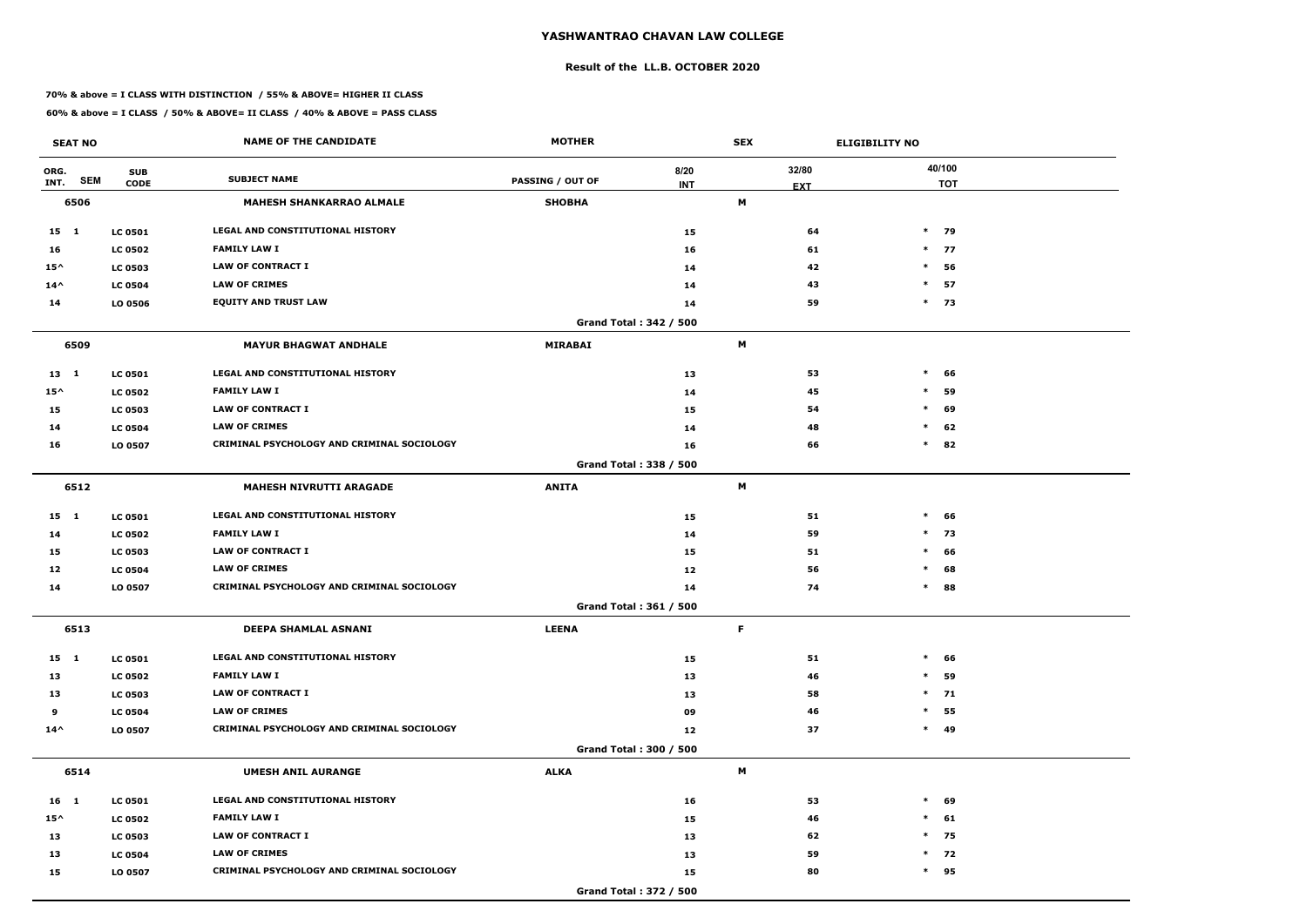# YASHWANTRAO CHAVAN LAW COLLEGE

## Result of the LL.B. OCTOBER 2020

**70% & above = I CLASS WITH DISTINCTION / 55% & ABOVE= HIGHER II CLASS**

**60% & above = I CLASS / 50% & ABOVE= II CLASS / 40% & ABOVE = PASS CLASS**

| SEAT NO | | | NAME OF THE CANDIDATE | MOTHER | | SEX | ELIGIBILITY NO |
|---|---|---|---|---|---|---|---|
| ORG. INT. | SEM | SUB CODE | SUBJECT NAME | PASSING / OUT OF | 8/20 INT | 32/80 EXT | 40/100 TOT |
| **6506** | | | **MAHESH SHANKARRAO ALMALE** | **SHOBHA** | | **M** | |
| 15 | 1 | LC 0501 | LEGAL AND CONSTITUTIONAL HISTORY | | 15 | 64 | * 79 |
| 16 | | LC 0502 | FAMILY LAW I | | 16 | 61 | * 77 |
| 15^ | | LC 0503 | LAW OF CONTRACT I | | 14 | 42 | * 56 |
| 14^ | | LC 0504 | LAW OF CRIMES | | 14 | 43 | * 57 |
| 14 | | LO 0506 | EQUITY AND TRUST LAW | | 14 | 59 | * 73 |
| | | | | Grand Total : 342 / 500 | | | |
| **6509** | | | **MAYUR BHAGWAT ANDHALE** | **MIRABAI** | | **M** | |
| 13 | 1 | LC 0501 | LEGAL AND CONSTITUTIONAL HISTORY | | 13 | 53 | * 66 |
| 15^ | | LC 0502 | FAMILY LAW I | | 14 | 45 | * 59 |
| 15 | | LC 0503 | LAW OF CONTRACT I | | 15 | 54 | * 69 |
| 14 | | LC 0504 | LAW OF CRIMES | | 14 | 48 | * 62 |
| 16 | | LO 0507 | CRIMINAL PSYCHOLOGY AND CRIMINAL SOCIOLOGY | | 16 | 66 | * 82 |
| | | | | Grand Total : 338 / 500 | | | |
| **6512** | | | **MAHESH NIVRUTTI ARAGADE** | **ANITA** | | **M** | |
| 15 | 1 | LC 0501 | LEGAL AND CONSTITUTIONAL HISTORY | | 15 | 51 | * 66 |
| 14 | | LC 0502 | FAMILY LAW I | | 14 | 59 | * 73 |
| 15 | | LC 0503 | LAW OF CONTRACT I | | 15 | 51 | * 66 |
| 12 | | LC 0504 | LAW OF CRIMES | | 12 | 56 | * 68 |
| 14 | | LO 0507 | CRIMINAL PSYCHOLOGY AND CRIMINAL SOCIOLOGY | | 14 | 74 | * 88 |
| | | | | Grand Total : 361 / 500 | | | |
| **6513** | | | **DEEPA SHAMLAL ASNANI** | **LEENA** | | **F** | |
| 15 | 1 | LC 0501 | LEGAL AND CONSTITUTIONAL HISTORY | | 15 | 51 | * 66 |
| 13 | | LC 0502 | FAMILY LAW I | | 13 | 46 | * 59 |
| 13 | | LC 0503 | LAW OF CONTRACT I | | 13 | 58 | * 71 |
| 9 | | LC 0504 | LAW OF CRIMES | | 09 | 46 | * 55 |
| 14^ | | LO 0507 | CRIMINAL PSYCHOLOGY AND CRIMINAL SOCIOLOGY | | 12 | 37 | * 49 |
| | | | | Grand Total : 300 / 500 | | | |
| **6514** | | | **UMESH ANIL AURANGE** | **ALKA** | | **M** | |
| 16 | 1 | LC 0501 | LEGAL AND CONSTITUTIONAL HISTORY | | 16 | 53 | * 69 |
| 15^ | | LC 0502 | FAMILY LAW I | | 15 | 46 | * 61 |
| 13 | | LC 0503 | LAW OF CONTRACT I | | 13 | 62 | * 75 |
| 13 | | LC 0504 | LAW OF CRIMES | | 13 | 59 | * 72 |
| 15 | | LO 0507 | CRIMINAL PSYCHOLOGY AND CRIMINAL SOCIOLOGY | | 15 | 80 | * 95 |
| | | | | Grand Total : 372 / 500 | | | |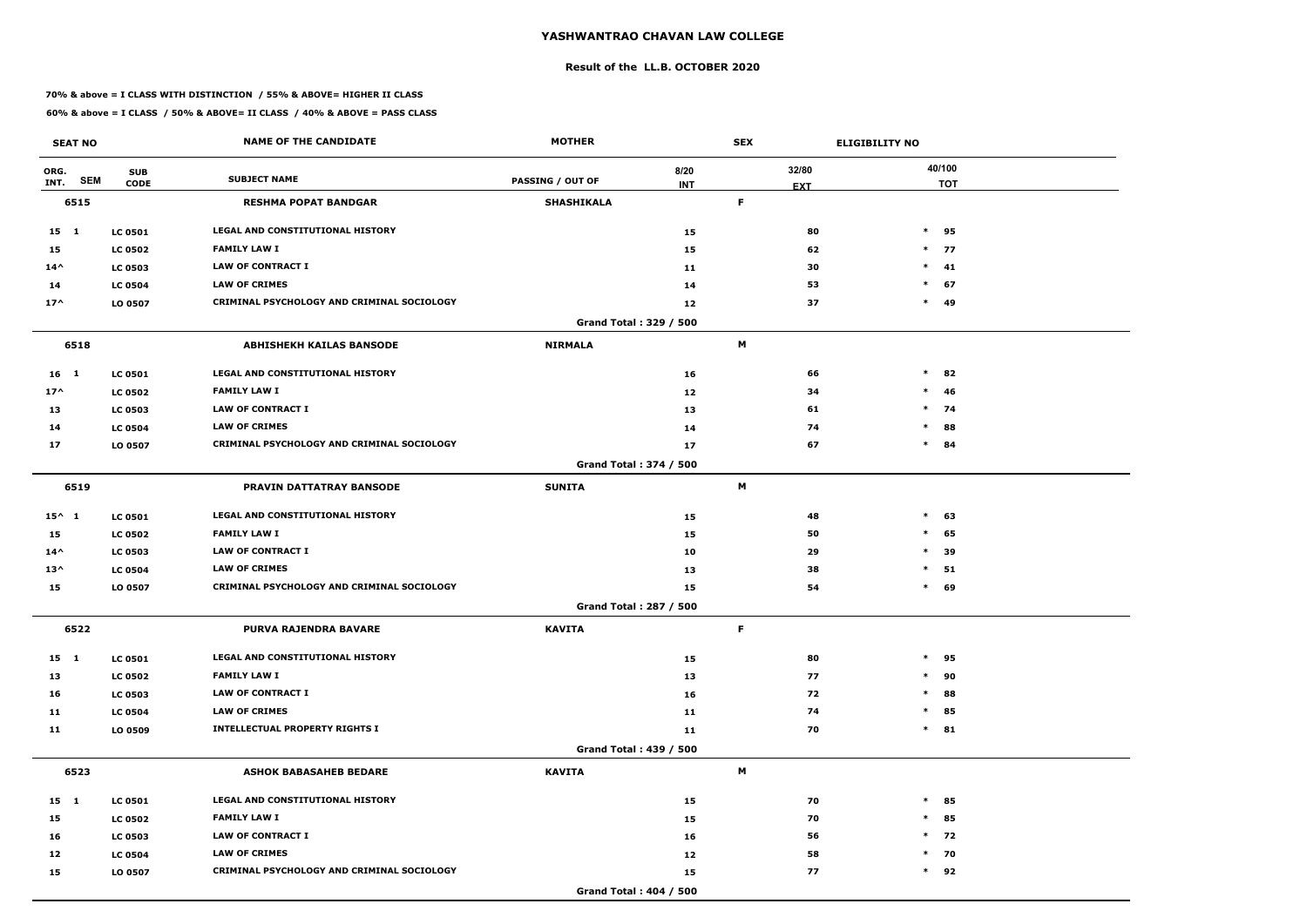# YASHWANTRAO CHAVAN LAW COLLEGE

## Result of the LL.B. OCTOBER 2020

**70% & above = I CLASS WITH DISTINCTION / 55% & ABOVE= HIGHER II CLASS**

**60% & above = I CLASS / 50% & ABOVE= II CLASS / 40% & ABOVE = PASS CLASS**

| SEAT NO | | | NAME OF THE CANDIDATE | MOTHER | SEX | | ELIGIBILITY NO |
|---|---|---|---|---|---|---|---|
| ORG. INT. | SEM | SUB CODE | SUBJECT NAME | PASSING / OUT OF | 8/20 INT | 32/80 EXT | 40/100 TOT |
| **6515** | | | **RESHMA POPAT BANDGAR** | **SHASHIKALA** | **F** | | |
| 15 | 1 | LC 0501 | LEGAL AND CONSTITUTIONAL HISTORY | | 15 | 80 | * 95 |
| 15 | | LC 0502 | FAMILY LAW I | | 15 | 62 | * 77 |
| 14^ | | LC 0503 | LAW OF CONTRACT I | | 11 | 30 | * 41 |
| 14 | | LC 0504 | LAW OF CRIMES | | 14 | 53 | * 67 |
| 17^ | | LO 0507 | CRIMINAL PSYCHOLOGY AND CRIMINAL SOCIOLOGY | | 12 | 37 | * 49 |
| | | | | **Grand Total : 329 / 500** | | | |
| **6518** | | | **ABHISHEKH KAILAS BANSODE** | **NIRMALA** | **M** | | |
| 16 | 1 | LC 0501 | LEGAL AND CONSTITUTIONAL HISTORY | | 16 | 66 | * 82 |
| 17^ | | LC 0502 | FAMILY LAW I | | 12 | 34 | * 46 |
| 13 | | LC 0503 | LAW OF CONTRACT I | | 13 | 61 | * 74 |
| 14 | | LC 0504 | LAW OF CRIMES | | 14 | 74 | * 88 |
| 17 | | LO 0507 | CRIMINAL PSYCHOLOGY AND CRIMINAL SOCIOLOGY | | 17 | 67 | * 84 |
| | | | | **Grand Total : 374 / 500** | | | |
| **6519** | | | **PRAVIN DATTATRAY BANSODE** | **SUNITA** | **M** | | |
| 15^ | 1 | LC 0501 | LEGAL AND CONSTITUTIONAL HISTORY | | 15 | 48 | * 63 |
| 15 | | LC 0502 | FAMILY LAW I | | 15 | 50 | * 65 |
| 14^ | | LC 0503 | LAW OF CONTRACT I | | 10 | 29 | * 39 |
| 13^ | | LC 0504 | LAW OF CRIMES | | 13 | 38 | * 51 |
| 15 | | LO 0507 | CRIMINAL PSYCHOLOGY AND CRIMINAL SOCIOLOGY | | 15 | 54 | * 69 |
| | | | | **Grand Total : 287 / 500** | | | |
| **6522** | | | **PURVA RAJENDRA BAVARE** | **KAVITA** | **F** | | |
| 15 | 1 | LC 0501 | LEGAL AND CONSTITUTIONAL HISTORY | | 15 | 80 | * 95 |
| 13 | | LC 0502 | FAMILY LAW I | | 13 | 77 | * 90 |
| 16 | | LC 0503 | LAW OF CONTRACT I | | 16 | 72 | * 88 |
| 11 | | LC 0504 | LAW OF CRIMES | | 11 | 74 | * 85 |
| 11 | | LO 0509 | INTELLECTUAL PROPERTY RIGHTS I | | 11 | 70 | * 81 |
| | | | | **Grand Total : 439 / 500** | | | |
| **6523** | | | **ASHOK BABASAHEB BEDARE** | **KAVITA** | **M** | | |
| 15 | 1 | LC 0501 | LEGAL AND CONSTITUTIONAL HISTORY | | 15 | 70 | * 85 |
| 15 | | LC 0502 | FAMILY LAW I | | 15 | 70 | * 85 |
| 16 | | LC 0503 | LAW OF CONTRACT I | | 16 | 56 | * 72 |
| 12 | | LC 0504 | LAW OF CRIMES | | 12 | 58 | * 70 |
| 15 | | LO 0507 | CRIMINAL PSYCHOLOGY AND CRIMINAL SOCIOLOGY | | 15 | 77 | * 92 |
| | | | | **Grand Total : 404 / 500** | | | |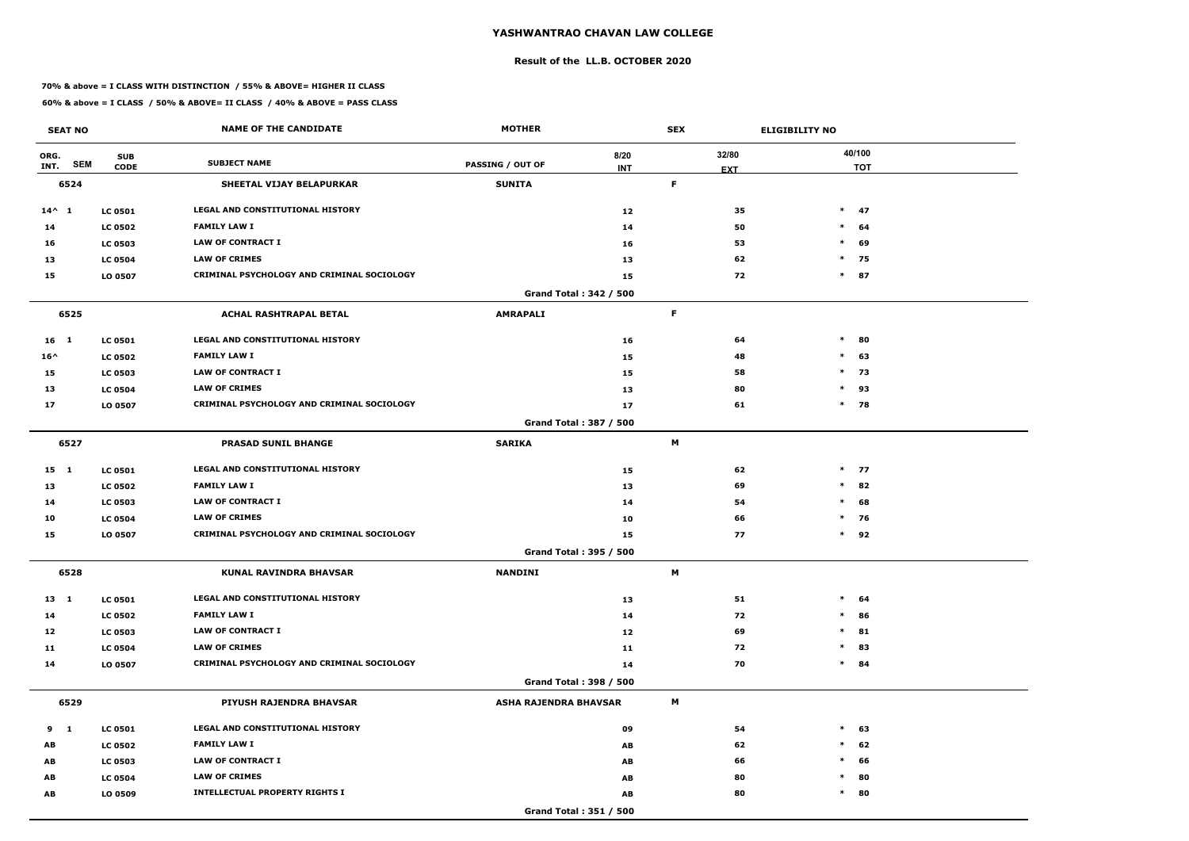## YASHWANTRAO CHAVAN LAW COLLEGE

### Result of the LL.B. OCTOBER 2020

**70% & above = I CLASS WITH DISTINCTION / 55% & ABOVE= HIGHER II CLASS**

**60% & above = I CLASS / 50% & ABOVE= II CLASS / 40% & ABOVE = PASS CLASS**

| SEAT NO | | | NAME OF THE CANDIDATE | MOTHER | | SEX | ELIGIBILITY NO |
|---|---|---|---|---|---|---|---|
| ORG. INT. | SEM | SUB CODE | SUBJECT NAME | PASSING / OUT OF | 8/20 INT | 32/80 EXT | 40/100 TOT |
| **6524** | | | **SHEETAL VIJAY BELAPURKAR** | **SUNITA** | | **F** | |
| 14^ | 1 | LC 0501 | LEGAL AND CONSTITUTIONAL HISTORY | | 12 | 35 | * 47 |
| 14 | | LC 0502 | FAMILY LAW I | | 14 | 50 | * 64 |
| 16 | | LC 0503 | LAW OF CONTRACT I | | 16 | 53 | * 69 |
| 13 | | LC 0504 | LAW OF CRIMES | | 13 | 62 | * 75 |
| 15 | | LO 0507 | CRIMINAL PSYCHOLOGY AND CRIMINAL SOCIOLOGY | | 15 | 72 | * 87 |
| | | | | Grand Total : 342 / 500 | | | |
| **6525** | | | **ACHAL RASHTRAPAL BETAL** | **AMRAPALI** | | **F** | |
| 16 | 1 | LC 0501 | LEGAL AND CONSTITUTIONAL HISTORY | | 16 | 64 | * 80 |
| 16^ | | LC 0502 | FAMILY LAW I | | 15 | 48 | * 63 |
| 15 | | LC 0503 | LAW OF CONTRACT I | | 15 | 58 | * 73 |
| 13 | | LC 0504 | LAW OF CRIMES | | 13 | 80 | * 93 |
| 17 | | LO 0507 | CRIMINAL PSYCHOLOGY AND CRIMINAL SOCIOLOGY | | 17 | 61 | * 78 |
| | | | | Grand Total : 387 / 500 | | | |
| **6527** | | | **PRASAD SUNIL BHANGE** | **SARIKA** | | **M** | |
| 15 | 1 | LC 0501 | LEGAL AND CONSTITUTIONAL HISTORY | | 15 | 62 | * 77 |
| 13 | | LC 0502 | FAMILY LAW I | | 13 | 69 | * 82 |
| 14 | | LC 0503 | LAW OF CONTRACT I | | 14 | 54 | * 68 |
| 10 | | LC 0504 | LAW OF CRIMES | | 10 | 66 | * 76 |
| 15 | | LO 0507 | CRIMINAL PSYCHOLOGY AND CRIMINAL SOCIOLOGY | | 15 | 77 | * 92 |
| | | | | Grand Total : 395 / 500 | | | |
| **6528** | | | **KUNAL RAVINDRA BHAVSAR** | **NANDINI** | | **M** | |
| 13 | 1 | LC 0501 | LEGAL AND CONSTITUTIONAL HISTORY | | 13 | 51 | * 64 |
| 14 | | LC 0502 | FAMILY LAW I | | 14 | 72 | * 86 |
| 12 | | LC 0503 | LAW OF CONTRACT I | | 12 | 69 | * 81 |
| 11 | | LC 0504 | LAW OF CRIMES | | 11 | 72 | * 83 |
| 14 | | LO 0507 | CRIMINAL PSYCHOLOGY AND CRIMINAL SOCIOLOGY | | 14 | 70 | * 84 |
| | | | | Grand Total : 398 / 500 | | | |
| **6529** | | | **PIYUSH RAJENDRA BHAVSAR** | **ASHA RAJENDRA BHAVSAR** | | **M** | |
| 9 | 1 | LC 0501 | LEGAL AND CONSTITUTIONAL HISTORY | | 09 | 54 | * 63 |
| AB | | LC 0502 | FAMILY LAW I | | AB | 62 | * 62 |
| AB | | LC 0503 | LAW OF CONTRACT I | | AB | 66 | * 66 |
| AB | | LC 0504 | LAW OF CRIMES | | AB | 80 | * 80 |
| AB | | LO 0509 | INTELLECTUAL PROPERTY RIGHTS I | | AB | 80 | * 80 |
| | | | | Grand Total : 351 / 500 | | | |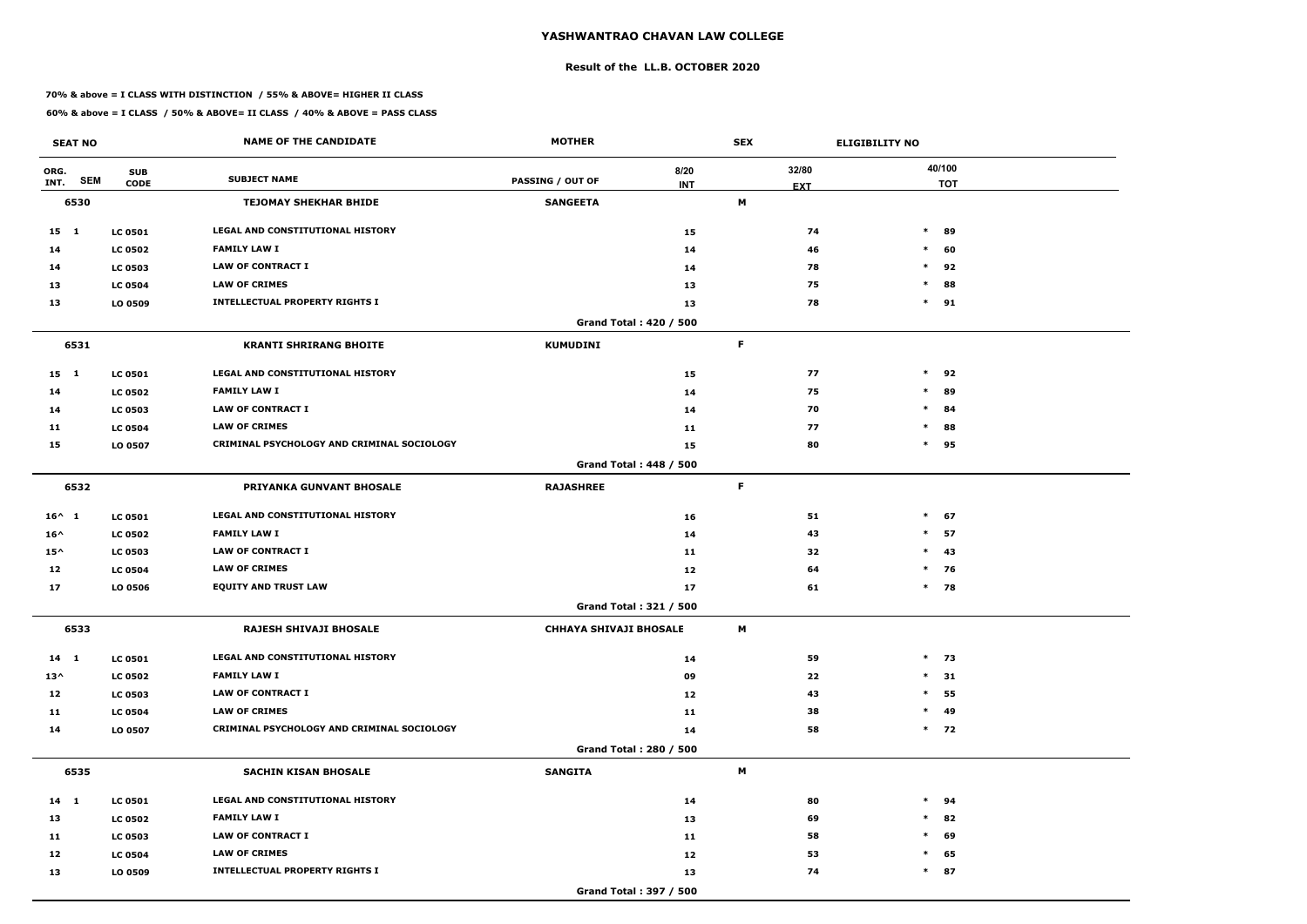# YASHWANTRAO CHAVAN LAW COLLEGE

## Result of the LL.B. OCTOBER 2020

**70% & above = I CLASS WITH DISTINCTION / 55% & ABOVE= HIGHER II CLASS**

**60% & above = I CLASS / 50% & ABOVE= II CLASS / 40% & ABOVE = PASS CLASS**

| SEAT NO | | | NAME OF THE CANDIDATE | MOTHER | | SEX | | ELIGIBILITY NO |
|---|---|---|---|---|---|---|---|---|
| ORG. INT. | SEM | SUB CODE | SUBJECT NAME | PASSING / OUT OF | 8/20 INT | | 32/80 EXT | 40/100 TOT |
| 6530 | | | TEJOMAY SHEKHAR BHIDE | SANGEETA | | M | | |
| 15 | 1 | LC 0501 | LEGAL AND CONSTITUTIONAL HISTORY | | 15 | | 74 | * 89 |
| 14 | | LC 0502 | FAMILY LAW I | | 14 | | 46 | * 60 |
| 14 | | LC 0503 | LAW OF CONTRACT I | | 14 | | 78 | * 92 |
| 13 | | LC 0504 | LAW OF CRIMES | | 13 | | 75 | * 88 |
| 13 | | LO 0509 | INTELLECTUAL PROPERTY RIGHTS I | | 13 | | 78 | * 91 |
| | | | | Grand Total : 420 / 500 | | | | |
| 6531 | | | KRANTI SHRIRANG BHOITE | KUMUDINI | | F | | |
| 15 | 1 | LC 0501 | LEGAL AND CONSTITUTIONAL HISTORY | | 15 | | 77 | * 92 |
| 14 | | LC 0502 | FAMILY LAW I | | 14 | | 75 | * 89 |
| 14 | | LC 0503 | LAW OF CONTRACT I | | 14 | | 70 | * 84 |
| 11 | | LC 0504 | LAW OF CRIMES | | 11 | | 77 | * 88 |
| 15 | | LO 0507 | CRIMINAL PSYCHOLOGY AND CRIMINAL SOCIOLOGY | | 15 | | 80 | * 95 |
| | | | | Grand Total : 448 / 500 | | | | |
| 6532 | | | PRIYANKA GUNVANT BHOSALE | RAJASHREE | | F | | |
| 16^ | 1 | LC 0501 | LEGAL AND CONSTITUTIONAL HISTORY | | 16 | | 51 | * 67 |
| 16^ | | LC 0502 | FAMILY LAW I | | 14 | | 43 | * 57 |
| 15^ | | LC 0503 | LAW OF CONTRACT I | | 11 | | 32 | * 43 |
| 12 | | LC 0504 | LAW OF CRIMES | | 12 | | 64 | * 76 |
| 17 | | LO 0506 | EQUITY AND TRUST LAW | | 17 | | 61 | * 78 |
| | | | | Grand Total : 321 / 500 | | | | |
| 6533 | | | RAJESH SHIVAJI BHOSALE | CHHAYA SHIVAJI BHOSALE | | M | | |
| 14 | 1 | LC 0501 | LEGAL AND CONSTITUTIONAL HISTORY | | 14 | | 59 | * 73 |
| 13^ | | LC 0502 | FAMILY LAW I | | 09 | | 22 | * 31 |
| 12 | | LC 0503 | LAW OF CONTRACT I | | 12 | | 43 | * 55 |
| 11 | | LC 0504 | LAW OF CRIMES | | 11 | | 38 | * 49 |
| 14 | | LO 0507 | CRIMINAL PSYCHOLOGY AND CRIMINAL SOCIOLOGY | | 14 | | 58 | * 72 |
| | | | | Grand Total : 280 / 500 | | | | |
| 6535 | | | SACHIN KISAN BHOSALE | SANGITA | | M | | |
| 14 | 1 | LC 0501 | LEGAL AND CONSTITUTIONAL HISTORY | | 14 | | 80 | * 94 |
| 13 | | LC 0502 | FAMILY LAW I | | 13 | | 69 | * 82 |
| 11 | | LC 0503 | LAW OF CONTRACT I | | 11 | | 58 | * 69 |
| 12 | | LC 0504 | LAW OF CRIMES | | 12 | | 53 | * 65 |
| 13 | | LO 0509 | INTELLECTUAL PROPERTY RIGHTS I | | 13 | | 74 | * 87 |
| | | | | Grand Total : 397 / 500 | | | | |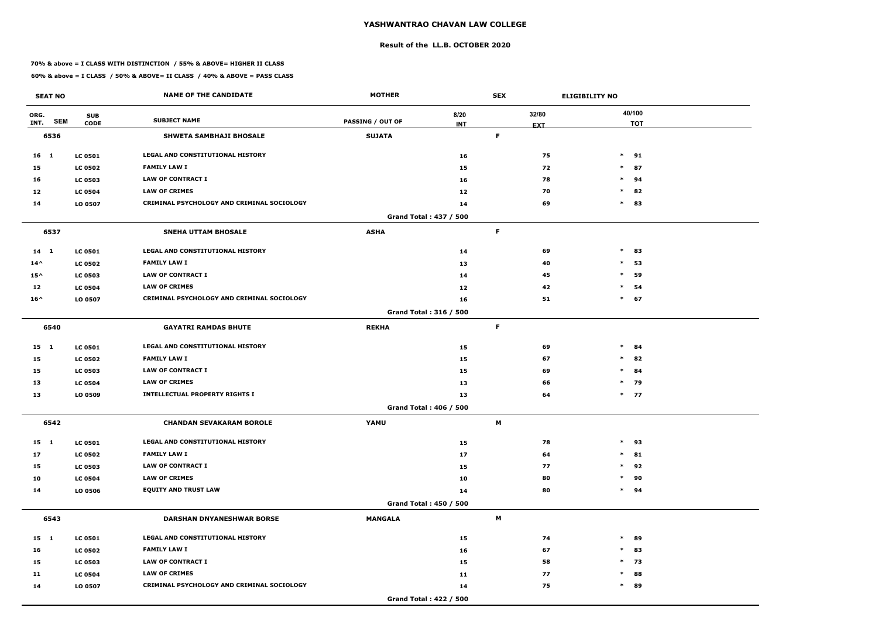# YASHWANTRAO CHAVAN LAW COLLEGE

## Result of the LL.B. OCTOBER 2020

**70% & above = I CLASS WITH DISTINCTION / 55% & ABOVE= HIGHER II CLASS**

**60% & above = I CLASS / 50% & ABOVE= II CLASS / 40% & ABOVE = PASS CLASS**

| SEAT NO | | | NAME OF THE CANDIDATE | MOTHER | | SEX | ELIGIBILITY NO |
|---|---|---|---|---|---|---|---|
| ORG. INT. | SEM | SUB CODE | SUBJECT NAME | PASSING / OUT OF | 8/20 INT | 32/80 EXT | 40/100 TOT |
| **6536** | | | **SHWETA SAMBHAJI BHOSALE** | **SUJATA** | | **F** | |
| 16 | 1 | LC 0501 | LEGAL AND CONSTITUTIONAL HISTORY | | 16 | 75 | * 91 |
| 15 | | LC 0502 | FAMILY LAW I | | 15 | 72 | * 87 |
| 16 | | LC 0503 | LAW OF CONTRACT I | | 16 | 78 | * 94 |
| 12 | | LC 0504 | LAW OF CRIMES | | 12 | 70 | * 82 |
| 14 | | LO 0507 | CRIMINAL PSYCHOLOGY AND CRIMINAL SOCIOLOGY | | 14 | 69 | * 83 |
| | | | | Grand Total : 437 / 500 | | | |
| **6537** | | | **SNEHA UTTAM BHOSALE** | **ASHA** | | **F** | |
| 14 | 1 | LC 0501 | LEGAL AND CONSTITUTIONAL HISTORY | | 14 | 69 | * 83 |
| 14^ | | LC 0502 | FAMILY LAW I | | 13 | 40 | * 53 |
| 15^ | | LC 0503 | LAW OF CONTRACT I | | 14 | 45 | * 59 |
| 12 | | LC 0504 | LAW OF CRIMES | | 12 | 42 | * 54 |
| 16^ | | LO 0507 | CRIMINAL PSYCHOLOGY AND CRIMINAL SOCIOLOGY | | 16 | 51 | * 67 |
| | | | | Grand Total : 316 / 500 | | | |
| **6540** | | | **GAYATRI RAMDAS BHUTE** | **REKHA** | | **F** | |
| 15 | 1 | LC 0501 | LEGAL AND CONSTITUTIONAL HISTORY | | 15 | 69 | * 84 |
| 15 | | LC 0502 | FAMILY LAW I | | 15 | 67 | * 82 |
| 15 | | LC 0503 | LAW OF CONTRACT I | | 15 | 69 | * 84 |
| 13 | | LC 0504 | LAW OF CRIMES | | 13 | 66 | * 79 |
| 13 | | LO 0509 | INTELLECTUAL PROPERTY RIGHTS I | | 13 | 64 | * 77 |
| | | | | Grand Total : 406 / 500 | | | |
| **6542** | | | **CHANDAN SEVAKARAM BOROLE** | **YAMU** | | **M** | |
| 15 | 1 | LC 0501 | LEGAL AND CONSTITUTIONAL HISTORY | | 15 | 78 | * 93 |
| 17 | | LC 0502 | FAMILY LAW I | | 17 | 64 | * 81 |
| 15 | | LC 0503 | LAW OF CONTRACT I | | 15 | 77 | * 92 |
| 10 | | LC 0504 | LAW OF CRIMES | | 10 | 80 | * 90 |
| 14 | | LO 0506 | EQUITY AND TRUST LAW | | 14 | 80 | * 94 |
| | | | | Grand Total : 450 / 500 | | | |
| **6543** | | | **DARSHAN DNYANESHWAR BORSE** | **MANGALA** | | **M** | |
| 15 | 1 | LC 0501 | LEGAL AND CONSTITUTIONAL HISTORY | | 15 | 74 | * 89 |
| 16 | | LC 0502 | FAMILY LAW I | | 16 | 67 | * 83 |
| 15 | | LC 0503 | LAW OF CONTRACT I | | 15 | 58 | * 73 |
| 11 | | LC 0504 | LAW OF CRIMES | | 11 | 77 | * 88 |
| 14 | | LO 0507 | CRIMINAL PSYCHOLOGY AND CRIMINAL SOCIOLOGY | | 14 | 75 | * 89 |
| | | | | Grand Total : 422 / 500 | | | |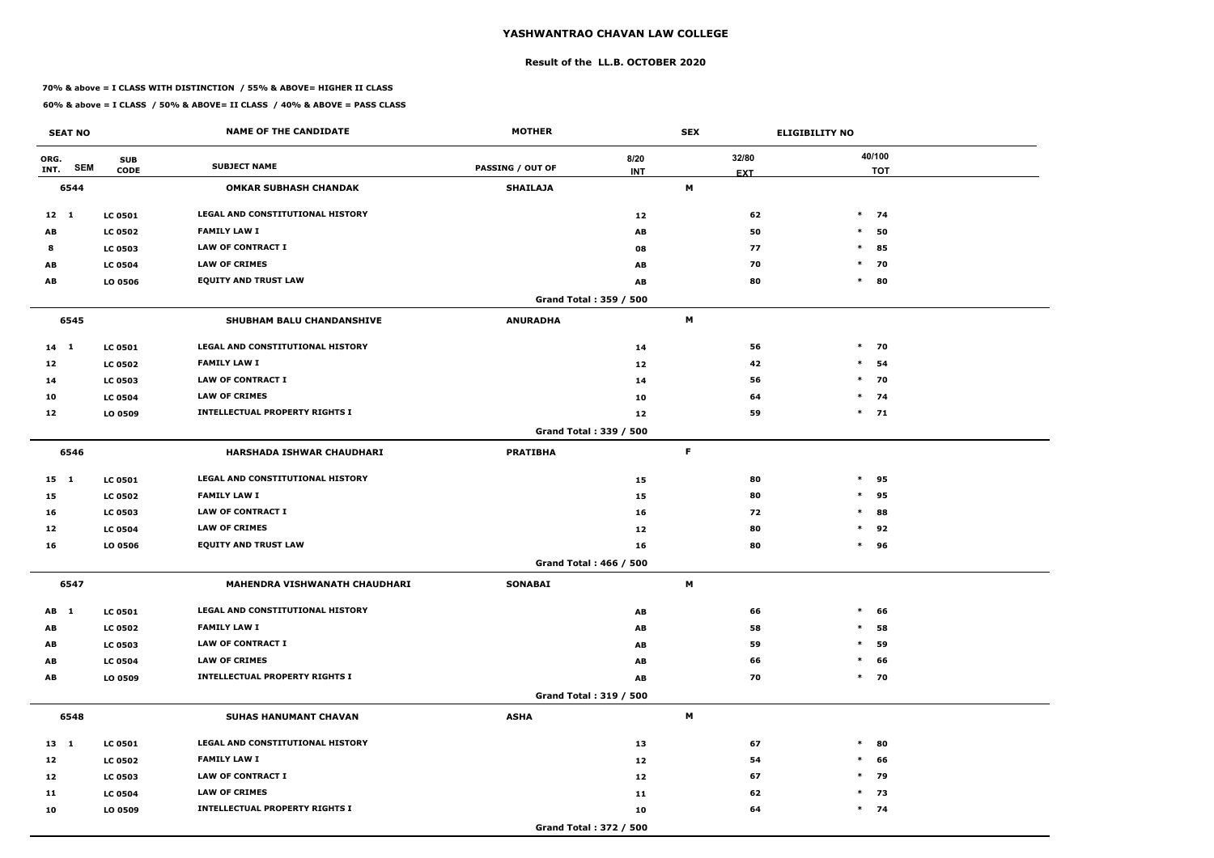# YASHWANTRAO CHAVAN LAW COLLEGE

## Result of the LL.B. OCTOBER 2020

**70% & above = I CLASS WITH DISTINCTION / 55% & ABOVE= HIGHER II CLASS**

**60% & above = I CLASS / 50% & ABOVE= II CLASS / 40% & ABOVE = PASS CLASS**

| SEAT NO | | NAME OF THE CANDIDATE | MOTHER | | SEX | ELIGIBILITY NO |
|---|---|---|---|---|---|---|
| ORG. INT. SEM | SUB CODE | SUBJECT NAME | PASSING / OUT OF | 8/20 INT | 32/80 EXT | 40/100 TOT |
| **6544** | | **OMKAR SUBHASH CHANDAK** | **SHAILAJA** | | **M** | |
| 12 1 | LC 0501 | LEGAL AND CONSTITUTIONAL HISTORY | | 12 | 62 | * 74 |
| AB | LC 0502 | FAMILY LAW I | | AB | 50 | * 50 |
| 8 | LC 0503 | LAW OF CONTRACT I | | 08 | 77 | * 85 |
| AB | LC 0504 | LAW OF CRIMES | | AB | 70 | * 70 |
| AB | LO 0506 | EQUITY AND TRUST LAW | | AB | 80 | * 80 |
| | | | Grand Total : 359 / 500 | | | |
| **6545** | | **SHUBHAM BALU CHANDANSHIVE** | **ANURADHA** | | **M** | |
| 14 1 | LC 0501 | LEGAL AND CONSTITUTIONAL HISTORY | | 14 | 56 | * 70 |
| 12 | LC 0502 | FAMILY LAW I | | 12 | 42 | * 54 |
| 14 | LC 0503 | LAW OF CONTRACT I | | 14 | 56 | * 70 |
| 10 | LC 0504 | LAW OF CRIMES | | 10 | 64 | * 74 |
| 12 | LO 0509 | INTELLECTUAL PROPERTY RIGHTS I | | 12 | 59 | * 71 |
| | | | Grand Total : 339 / 500 | | | |
| **6546** | | **HARSHADA ISHWAR CHAUDHARI** | **PRATIBHA** | | **F** | |
| 15 1 | LC 0501 | LEGAL AND CONSTITUTIONAL HISTORY | | 15 | 80 | * 95 |
| 15 | LC 0502 | FAMILY LAW I | | 15 | 80 | * 95 |
| 16 | LC 0503 | LAW OF CONTRACT I | | 16 | 72 | * 88 |
| 12 | LC 0504 | LAW OF CRIMES | | 12 | 80 | * 92 |
| 16 | LO 0506 | EQUITY AND TRUST LAW | | 16 | 80 | * 96 |
| | | | Grand Total : 466 / 500 | | | |
| **6547** | | **MAHENDRA VISHWANATH CHAUDHARI** | **SONABAI** | | **M** | |
| AB 1 | LC 0501 | LEGAL AND CONSTITUTIONAL HISTORY | | AB | 66 | * 66 |
| AB | LC 0502 | FAMILY LAW I | | AB | 58 | * 58 |
| AB | LC 0503 | LAW OF CONTRACT I | | AB | 59 | * 59 |
| AB | LC 0504 | LAW OF CRIMES | | AB | 66 | * 66 |
| AB | LO 0509 | INTELLECTUAL PROPERTY RIGHTS I | | AB | 70 | * 70 |
| | | | Grand Total : 319 / 500 | | | |
| **6548** | | **SUHAS HANUMANT CHAVAN** | **ASHA** | | **M** | |
| 13 1 | LC 0501 | LEGAL AND CONSTITUTIONAL HISTORY | | 13 | 67 | * 80 |
| 12 | LC 0502 | FAMILY LAW I | | 12 | 54 | * 66 |
| 12 | LC 0503 | LAW OF CONTRACT I | | 12 | 67 | * 79 |
| 11 | LC 0504 | LAW OF CRIMES | | 11 | 62 | * 73 |
| 10 | LO 0509 | INTELLECTUAL PROPERTY RIGHTS I | | 10 | 64 | * 74 |
| | | | Grand Total : 372 / 500 | | | |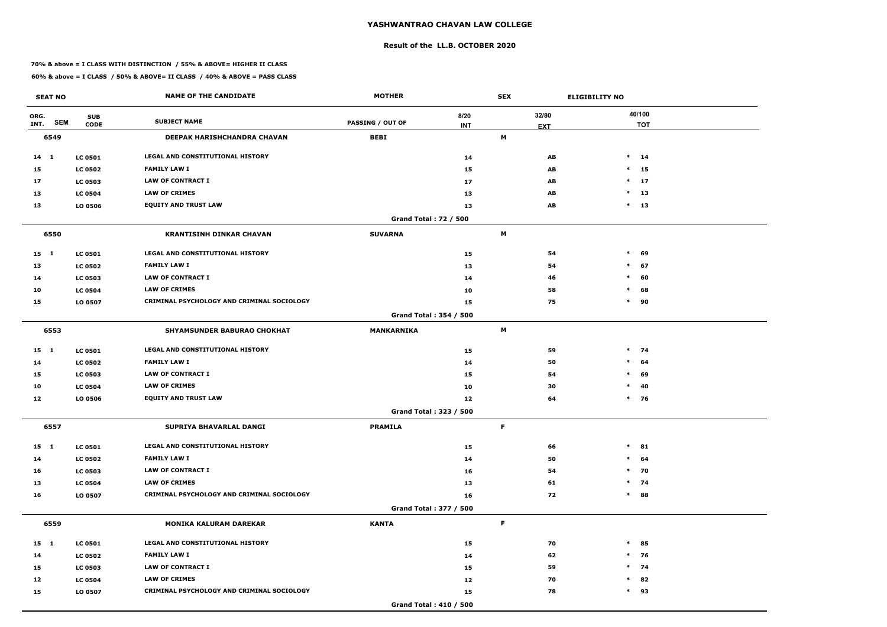# YASHWANTRAO CHAVAN LAW COLLEGE

## Result of the LL.B. OCTOBER 2020

**70% & above = I CLASS WITH DISTINCTION / 55% & ABOVE= HIGHER II CLASS**

**60% & above = I CLASS / 50% & ABOVE= II CLASS / 40% & ABOVE = PASS CLASS**

| SEAT NO | | | NAME OF THE CANDIDATE | MOTHER | | SEX | ELIGIBILITY NO |
|---|---|---|---|---|---|---|---|
| ORG. INT. | SEM | SUB CODE | SUBJECT NAME | PASSING / OUT OF | 8/20 INT | 32/80 EXT | 40/100 TOT |
| **6549** | | | **DEEPAK HARISHCHANDRA CHAVAN** | **BEBI** | | **M** | |
| 14 | 1 | LC 0501 | LEGAL AND CONSTITUTIONAL HISTORY | | 14 | AB | * 14 |
| 15 | | LC 0502 | FAMILY LAW I | | 15 | AB | * 15 |
| 17 | | LC 0503 | LAW OF CONTRACT I | | 17 | AB | * 17 |
| 13 | | LC 0504 | LAW OF CRIMES | | 13 | AB | * 13 |
| 13 | | LO 0506 | EQUITY AND TRUST LAW | | 13 | AB | * 13 |
| | | | | Grand Total : 72 / 500 | | | |
| **6550** | | | **KRANTISINH DINKAR CHAVAN** | **SUVARNA** | | **M** | |
| 15 | 1 | LC 0501 | LEGAL AND CONSTITUTIONAL HISTORY | | 15 | 54 | * 69 |
| 13 | | LC 0502 | FAMILY LAW I | | 13 | 54 | * 67 |
| 14 | | LC 0503 | LAW OF CONTRACT I | | 14 | 46 | * 60 |
| 10 | | LC 0504 | LAW OF CRIMES | | 10 | 58 | * 68 |
| 15 | | LO 0507 | CRIMINAL PSYCHOLOGY AND CRIMINAL SOCIOLOGY | | 15 | 75 | * 90 |
| | | | | Grand Total : 354 / 500 | | | |
| **6553** | | | **SHYAMSUNDER BABURAO CHOKHAT** | **MANKARNIKA** | | **M** | |
| 15 | 1 | LC 0501 | LEGAL AND CONSTITUTIONAL HISTORY | | 15 | 59 | * 74 |
| 14 | | LC 0502 | FAMILY LAW I | | 14 | 50 | * 64 |
| 15 | | LC 0503 | LAW OF CONTRACT I | | 15 | 54 | * 69 |
| 10 | | LC 0504 | LAW OF CRIMES | | 10 | 30 | * 40 |
| 12 | | LO 0506 | EQUITY AND TRUST LAW | | 12 | 64 | * 76 |
| | | | | Grand Total : 323 / 500 | | | |
| **6557** | | | **SUPRIYA BHAVARLAL DANGI** | **PRAMILA** | | **F** | |
| 15 | 1 | LC 0501 | LEGAL AND CONSTITUTIONAL HISTORY | | 15 | 66 | * 81 |
| 14 | | LC 0502 | FAMILY LAW I | | 14 | 50 | * 64 |
| 16 | | LC 0503 | LAW OF CONTRACT I | | 16 | 54 | * 70 |
| 13 | | LC 0504 | LAW OF CRIMES | | 13 | 61 | * 74 |
| 16 | | LO 0507 | CRIMINAL PSYCHOLOGY AND CRIMINAL SOCIOLOGY | | 16 | 72 | * 88 |
| | | | | Grand Total : 377 / 500 | | | |
| **6559** | | | **MONIKA KALURAM DAREKAR** | **KANTA** | | **F** | |
| 15 | 1 | LC 0501 | LEGAL AND CONSTITUTIONAL HISTORY | | 15 | 70 | * 85 |
| 14 | | LC 0502 | FAMILY LAW I | | 14 | 62 | * 76 |
| 15 | | LC 0503 | LAW OF CONTRACT I | | 15 | 59 | * 74 |
| 12 | | LC 0504 | LAW OF CRIMES | | 12 | 70 | * 82 |
| 15 | | LO 0507 | CRIMINAL PSYCHOLOGY AND CRIMINAL SOCIOLOGY | | 15 | 78 | * 93 |
| | | | | Grand Total : 410 / 500 | | | |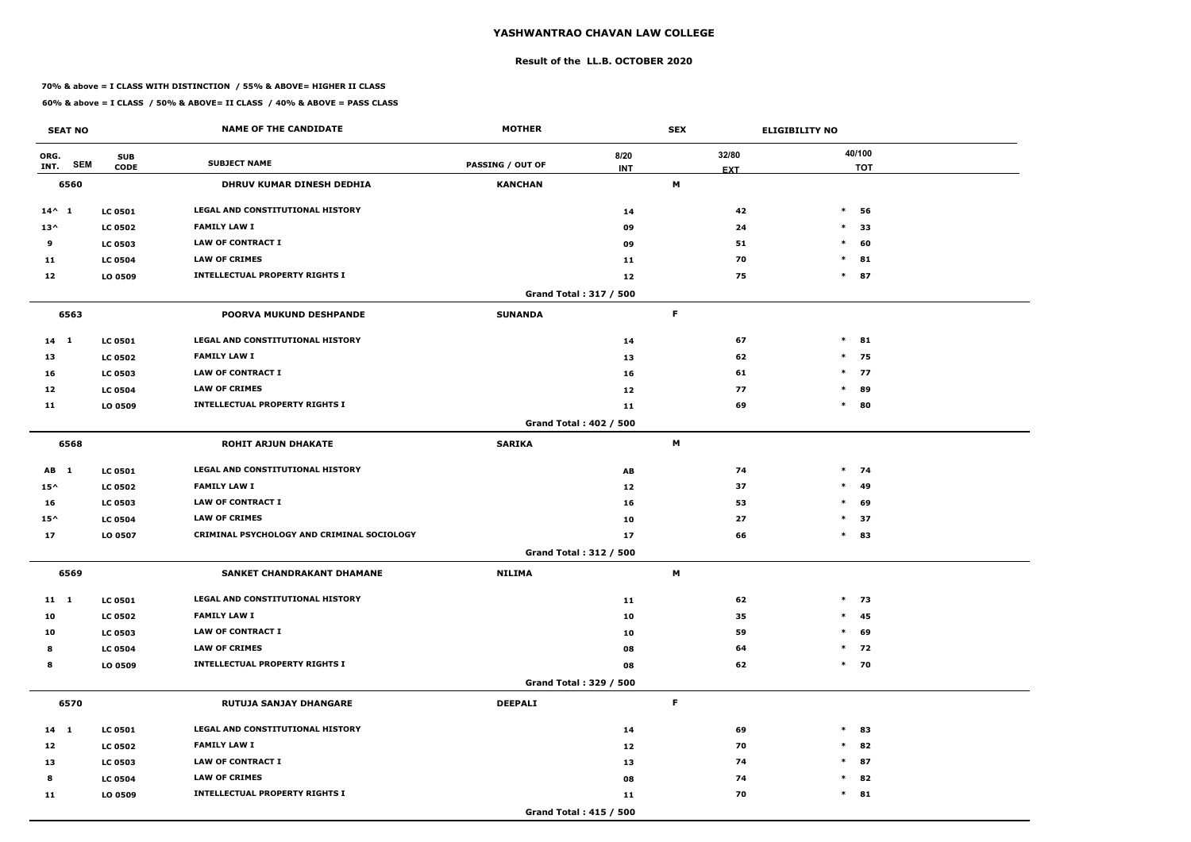# YASHWANTRAO CHAVAN LAW COLLEGE

### Result of the LL.B. OCTOBER 2020

**70% & above = I CLASS WITH DISTINCTION / 55% & ABOVE= HIGHER II CLASS**

**60% & above = I CLASS / 50% & ABOVE= II CLASS / 40% & ABOVE = PASS CLASS**

| SEAT NO | | | NAME OF THE CANDIDATE | MOTHER | | SEX | | ELIGIBILITY NO |
|---|---|---|---|---|---|---|---|---|
| ORG. INT. | SEM | SUB CODE | SUBJECT NAME | PASSING / OUT OF | 8/20 INT | 32/80 EXT | | 40/100 TOT |
| **6560** | | | **DHRUV KUMAR DINESH DEDHIA** | **KANCHAN** | | **M** | | |
| 14^ | 1 | LC 0501 | LEGAL AND CONSTITUTIONAL HISTORY | | 14 | 42 | * | 56 |
| 13^ | | LC 0502 | FAMILY LAW I | | 09 | 24 | * | 33 |
| 9 | | LC 0503 | LAW OF CONTRACT I | | 09 | 51 | * | 60 |
| 11 | | LC 0504 | LAW OF CRIMES | | 11 | 70 | * | 81 |
| 12 | | LO 0509 | INTELLECTUAL PROPERTY RIGHTS I | | 12 | 75 | * | 87 |
| | | | | Grand Total : 317 / 500 | | | | |
| **6563** | | | **POORVA MUKUND DESHPANDE** | **SUNANDA** | | **F** | | |
| 14 | 1 | LC 0501 | LEGAL AND CONSTITUTIONAL HISTORY | | 14 | 67 | * | 81 |
| 13 | | LC 0502 | FAMILY LAW I | | 13 | 62 | * | 75 |
| 16 | | LC 0503 | LAW OF CONTRACT I | | 16 | 61 | * | 77 |
| 12 | | LC 0504 | LAW OF CRIMES | | 12 | 77 | * | 89 |
| 11 | | LO 0509 | INTELLECTUAL PROPERTY RIGHTS I | | 11 | 69 | * | 80 |
| | | | | Grand Total : 402 / 500 | | | | |
| **6568** | | | **ROHIT ARJUN DHAKATE** | **SARIKA** | | **M** | | |
| AB | 1 | LC 0501 | LEGAL AND CONSTITUTIONAL HISTORY | | AB | 74 | * | 74 |
| 15^ | | LC 0502 | FAMILY LAW I | | 12 | 37 | * | 49 |
| 16 | | LC 0503 | LAW OF CONTRACT I | | 16 | 53 | * | 69 |
| 15^ | | LC 0504 | LAW OF CRIMES | | 10 | 27 | * | 37 |
| 17 | | LO 0507 | CRIMINAL PSYCHOLOGY AND CRIMINAL SOCIOLOGY | | 17 | 66 | * | 83 |
| | | | | Grand Total : 312 / 500 | | | | |
| **6569** | | | **SANKET CHANDRAKANT DHAMANE** | **NILIMA** | | **M** | | |
| 11 | 1 | LC 0501 | LEGAL AND CONSTITUTIONAL HISTORY | | 11 | 62 | * | 73 |
| 10 | | LC 0502 | FAMILY LAW I | | 10 | 35 | * | 45 |
| 10 | | LC 0503 | LAW OF CONTRACT I | | 10 | 59 | * | 69 |
| 8 | | LC 0504 | LAW OF CRIMES | | 08 | 64 | * | 72 |
| 8 | | LO 0509 | INTELLECTUAL PROPERTY RIGHTS I | | 08 | 62 | * | 70 |
| | | | | Grand Total : 329 / 500 | | | | |
| **6570** | | | **RUTUJA SANJAY DHANGARE** | **DEEPALI** | | **F** | | |
| 14 | 1 | LC 0501 | LEGAL AND CONSTITUTIONAL HISTORY | | 14 | 69 | * | 83 |
| 12 | | LC 0502 | FAMILY LAW I | | 12 | 70 | * | 82 |
| 13 | | LC 0503 | LAW OF CONTRACT I | | 13 | 74 | * | 87 |
| 8 | | LC 0504 | LAW OF CRIMES | | 08 | 74 | * | 82 |
| 11 | | LO 0509 | INTELLECTUAL PROPERTY RIGHTS I | | 11 | 70 | * | 81 |
| | | | | Grand Total : 415 / 500 | | | | |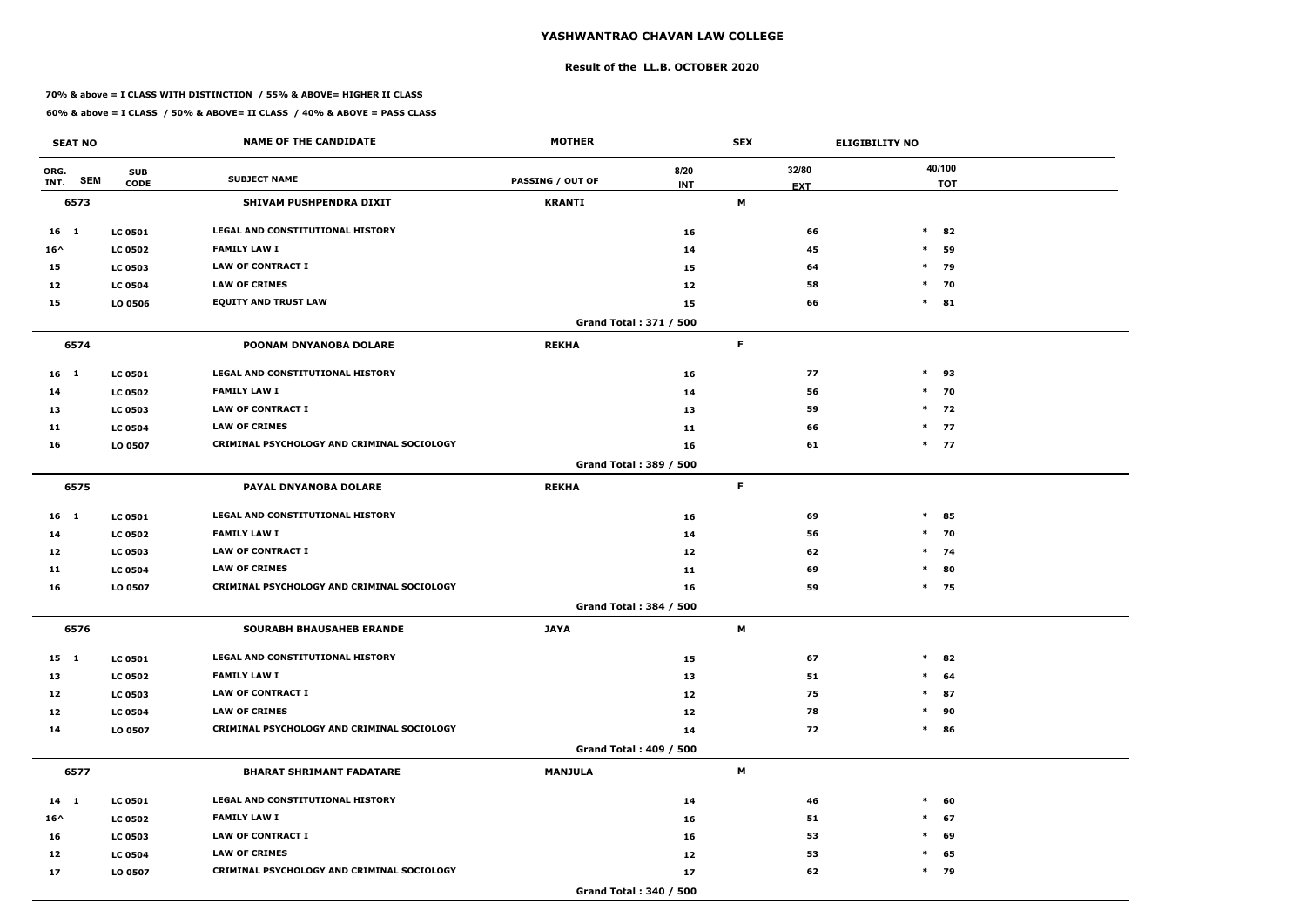# YASHWANTRAO CHAVAN LAW COLLEGE

## Result of the LL.B. OCTOBER 2020

**70% & above = I CLASS WITH DISTINCTION / 55% & ABOVE= HIGHER II CLASS**

**60% & above = I CLASS / 50% & ABOVE= II CLASS / 40% & ABOVE = PASS CLASS**

| SEAT NO | | | NAME OF THE CANDIDATE | MOTHER | | SEX | ELIGIBILITY NO | |
|---|---|---|---|---|---|---|---|---|
| ORG. INT. | SEM | SUB CODE | SUBJECT NAME | PASSING / OUT OF | 8/20 INT | 32/80 EXT | | 40/100 TOT |
| 6573 | | | SHIVAM PUSHPENDRA DIXIT | KRANTI | | M | | |
| 16 | 1 | LC 0501 | LEGAL AND CONSTITUTIONAL HISTORY | | 16 | 66 | * | 82 |
| 16^ | | LC 0502 | FAMILY LAW I | | 14 | 45 | * | 59 |
| 15 | | LC 0503 | LAW OF CONTRACT I | | 15 | 64 | * | 79 |
| 12 | | LC 0504 | LAW OF CRIMES | | 12 | 58 | * | 70 |
| 15 | | LO 0506 | EQUITY AND TRUST LAW | | 15 | 66 | * | 81 |
| | | | | Grand Total : 371 / 500 | | | | |
| 6574 | | | POONAM DNYANOBA DOLARE | REKHA | | F | | |
| 16 | 1 | LC 0501 | LEGAL AND CONSTITUTIONAL HISTORY | | 16 | 77 | * | 93 |
| 14 | | LC 0502 | FAMILY LAW I | | 14 | 56 | * | 70 |
| 13 | | LC 0503 | LAW OF CONTRACT I | | 13 | 59 | * | 72 |
| 11 | | LC 0504 | LAW OF CRIMES | | 11 | 66 | * | 77 |
| 16 | | LO 0507 | CRIMINAL PSYCHOLOGY AND CRIMINAL SOCIOLOGY | | 16 | 61 | * | 77 |
| | | | | Grand Total : 389 / 500 | | | | |
| 6575 | | | PAYAL DNYANOBA DOLARE | REKHA | | F | | |
| 16 | 1 | LC 0501 | LEGAL AND CONSTITUTIONAL HISTORY | | 16 | 69 | * | 85 |
| 14 | | LC 0502 | FAMILY LAW I | | 14 | 56 | * | 70 |
| 12 | | LC 0503 | LAW OF CONTRACT I | | 12 | 62 | * | 74 |
| 11 | | LC 0504 | LAW OF CRIMES | | 11 | 69 | * | 80 |
| 16 | | LO 0507 | CRIMINAL PSYCHOLOGY AND CRIMINAL SOCIOLOGY | | 16 | 59 | * | 75 |
| | | | | Grand Total : 384 / 500 | | | | |
| 6576 | | | SOURABH BHAUSAHEB ERANDE | JAYA | | M | | |
| 15 | 1 | LC 0501 | LEGAL AND CONSTITUTIONAL HISTORY | | 15 | 67 | * | 82 |
| 13 | | LC 0502 | FAMILY LAW I | | 13 | 51 | * | 64 |
| 12 | | LC 0503 | LAW OF CONTRACT I | | 12 | 75 | * | 87 |
| 12 | | LC 0504 | LAW OF CRIMES | | 12 | 78 | * | 90 |
| 14 | | LO 0507 | CRIMINAL PSYCHOLOGY AND CRIMINAL SOCIOLOGY | | 14 | 72 | * | 86 |
| | | | | Grand Total : 409 / 500 | | | | |
| 6577 | | | BHARAT SHRIMANT FADATARE | MANJULA | | M | | |
| 14 | 1 | LC 0501 | LEGAL AND CONSTITUTIONAL HISTORY | | 14 | 46 | * | 60 |
| 16^ | | LC 0502 | FAMILY LAW I | | 16 | 51 | * | 67 |
| 16 | | LC 0503 | LAW OF CONTRACT I | | 16 | 53 | * | 69 |
| 12 | | LC 0504 | LAW OF CRIMES | | 12 | 53 | * | 65 |
| 17 | | LO 0507 | CRIMINAL PSYCHOLOGY AND CRIMINAL SOCIOLOGY | | 17 | 62 | * | 79 |
| | | | | Grand Total : 340 / 500 | | | | |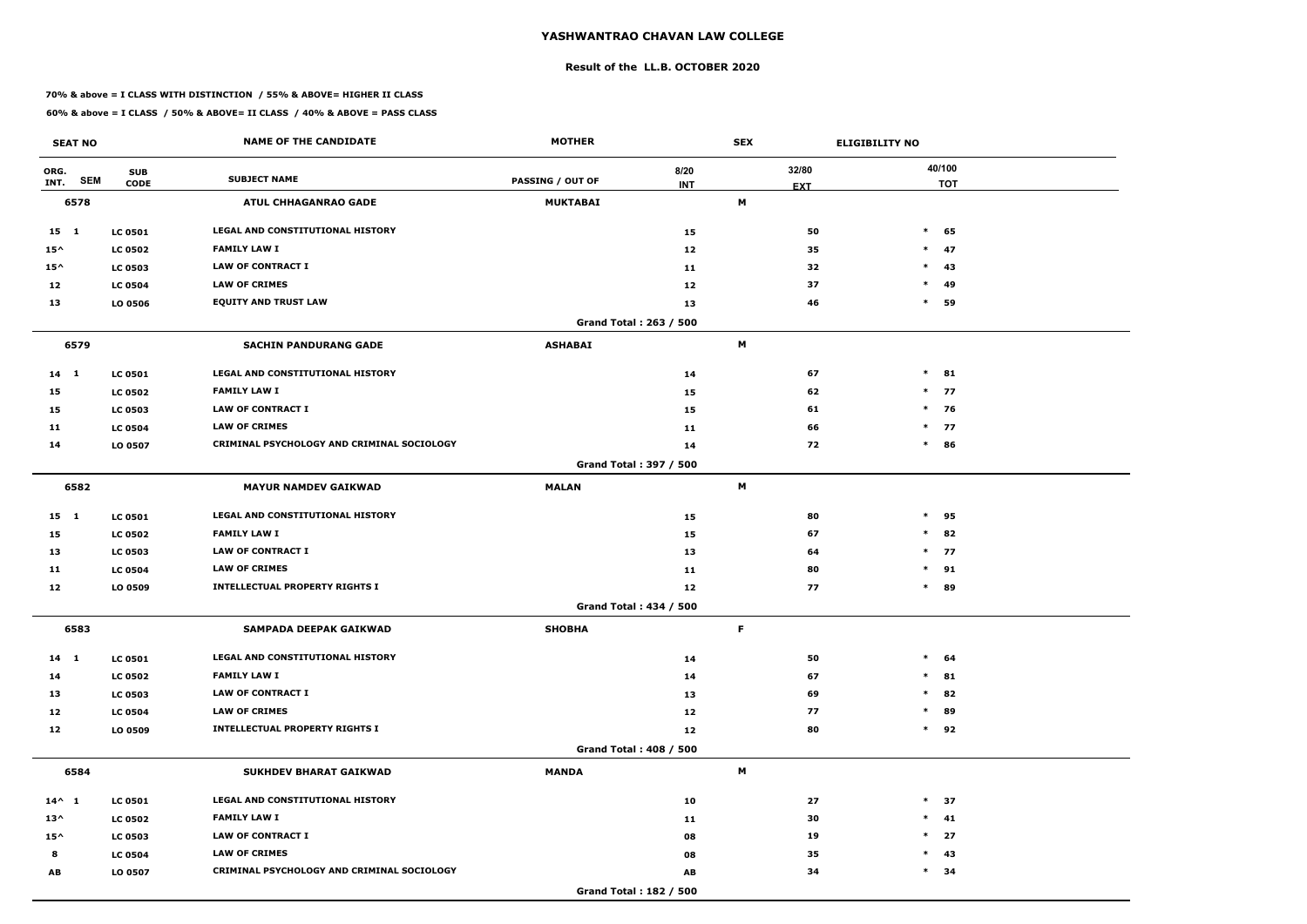# YASHWANTRAO CHAVAN LAW COLLEGE

## Result of the LL.B. OCTOBER 2020

**70% & above = I CLASS WITH DISTINCTION / 55% & ABOVE= HIGHER II CLASS**

**60% & above = I CLASS / 50% & ABOVE= II CLASS / 40% & ABOVE = PASS CLASS**

| SEAT NO | | | NAME OF THE CANDIDATE | MOTHER | | SEX | ELIGIBILITY NO |
|---|---|---|---|---|---|---|---|
| ORG. INT. | SEM | SUB CODE | SUBJECT NAME | PASSING / OUT OF | 8/20 INT | 32/80 EXT | 40/100 TOT |
| **6578** | | | **ATUL CHHAGANRAO GADE** | **MUKTABAI** | | **M** | |
| 15 | 1 | LC 0501 | LEGAL AND CONSTITUTIONAL HISTORY | | 15 | 50 | * 65 |
| 15^ | | LC 0502 | FAMILY LAW I | | 12 | 35 | * 47 |
| 15^ | | LC 0503 | LAW OF CONTRACT I | | 11 | 32 | * 43 |
| 12 | | LC 0504 | LAW OF CRIMES | | 12 | 37 | * 49 |
| 13 | | LO 0506 | EQUITY AND TRUST LAW | | 13 | 46 | * 59 |
| | | | | Grand Total : 263 / 500 | | | |
| **6579** | | | **SACHIN PANDURANG GADE** | **ASHABAI** | | **M** | |
| 14 | 1 | LC 0501 | LEGAL AND CONSTITUTIONAL HISTORY | | 14 | 67 | * 81 |
| 15 | | LC 0502 | FAMILY LAW I | | 15 | 62 | * 77 |
| 15 | | LC 0503 | LAW OF CONTRACT I | | 15 | 61 | * 76 |
| 11 | | LC 0504 | LAW OF CRIMES | | 11 | 66 | * 77 |
| 14 | | LO 0507 | CRIMINAL PSYCHOLOGY AND CRIMINAL SOCIOLOGY | | 14 | 72 | * 86 |
| | | | | Grand Total : 397 / 500 | | | |
| **6582** | | | **MAYUR NAMDEV GAIKWAD** | **MALAN** | | **M** | |
| 15 | 1 | LC 0501 | LEGAL AND CONSTITUTIONAL HISTORY | | 15 | 80 | * 95 |
| 15 | | LC 0502 | FAMILY LAW I | | 15 | 67 | * 82 |
| 13 | | LC 0503 | LAW OF CONTRACT I | | 13 | 64 | * 77 |
| 11 | | LC 0504 | LAW OF CRIMES | | 11 | 80 | * 91 |
| 12 | | LO 0509 | INTELLECTUAL PROPERTY RIGHTS I | | 12 | 77 | * 89 |
| | | | | Grand Total : 434 / 500 | | | |
| **6583** | | | **SAMPADA DEEPAK GAIKWAD** | **SHOBHA** | | **F** | |
| 14 | 1 | LC 0501 | LEGAL AND CONSTITUTIONAL HISTORY | | 14 | 50 | * 64 |
| 14 | | LC 0502 | FAMILY LAW I | | 14 | 67 | * 81 |
| 13 | | LC 0503 | LAW OF CONTRACT I | | 13 | 69 | * 82 |
| 12 | | LC 0504 | LAW OF CRIMES | | 12 | 77 | * 89 |
| 12 | | LO 0509 | INTELLECTUAL PROPERTY RIGHTS I | | 12 | 80 | * 92 |
| | | | | Grand Total : 408 / 500 | | | |
| **6584** | | | **SUKHDEV BHARAT GAIKWAD** | **MANDA** | | **M** | |
| 14^ | 1 | LC 0501 | LEGAL AND CONSTITUTIONAL HISTORY | | 10 | 27 | * 37 |
| 13^ | | LC 0502 | FAMILY LAW I | | 11 | 30 | * 41 |
| 15^ | | LC 0503 | LAW OF CONTRACT I | | 08 | 19 | * 27 |
| 8 | | LC 0504 | LAW OF CRIMES | | 08 | 35 | * 43 |
| AB | | LO 0507 | CRIMINAL PSYCHOLOGY AND CRIMINAL SOCIOLOGY | | AB | 34 | * 34 |
| | | | | Grand Total : 182 / 500 | | | |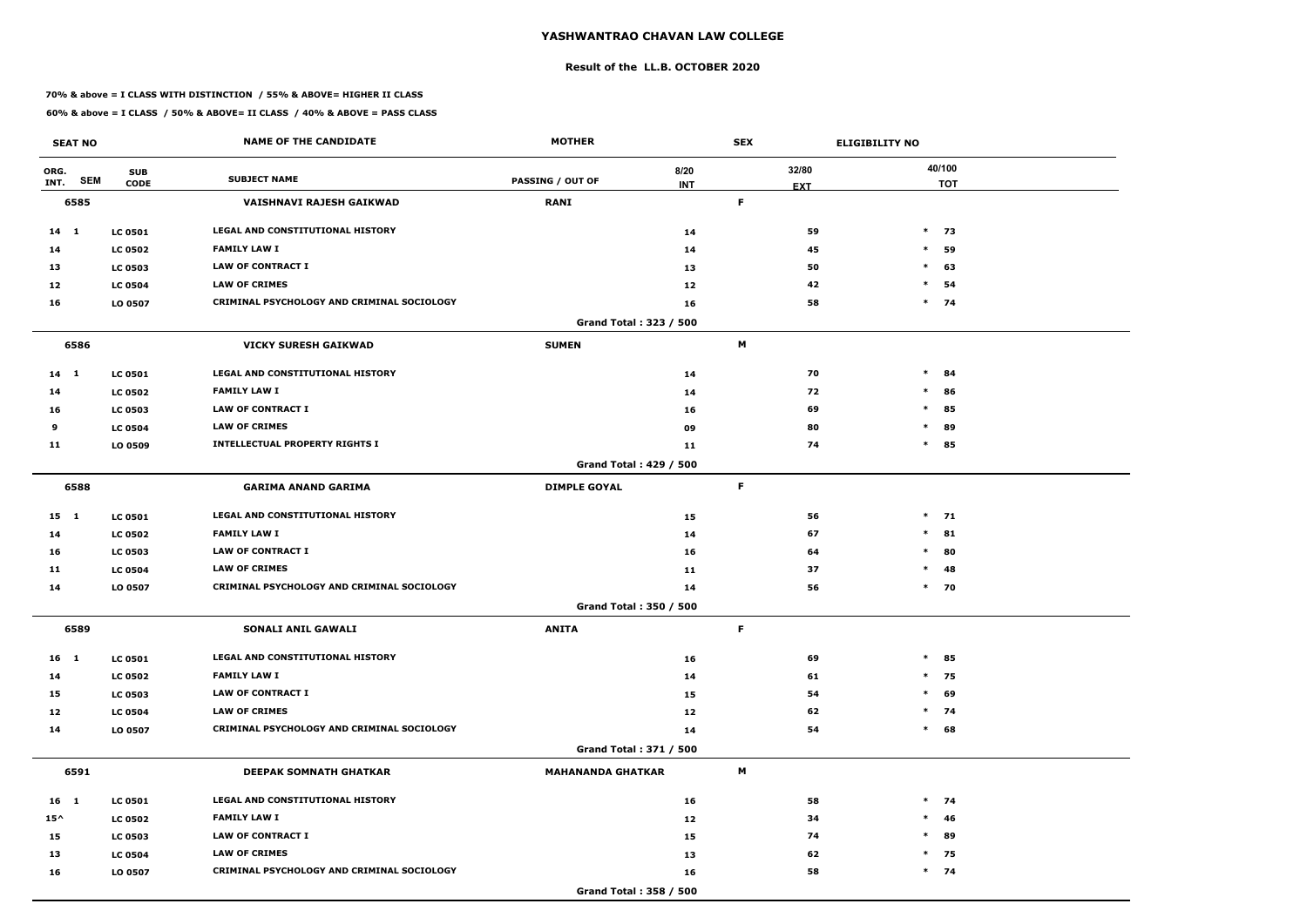# YASHWANTRAO CHAVAN LAW COLLEGE

## Result of the LL.B. OCTOBER 2020

**70% & above = I CLASS WITH DISTINCTION / 55% & ABOVE= HIGHER II CLASS**

**60% & above = I CLASS / 50% & ABOVE= II CLASS / 40% & ABOVE = PASS CLASS**

| SEAT NO | | | NAME OF THE CANDIDATE | MOTHER | | SEX | ELIGIBILITY NO |
|---|---|---|---|---|---|---|---|
| ORG. INT. | SEM | SUB CODE | SUBJECT NAME | PASSING / OUT OF | 8/20 INT | 32/80 EXT | 40/100 TOT |
| **6585** | | | **VAISHNAVI RAJESH GAIKWAD** | **RANI** | | **F** | |
| 14 | 1 | LC 0501 | LEGAL AND CONSTITUTIONAL HISTORY | | 14 | 59 | * 73 |
| 14 | | LC 0502 | FAMILY LAW I | | 14 | 45 | * 59 |
| 13 | | LC 0503 | LAW OF CONTRACT I | | 13 | 50 | * 63 |
| 12 | | LC 0504 | LAW OF CRIMES | | 12 | 42 | * 54 |
| 16 | | LO 0507 | CRIMINAL PSYCHOLOGY AND CRIMINAL SOCIOLOGY | | 16 | 58 | * 74 |
| | | | | Grand Total : 323 / 500 | | | |
| **6586** | | | **VICKY SURESH GAIKWAD** | **SUMEN** | | **M** | |
| 14 | 1 | LC 0501 | LEGAL AND CONSTITUTIONAL HISTORY | | 14 | 70 | * 84 |
| 14 | | LC 0502 | FAMILY LAW I | | 14 | 72 | * 86 |
| 16 | | LC 0503 | LAW OF CONTRACT I | | 16 | 69 | * 85 |
| 9 | | LC 0504 | LAW OF CRIMES | | 09 | 80 | * 89 |
| 11 | | LO 0509 | INTELLECTUAL PROPERTY RIGHTS I | | 11 | 74 | * 85 |
| | | | | Grand Total : 429 / 500 | | | |
| **6588** | | | **GARIMA ANAND GARIMA** | **DIMPLE GOYAL** | | **F** | |
| 15 | 1 | LC 0501 | LEGAL AND CONSTITUTIONAL HISTORY | | 15 | 56 | * 71 |
| 14 | | LC 0502 | FAMILY LAW I | | 14 | 67 | * 81 |
| 16 | | LC 0503 | LAW OF CONTRACT I | | 16 | 64 | * 80 |
| 11 | | LC 0504 | LAW OF CRIMES | | 11 | 37 | * 48 |
| 14 | | LO 0507 | CRIMINAL PSYCHOLOGY AND CRIMINAL SOCIOLOGY | | 14 | 56 | * 70 |
| | | | | Grand Total : 350 / 500 | | | |
| **6589** | | | **SONALI ANIL GAWALI** | **ANITA** | | **F** | |
| 16 | 1 | LC 0501 | LEGAL AND CONSTITUTIONAL HISTORY | | 16 | 69 | * 85 |
| 14 | | LC 0502 | FAMILY LAW I | | 14 | 61 | * 75 |
| 15 | | LC 0503 | LAW OF CONTRACT I | | 15 | 54 | * 69 |
| 12 | | LC 0504 | LAW OF CRIMES | | 12 | 62 | * 74 |
| 14 | | LO 0507 | CRIMINAL PSYCHOLOGY AND CRIMINAL SOCIOLOGY | | 14 | 54 | * 68 |
| | | | | Grand Total : 371 / 500 | | | |
| **6591** | | | **DEEPAK SOMNATH GHATKAR** | **MAHANANDA GHATKAR** | | **M** | |
| 16 | 1 | LC 0501 | LEGAL AND CONSTITUTIONAL HISTORY | | 16 | 58 | * 74 |
| 15^ | | LC 0502 | FAMILY LAW I | | 12 | 34 | * 46 |
| 15 | | LC 0503 | LAW OF CONTRACT I | | 15 | 74 | * 89 |
| 13 | | LC 0504 | LAW OF CRIMES | | 13 | 62 | * 75 |
| 16 | | LO 0507 | CRIMINAL PSYCHOLOGY AND CRIMINAL SOCIOLOGY | | 16 | 58 | * 74 |
| | | | | Grand Total : 358 / 500 | | | |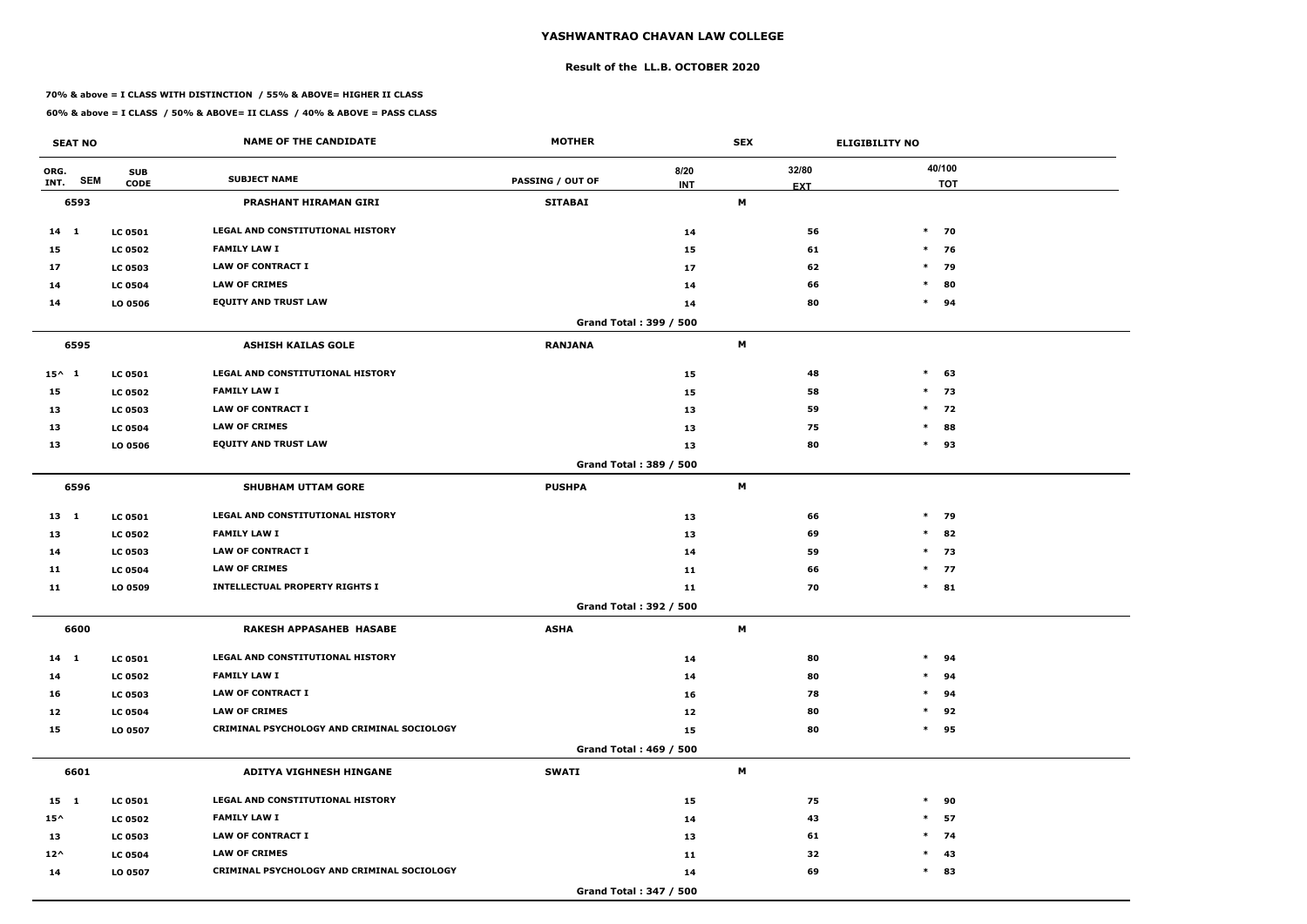# YASHWANTRAO CHAVAN LAW COLLEGE

## Result of the LL.B. OCTOBER 2020

**70% & above = I CLASS WITH DISTINCTION / 55% & ABOVE= HIGHER II CLASS**

**60% & above = I CLASS / 50% & ABOVE= II CLASS / 40% & ABOVE = PASS CLASS**

| SEAT NO | | | NAME OF THE CANDIDATE | MOTHER | | SEX | ELIGIBILITY NO | |
|---|---|---|---|---|---|---|---|---|
| ORG. INT. | SEM | SUB CODE | SUBJECT NAME | PASSING / OUT OF | 8/20 INT | 32/80 EXT | | 40/100 TOT |
| 6593 | | | PRASHANT HIRAMAN GIRI | SITABAI | | M | | |
| 14 | 1 | LC 0501 | LEGAL AND CONSTITUTIONAL HISTORY | | 14 | 56 | * | 70 |
| 15 | | LC 0502 | FAMILY LAW I | | 15 | 61 | * | 76 |
| 17 | | LC 0503 | LAW OF CONTRACT I | | 17 | 62 | * | 79 |
| 14 | | LC 0504 | LAW OF CRIMES | | 14 | 66 | * | 80 |
| 14 | | LO 0506 | EQUITY AND TRUST LAW | | 14 | 80 | * | 94 |
| | | | | Grand Total : 399 / 500 | | | | |
| 6595 | | | ASHISH KAILAS GOLE | RANJANA | | M | | |
| 15^ | 1 | LC 0501 | LEGAL AND CONSTITUTIONAL HISTORY | | 15 | 48 | * | 63 |
| 15 | | LC 0502 | FAMILY LAW I | | 15 | 58 | * | 73 |
| 13 | | LC 0503 | LAW OF CONTRACT I | | 13 | 59 | * | 72 |
| 13 | | LC 0504 | LAW OF CRIMES | | 13 | 75 | * | 88 |
| 13 | | LO 0506 | EQUITY AND TRUST LAW | | 13 | 80 | * | 93 |
| | | | | Grand Total : 389 / 500 | | | | |
| 6596 | | | SHUBHAM UTTAM GORE | PUSHPA | | M | | |
| 13 | 1 | LC 0501 | LEGAL AND CONSTITUTIONAL HISTORY | | 13 | 66 | * | 79 |
| 13 | | LC 0502 | FAMILY LAW I | | 13 | 69 | * | 82 |
| 14 | | LC 0503 | LAW OF CONTRACT I | | 14 | 59 | * | 73 |
| 11 | | LC 0504 | LAW OF CRIMES | | 11 | 66 | * | 77 |
| 11 | | LO 0509 | INTELLECTUAL PROPERTY RIGHTS I | | 11 | 70 | * | 81 |
| | | | | Grand Total : 392 / 500 | | | | |
| 6600 | | | RAKESH APPASAHEB HASABE | ASHA | | M | | |
| 14 | 1 | LC 0501 | LEGAL AND CONSTITUTIONAL HISTORY | | 14 | 80 | * | 94 |
| 14 | | LC 0502 | FAMILY LAW I | | 14 | 80 | * | 94 |
| 16 | | LC 0503 | LAW OF CONTRACT I | | 16 | 78 | * | 94 |
| 12 | | LC 0504 | LAW OF CRIMES | | 12 | 80 | * | 92 |
| 15 | | LO 0507 | CRIMINAL PSYCHOLOGY AND CRIMINAL SOCIOLOGY | | 15 | 80 | * | 95 |
| | | | | Grand Total : 469 / 500 | | | | |
| 6601 | | | ADITYA VIGHNESH HINGANE | SWATI | | M | | |
| 15 | 1 | LC 0501 | LEGAL AND CONSTITUTIONAL HISTORY | | 15 | 75 | * | 90 |
| 15^ | | LC 0502 | FAMILY LAW I | | 14 | 43 | * | 57 |
| 13 | | LC 0503 | LAW OF CONTRACT I | | 13 | 61 | * | 74 |
| 12^ | | LC 0504 | LAW OF CRIMES | | 11 | 32 | * | 43 |
| 14 | | LO 0507 | CRIMINAL PSYCHOLOGY AND CRIMINAL SOCIOLOGY | | 14 | 69 | * | 83 |
| | | | | Grand Total : 347 / 500 | | | | |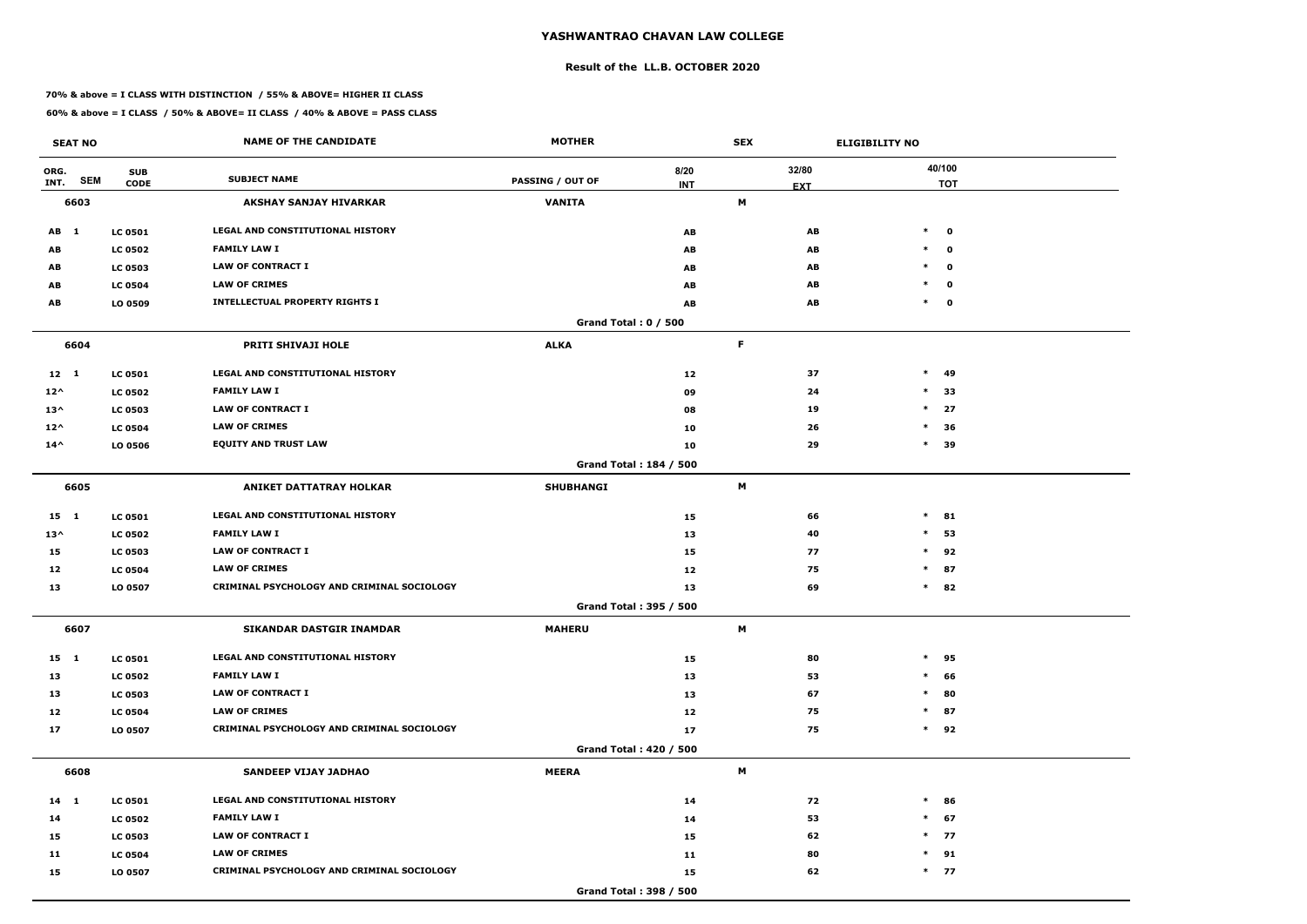# YASHWANTRAO CHAVAN LAW COLLEGE

## Result of the LL.B. OCTOBER 2020

**70% & above = I CLASS WITH DISTINCTION / 55% & ABOVE= HIGHER II CLASS**

**60% & above = I CLASS / 50% & ABOVE= II CLASS / 40% & ABOVE = PASS CLASS**

| SEAT NO | | | NAME OF THE CANDIDATE | MOTHER | | SEX | ELIGIBILITY NO |
|---|---|---|---|---|---|---|---|
| ORG. INT. | SEM | SUB CODE | SUBJECT NAME | PASSING / OUT OF | 8/20 INT | 32/80 EXT | 40/100 TOT |
| **6603** | | | **AKSHAY SANJAY HIVARKAR** | **VANITA** | | **M** | |
| AB | 1 | LC 0501 | LEGAL AND CONSTITUTIONAL HISTORY | | AB | AB | * 0 |
| AB | | LC 0502 | FAMILY LAW I | | AB | AB | * 0 |
| AB | | LC 0503 | LAW OF CONTRACT I | | AB | AB | * 0 |
| AB | | LC 0504 | LAW OF CRIMES | | AB | AB | * 0 |
| AB | | LO 0509 | INTELLECTUAL PROPERTY RIGHTS I | | AB | AB | * 0 |
| | | | | Grand Total : 0 / 500 | | | |
| **6604** | | | **PRITI SHIVAJI HOLE** | **ALKA** | | **F** | |
| 12 | 1 | LC 0501 | LEGAL AND CONSTITUTIONAL HISTORY | | 12 | 37 | * 49 |
| 12^ | | LC 0502 | FAMILY LAW I | | 09 | 24 | * 33 |
| 13^ | | LC 0503 | LAW OF CONTRACT I | | 08 | 19 | * 27 |
| 12^ | | LC 0504 | LAW OF CRIMES | | 10 | 26 | * 36 |
| 14^ | | LO 0506 | EQUITY AND TRUST LAW | | 10 | 29 | * 39 |
| | | | | Grand Total : 184 / 500 | | | |
| **6605** | | | **ANIKET DATTATRAY HOLKAR** | **SHUBHANGI** | | **M** | |
| 15 | 1 | LC 0501 | LEGAL AND CONSTITUTIONAL HISTORY | | 15 | 66 | * 81 |
| 13^ | | LC 0502 | FAMILY LAW I | | 13 | 40 | * 53 |
| 15 | | LC 0503 | LAW OF CONTRACT I | | 15 | 77 | * 92 |
| 12 | | LC 0504 | LAW OF CRIMES | | 12 | 75 | * 87 |
| 13 | | LO 0507 | CRIMINAL PSYCHOLOGY AND CRIMINAL SOCIOLOGY | | 13 | 69 | * 82 |
| | | | | Grand Total : 395 / 500 | | | |
| **6607** | | | **SIKANDAR DASTGIR INAMDAR** | **MAHERU** | | **M** | |
| 15 | 1 | LC 0501 | LEGAL AND CONSTITUTIONAL HISTORY | | 15 | 80 | * 95 |
| 13 | | LC 0502 | FAMILY LAW I | | 13 | 53 | * 66 |
| 13 | | LC 0503 | LAW OF CONTRACT I | | 13 | 67 | * 80 |
| 12 | | LC 0504 | LAW OF CRIMES | | 12 | 75 | * 87 |
| 17 | | LO 0507 | CRIMINAL PSYCHOLOGY AND CRIMINAL SOCIOLOGY | | 17 | 75 | * 92 |
| | | | | Grand Total : 420 / 500 | | | |
| **6608** | | | **SANDEEP VIJAY JADHAO** | **MEERA** | | **M** | |
| 14 | 1 | LC 0501 | LEGAL AND CONSTITUTIONAL HISTORY | | 14 | 72 | * 86 |
| 14 | | LC 0502 | FAMILY LAW I | | 14 | 53 | * 67 |
| 15 | | LC 0503 | LAW OF CONTRACT I | | 15 | 62 | * 77 |
| 11 | | LC 0504 | LAW OF CRIMES | | 11 | 80 | * 91 |
| 15 | | LO 0507 | CRIMINAL PSYCHOLOGY AND CRIMINAL SOCIOLOGY | | 15 | 62 | * 77 |
| | | | | Grand Total : 398 / 500 | | | |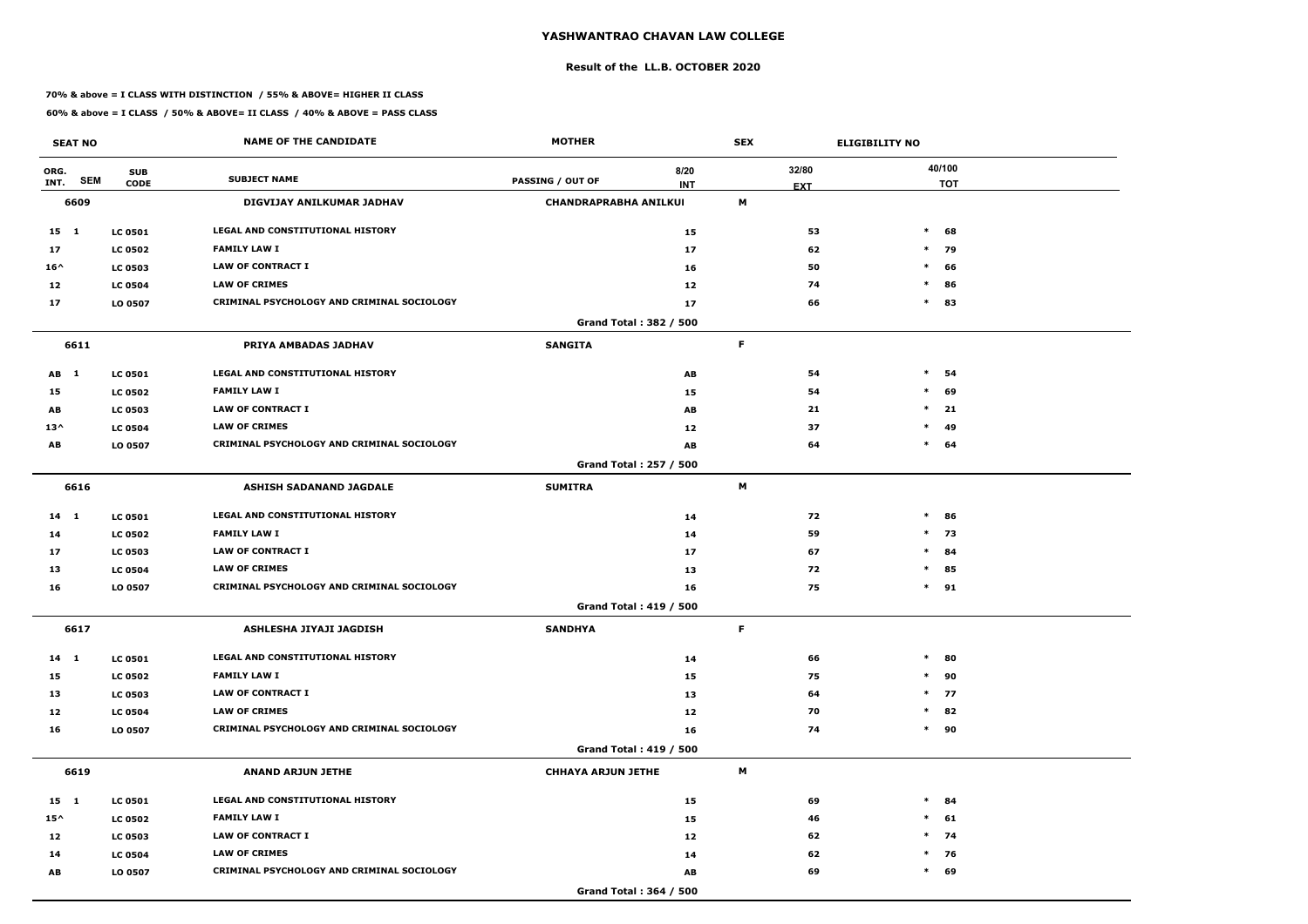# YASHWANTRAO CHAVAN LAW COLLEGE

## Result of the LL.B. OCTOBER 2020

**70% & above = I CLASS WITH DISTINCTION / 55% & ABOVE= HIGHER II CLASS**

**60% & above = I CLASS / 50% & ABOVE= II CLASS / 40% & ABOVE = PASS CLASS**

| SEAT NO | | | NAME OF THE CANDIDATE | MOTHER | SEX | ELIGIBILITY NO | |
|---|---|---|---|---|---|---|---|
| ORG. INT. | SEM | SUB CODE | SUBJECT NAME | PASSING / OUT OF | 8/20 INT | 32/80 EXT | 40/100 TOT |
| **6609** | | | **DIGVIJAY ANILKUMAR JADHAV** | **CHANDRAPRABHA ANILKUI** | **M** | | |
| 15 | 1 | LC 0501 | LEGAL AND CONSTITUTIONAL HISTORY | | 15 | 53 | * 68 |
| 17 | | LC 0502 | FAMILY LAW I | | 17 | 62 | * 79 |
| 16^ | | LC 0503 | LAW OF CONTRACT I | | 16 | 50 | * 66 |
| 12 | | LC 0504 | LAW OF CRIMES | | 12 | 74 | * 86 |
| 17 | | LO 0507 | CRIMINAL PSYCHOLOGY AND CRIMINAL SOCIOLOGY | | 17 | 66 | * 83 |
| | | | | **Grand Total : 382 / 500** | | | |
| **6611** | | | **PRIYA AMBADAS JADHAV** | **SANGITA** | **F** | | |
| AB | 1 | LC 0501 | LEGAL AND CONSTITUTIONAL HISTORY | | AB | 54 | * 54 |
| 15 | | LC 0502 | FAMILY LAW I | | 15 | 54 | * 69 |
| AB | | LC 0503 | LAW OF CONTRACT I | | AB | 21 | * 21 |
| 13^ | | LC 0504 | LAW OF CRIMES | | 12 | 37 | * 49 |
| AB | | LO 0507 | CRIMINAL PSYCHOLOGY AND CRIMINAL SOCIOLOGY | | AB | 64 | * 64 |
| | | | | **Grand Total : 257 / 500** | | | |
| **6616** | | | **ASHISH SADANAND JAGDALE** | **SUMITRA** | **M** | | |
| 14 | 1 | LC 0501 | LEGAL AND CONSTITUTIONAL HISTORY | | 14 | 72 | * 86 |
| 14 | | LC 0502 | FAMILY LAW I | | 14 | 59 | * 73 |
| 17 | | LC 0503 | LAW OF CONTRACT I | | 17 | 67 | * 84 |
| 13 | | LC 0504 | LAW OF CRIMES | | 13 | 72 | * 85 |
| 16 | | LO 0507 | CRIMINAL PSYCHOLOGY AND CRIMINAL SOCIOLOGY | | 16 | 75 | * 91 |
| | | | | **Grand Total : 419 / 500** | | | |
| **6617** | | | **ASHLESHA JIYAJI JAGDISH** | **SANDHYA** | **F** | | |
| 14 | 1 | LC 0501 | LEGAL AND CONSTITUTIONAL HISTORY | | 14 | 66 | * 80 |
| 15 | | LC 0502 | FAMILY LAW I | | 15 | 75 | * 90 |
| 13 | | LC 0503 | LAW OF CONTRACT I | | 13 | 64 | * 77 |
| 12 | | LC 0504 | LAW OF CRIMES | | 12 | 70 | * 82 |
| 16 | | LO 0507 | CRIMINAL PSYCHOLOGY AND CRIMINAL SOCIOLOGY | | 16 | 74 | * 90 |
| | | | | **Grand Total : 419 / 500** | | | |
| **6619** | | | **ANAND ARJUN JETHE** | **CHHAYA ARJUN JETHE** | **M** | | |
| 15 | 1 | LC 0501 | LEGAL AND CONSTITUTIONAL HISTORY | | 15 | 69 | * 84 |
| 15^ | | LC 0502 | FAMILY LAW I | | 15 | 46 | * 61 |
| 12 | | LC 0503 | LAW OF CONTRACT I | | 12 | 62 | * 74 |
| 14 | | LC 0504 | LAW OF CRIMES | | 14 | 62 | * 76 |
| AB | | LO 0507 | CRIMINAL PSYCHOLOGY AND CRIMINAL SOCIOLOGY | | AB | 69 | * 69 |
| | | | | **Grand Total : 364 / 500** | | | |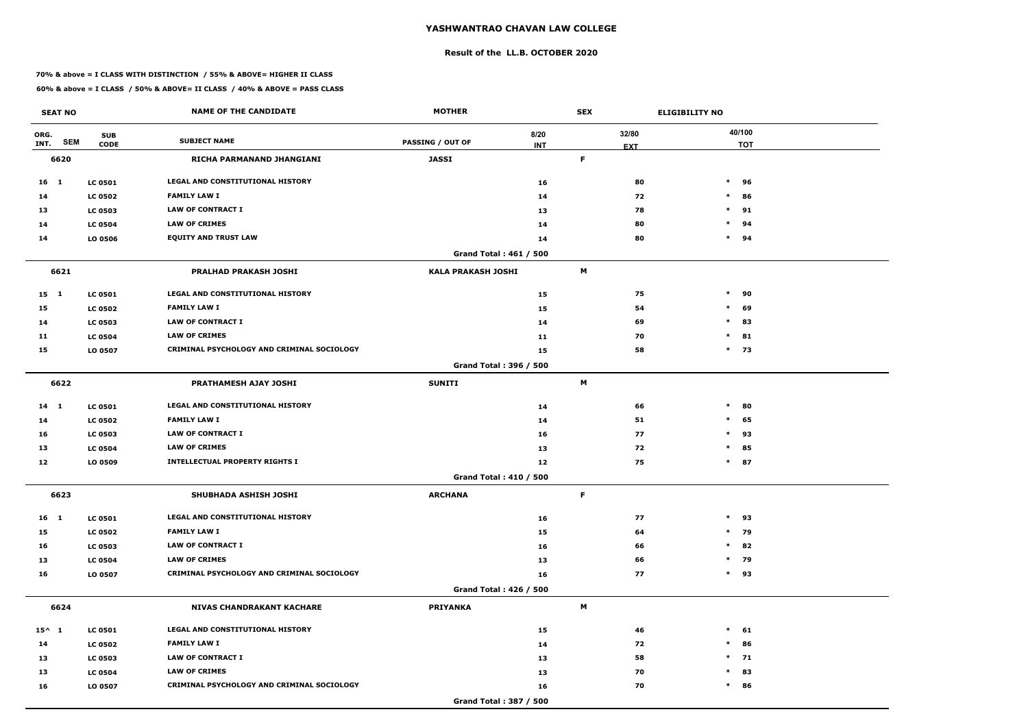# YASHWANTRAO CHAVAN LAW COLLEGE

## Result of the LL.B. OCTOBER 2020

**70% & above = I CLASS WITH DISTINCTION / 55% & ABOVE= HIGHER II CLASS**

**60% & above = I CLASS / 50% & ABOVE= II CLASS / 40% & ABOVE = PASS CLASS**

| SEAT NO | | | NAME OF THE CANDIDATE | MOTHER | | SEX | | ELIGIBILITY NO |
|---|---|---|---|---|---|---|---|---|
| ORG. INT. | SEM | SUB CODE | SUBJECT NAME | PASSING / OUT OF | 8/20 INT | 32/80 EXT | | 40/100 TOT |
| **6620** | | | **RICHA PARMANAND JHANGIANI** | **JASSI** | | **F** | | |
| 16 | 1 | LC 0501 | LEGAL AND CONSTITUTIONAL HISTORY | | 16 | 80 | * | 96 |
| 14 | | LC 0502 | FAMILY LAW I | | 14 | 72 | * | 86 |
| 13 | | LC 0503 | LAW OF CONTRACT I | | 13 | 78 | * | 91 |
| 14 | | LC 0504 | LAW OF CRIMES | | 14 | 80 | * | 94 |
| 14 | | LO 0506 | EQUITY AND TRUST LAW | | 14 | 80 | * | 94 |
| | | | | **Grand Total : 461 / 500** | | | | |
| **6621** | | | **PRALHAD PRAKASH JOSHI** | **KALA PRAKASH JOSHI** | | **M** | | |
| 15 | 1 | LC 0501 | LEGAL AND CONSTITUTIONAL HISTORY | | 15 | 75 | * | 90 |
| 15 | | LC 0502 | FAMILY LAW I | | 15 | 54 | * | 69 |
| 14 | | LC 0503 | LAW OF CONTRACT I | | 14 | 69 | * | 83 |
| 11 | | LC 0504 | LAW OF CRIMES | | 11 | 70 | * | 81 |
| 15 | | LO 0507 | CRIMINAL PSYCHOLOGY AND CRIMINAL SOCIOLOGY | | 15 | 58 | * | 73 |
| | | | | **Grand Total : 396 / 500** | | | | |
| **6622** | | | **PRATHAMESH AJAY JOSHI** | **SUNITI** | | **M** | | |
| 14 | 1 | LC 0501 | LEGAL AND CONSTITUTIONAL HISTORY | | 14 | 66 | * | 80 |
| 14 | | LC 0502 | FAMILY LAW I | | 14 | 51 | * | 65 |
| 16 | | LC 0503 | LAW OF CONTRACT I | | 16 | 77 | * | 93 |
| 13 | | LC 0504 | LAW OF CRIMES | | 13 | 72 | * | 85 |
| 12 | | LO 0509 | INTELLECTUAL PROPERTY RIGHTS I | | 12 | 75 | * | 87 |
| | | | | **Grand Total : 410 / 500** | | | | |
| **6623** | | | **SHUBHADA ASHISH JOSHI** | **ARCHANA** | | **F** | | |
| 16 | 1 | LC 0501 | LEGAL AND CONSTITUTIONAL HISTORY | | 16 | 77 | * | 93 |
| 15 | | LC 0502 | FAMILY LAW I | | 15 | 64 | * | 79 |
| 16 | | LC 0503 | LAW OF CONTRACT I | | 16 | 66 | * | 82 |
| 13 | | LC 0504 | LAW OF CRIMES | | 13 | 66 | * | 79 |
| 16 | | LO 0507 | CRIMINAL PSYCHOLOGY AND CRIMINAL SOCIOLOGY | | 16 | 77 | * | 93 |
| | | | | **Grand Total : 426 / 500** | | | | |
| **6624** | | | **NIVAS CHANDRAKANT KACHARE** | **PRIYANKA** | | **M** | | |
| 15^ | 1 | LC 0501 | LEGAL AND CONSTITUTIONAL HISTORY | | 15 | 46 | * | 61 |
| 14 | | LC 0502 | FAMILY LAW I | | 14 | 72 | * | 86 |
| 13 | | LC 0503 | LAW OF CONTRACT I | | 13 | 58 | * | 71 |
| 13 | | LC 0504 | LAW OF CRIMES | | 13 | 70 | * | 83 |
| 16 | | LO 0507 | CRIMINAL PSYCHOLOGY AND CRIMINAL SOCIOLOGY | | 16 | 70 | * | 86 |
| | | | | **Grand Total : 387 / 500** | | | | |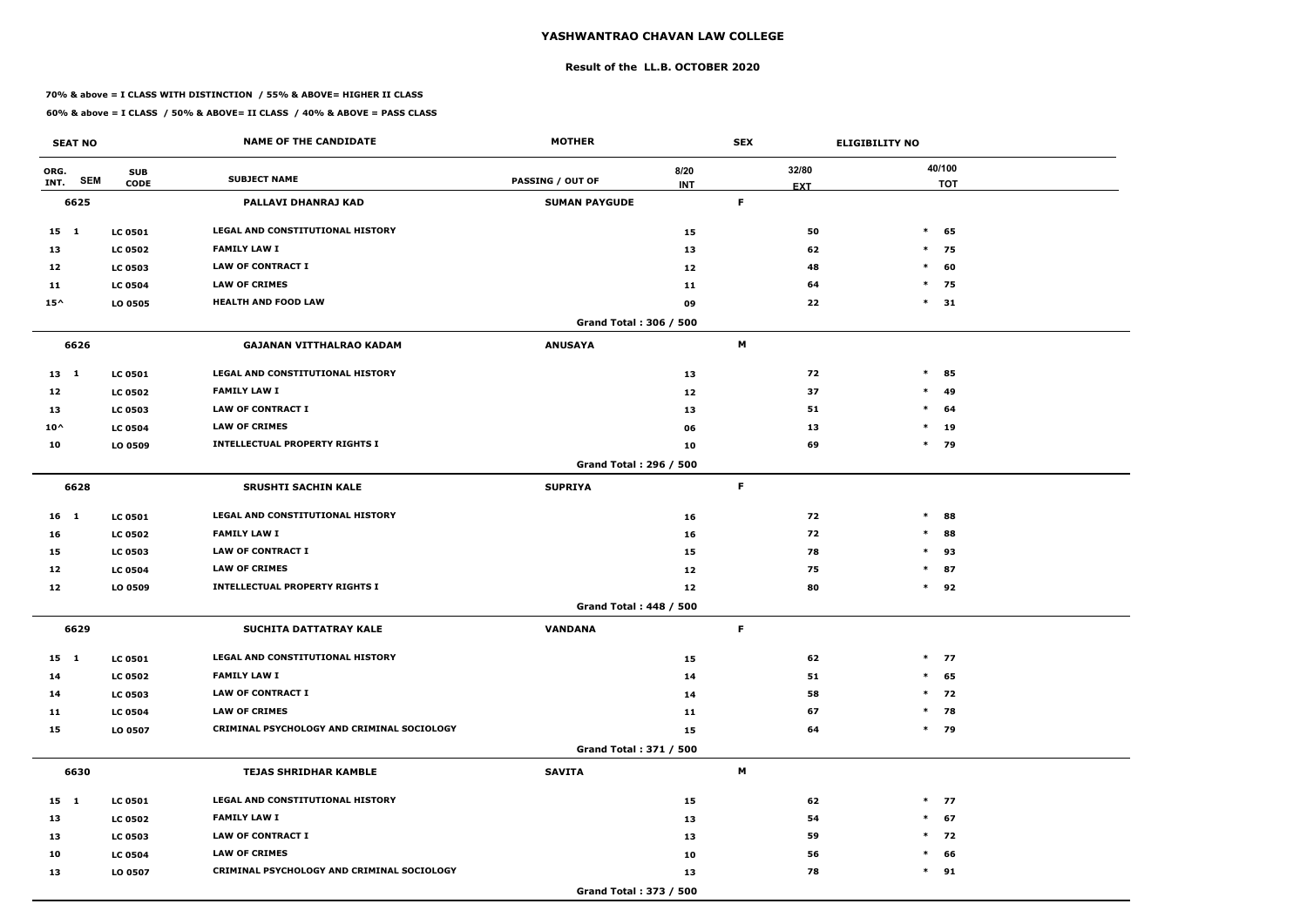# YASHWANTRAO CHAVAN LAW COLLEGE

## Result of the LL.B. OCTOBER 2020

**70% & above = I CLASS WITH DISTINCTION / 55% & ABOVE= HIGHER II CLASS**

**60% & above = I CLASS / 50% & ABOVE= II CLASS / 40% & ABOVE = PASS CLASS**

| SEAT NO | | | NAME OF THE CANDIDATE | MOTHER | | SEX | ELIGIBILITY NO | |
|---|---|---|---|---|---|---|---|---|
| ORG. INT. | SEM | SUB CODE | SUBJECT NAME | PASSING / OUT OF | 8/20 INT | 32/80 EXT | | 40/100 TOT |
| **6625** | | | **PALLAVI DHANRAJ KAD** | **SUMAN PAYGUDE** | | **F** | | |
| 15 | 1 | LC 0501 | LEGAL AND CONSTITUTIONAL HISTORY | | 15 | 50 | * | 65 |
| 13 | | LC 0502 | FAMILY LAW I | | 13 | 62 | * | 75 |
| 12 | | LC 0503 | LAW OF CONTRACT I | | 12 | 48 | * | 60 |
| 11 | | LC 0504 | LAW OF CRIMES | | 11 | 64 | * | 75 |
| 15^ | | LO 0505 | HEALTH AND FOOD LAW | | 09 | 22 | * | 31 |
| | | | | Grand Total : 306 / 500 | | | | |
| **6626** | | | **GAJANAN VITTHALRAO KADAM** | **ANUSAYA** | | **M** | | |
| 13 | 1 | LC 0501 | LEGAL AND CONSTITUTIONAL HISTORY | | 13 | 72 | * | 85 |
| 12 | | LC 0502 | FAMILY LAW I | | 12 | 37 | * | 49 |
| 13 | | LC 0503 | LAW OF CONTRACT I | | 13 | 51 | * | 64 |
| 10^ | | LC 0504 | LAW OF CRIMES | | 06 | 13 | * | 19 |
| 10 | | LO 0509 | INTELLECTUAL PROPERTY RIGHTS I | | 10 | 69 | * | 79 |
| | | | | Grand Total : 296 / 500 | | | | |
| **6628** | | | **SRUSHTI SACHIN KALE** | **SUPRIYA** | | **F** | | |
| 16 | 1 | LC 0501 | LEGAL AND CONSTITUTIONAL HISTORY | | 16 | 72 | * | 88 |
| 16 | | LC 0502 | FAMILY LAW I | | 16 | 72 | * | 88 |
| 15 | | LC 0503 | LAW OF CONTRACT I | | 15 | 78 | * | 93 |
| 12 | | LC 0504 | LAW OF CRIMES | | 12 | 75 | * | 87 |
| 12 | | LO 0509 | INTELLECTUAL PROPERTY RIGHTS I | | 12 | 80 | * | 92 |
| | | | | Grand Total : 448 / 500 | | | | |
| **6629** | | | **SUCHITA DATTATRAY KALE** | **VANDANA** | | **F** | | |
| 15 | 1 | LC 0501 | LEGAL AND CONSTITUTIONAL HISTORY | | 15 | 62 | * | 77 |
| 14 | | LC 0502 | FAMILY LAW I | | 14 | 51 | * | 65 |
| 14 | | LC 0503 | LAW OF CONTRACT I | | 14 | 58 | * | 72 |
| 11 | | LC 0504 | LAW OF CRIMES | | 11 | 67 | * | 78 |
| 15 | | LO 0507 | CRIMINAL PSYCHOLOGY AND CRIMINAL SOCIOLOGY | | 15 | 64 | * | 79 |
| | | | | Grand Total : 371 / 500 | | | | |
| **6630** | | | **TEJAS SHRIDHAR KAMBLE** | **SAVITA** | | **M** | | |
| 15 | 1 | LC 0501 | LEGAL AND CONSTITUTIONAL HISTORY | | 15 | 62 | * | 77 |
| 13 | | LC 0502 | FAMILY LAW I | | 13 | 54 | * | 67 |
| 13 | | LC 0503 | LAW OF CONTRACT I | | 13 | 59 | * | 72 |
| 10 | | LC 0504 | LAW OF CRIMES | | 10 | 56 | * | 66 |
| 13 | | LO 0507 | CRIMINAL PSYCHOLOGY AND CRIMINAL SOCIOLOGY | | 13 | 78 | * | 91 |
| | | | | Grand Total : 373 / 500 | | | | |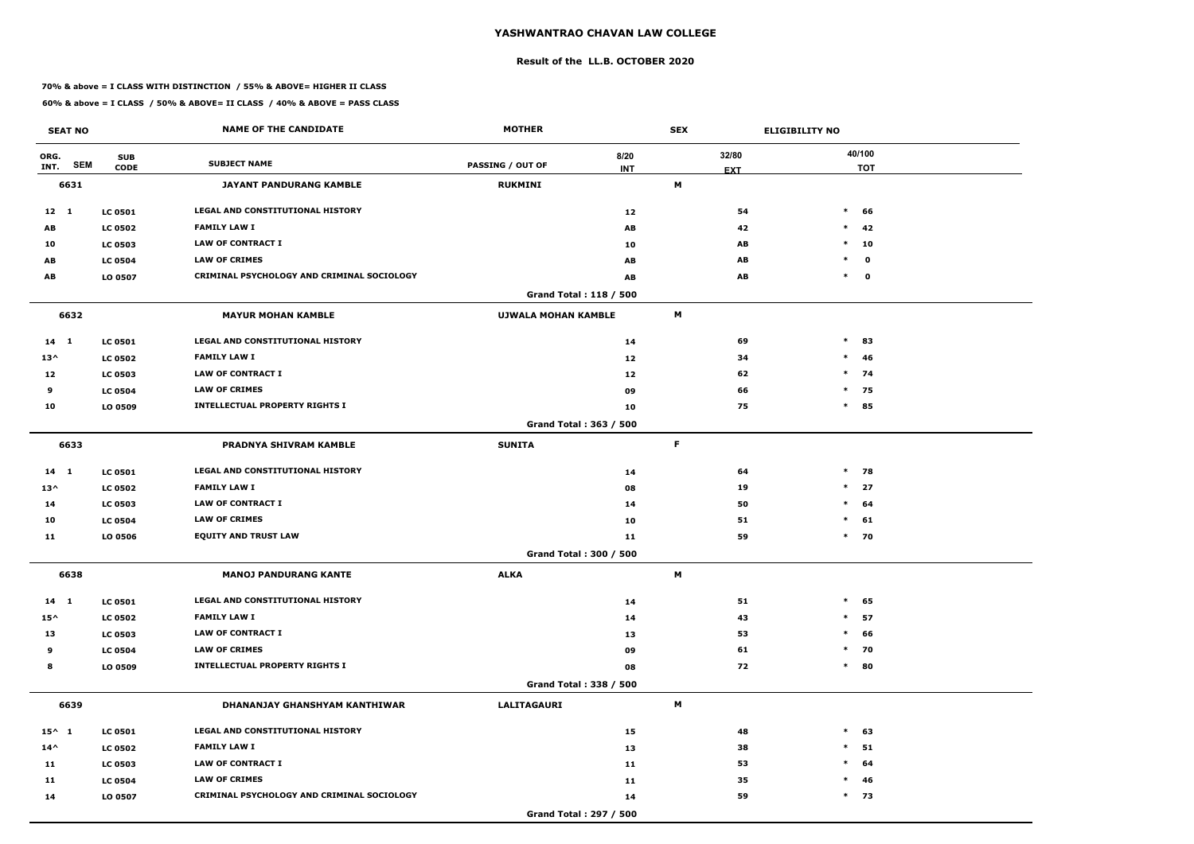# YASHWANTRAO CHAVAN LAW COLLEGE

## Result of the LL.B. OCTOBER 2020

**70% & above = I CLASS WITH DISTINCTION / 55% & ABOVE= HIGHER II CLASS**

**60% & above = I CLASS / 50% & ABOVE= II CLASS / 40% & ABOVE = PASS CLASS**

| SEAT NO | | | NAME OF THE CANDIDATE | MOTHER | | SEX | ELIGIBILITY NO | |
|---|---|---|---|---|---|---|---|---|
| ORG. INT. | SEM | SUB CODE | SUBJECT NAME | PASSING / OUT OF | 8/20 INT | 32/80 EXT | | 40/100 TOT |
| 6631 | | | JAYANT PANDURANG KAMBLE | RUKMINI | | M | | |
| 12 | 1 | LC 0501 | LEGAL AND CONSTITUTIONAL HISTORY | | 12 | 54 | * | 66 |
| AB | | LC 0502 | FAMILY LAW I | | AB | 42 | * | 42 |
| 10 | | LC 0503 | LAW OF CONTRACT I | | 10 | AB | * | 10 |
| AB | | LC 0504 | LAW OF CRIMES | | AB | AB | * | 0 |
| AB | | LO 0507 | CRIMINAL PSYCHOLOGY AND CRIMINAL SOCIOLOGY | | AB | AB | * | 0 |
| | | | | Grand Total : 118 / 500 | | | | |
| 6632 | | | MAYUR MOHAN KAMBLE | UJWALA MOHAN KAMBLE | | M | | |
| 14 | 1 | LC 0501 | LEGAL AND CONSTITUTIONAL HISTORY | | 14 | 69 | * | 83 |
| 13^ | | LC 0502 | FAMILY LAW I | | 12 | 34 | * | 46 |
| 12 | | LC 0503 | LAW OF CONTRACT I | | 12 | 62 | * | 74 |
| 9 | | LC 0504 | LAW OF CRIMES | | 09 | 66 | * | 75 |
| 10 | | LO 0509 | INTELLECTUAL PROPERTY RIGHTS I | | 10 | 75 | * | 85 |
| | | | | Grand Total : 363 / 500 | | | | |
| 6633 | | | PRADNYA SHIVRAM KAMBLE | SUNITA | | F | | |
| 14 | 1 | LC 0501 | LEGAL AND CONSTITUTIONAL HISTORY | | 14 | 64 | * | 78 |
| 13^ | | LC 0502 | FAMILY LAW I | | 08 | 19 | * | 27 |
| 14 | | LC 0503 | LAW OF CONTRACT I | | 14 | 50 | * | 64 |
| 10 | | LC 0504 | LAW OF CRIMES | | 10 | 51 | * | 61 |
| 11 | | LO 0506 | EQUITY AND TRUST LAW | | 11 | 59 | * | 70 |
| | | | | Grand Total : 300 / 500 | | | | |
| 6638 | | | MANOJ PANDURANG KANTE | ALKA | | M | | |
| 14 | 1 | LC 0501 | LEGAL AND CONSTITUTIONAL HISTORY | | 14 | 51 | * | 65 |
| 15^ | | LC 0502 | FAMILY LAW I | | 14 | 43 | * | 57 |
| 13 | | LC 0503 | LAW OF CONTRACT I | | 13 | 53 | * | 66 |
| 9 | | LC 0504 | LAW OF CRIMES | | 09 | 61 | * | 70 |
| 8 | | LO 0509 | INTELLECTUAL PROPERTY RIGHTS I | | 08 | 72 | * | 80 |
| | | | | Grand Total : 338 / 500 | | | | |
| 6639 | | | DHANANJAY GHANSHYAM KANTHIWAR | LALITAGAURI | | M | | |
| 15^ | 1 | LC 0501 | LEGAL AND CONSTITUTIONAL HISTORY | | 15 | 48 | * | 63 |
| 14^ | | LC 0502 | FAMILY LAW I | | 13 | 38 | * | 51 |
| 11 | | LC 0503 | LAW OF CONTRACT I | | 11 | 53 | * | 64 |
| 11 | | LC 0504 | LAW OF CRIMES | | 11 | 35 | * | 46 |
| 14 | | LO 0507 | CRIMINAL PSYCHOLOGY AND CRIMINAL SOCIOLOGY | | 14 | 59 | * | 73 |
| | | | | Grand Total : 297 / 500 | | | | |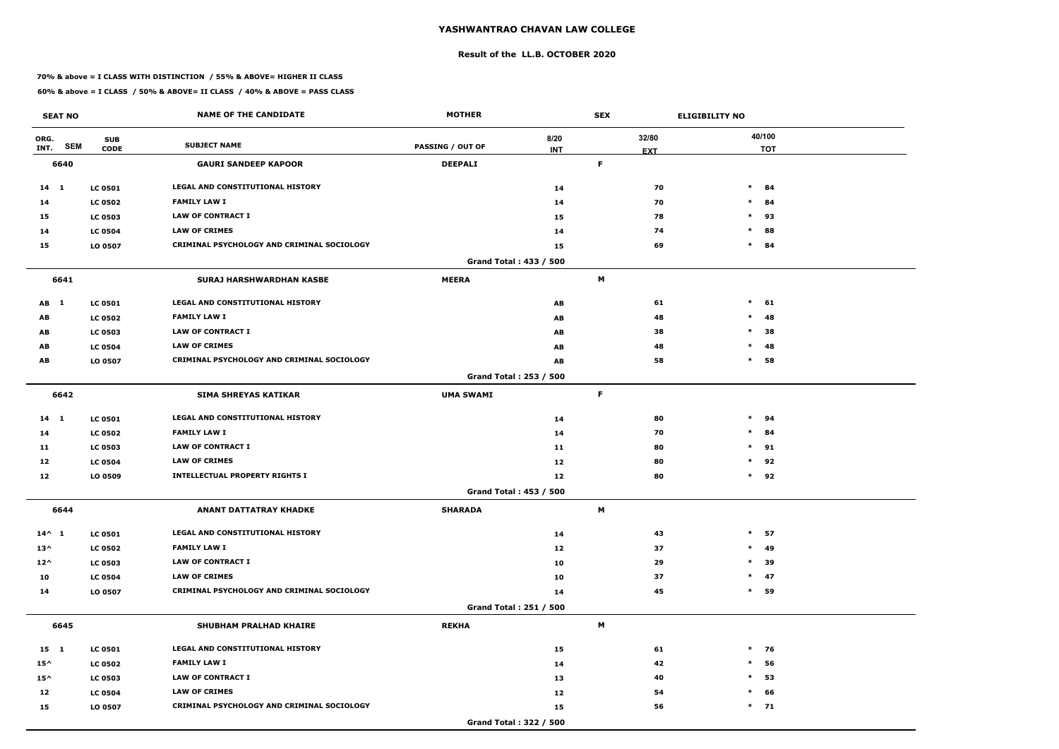# YASHWANTRAO CHAVAN LAW COLLEGE

## Result of the LL.B. OCTOBER 2020

**70% & above = I CLASS WITH DISTINCTION / 55% & ABOVE= HIGHER II CLASS**

**60% & above = I CLASS / 50% & ABOVE= II CLASS / 40% & ABOVE = PASS CLASS**

| SEAT NO | | | NAME OF THE CANDIDATE | MOTHER | | SEX | ELIGIBILITY NO | |
|---|---|---|---|---|---|---|---|---|
| ORG. INT. | SEM | SUB CODE | SUBJECT NAME | PASSING / OUT OF | 8/20 INT | 32/80 EXT | | 40/100 TOT |
| **6640** | | | **GAURI SANDEEP KAPOOR** | **DEEPALI** | | **F** | | |
| 14 | 1 | LC 0501 | LEGAL AND CONSTITUTIONAL HISTORY | | 14 | 70 | * | 84 |
| 14 | | LC 0502 | FAMILY LAW I | | 14 | 70 | * | 84 |
| 15 | | LC 0503 | LAW OF CONTRACT I | | 15 | 78 | * | 93 |
| 14 | | LC 0504 | LAW OF CRIMES | | 14 | 74 | * | 88 |
| 15 | | LO 0507 | CRIMINAL PSYCHOLOGY AND CRIMINAL SOCIOLOGY | | 15 | 69 | * | 84 |
| | | | | Grand Total : 433 / 500 | | | | |
| **6641** | | | **SURAJ HARSHWARDHAN KASBE** | **MEERA** | | **M** | | |
| AB | 1 | LC 0501 | LEGAL AND CONSTITUTIONAL HISTORY | | AB | 61 | * | 61 |
| AB | | LC 0502 | FAMILY LAW I | | AB | 48 | * | 48 |
| AB | | LC 0503 | LAW OF CONTRACT I | | AB | 38 | * | 38 |
| AB | | LC 0504 | LAW OF CRIMES | | AB | 48 | * | 48 |
| AB | | LO 0507 | CRIMINAL PSYCHOLOGY AND CRIMINAL SOCIOLOGY | | AB | 58 | * | 58 |
| | | | | Grand Total : 253 / 500 | | | | |
| **6642** | | | **SIMA SHREYAS KATIKAR** | **UMA SWAMI** | | **F** | | |
| 14 | 1 | LC 0501 | LEGAL AND CONSTITUTIONAL HISTORY | | 14 | 80 | * | 94 |
| 14 | | LC 0502 | FAMILY LAW I | | 14 | 70 | * | 84 |
| 11 | | LC 0503 | LAW OF CONTRACT I | | 11 | 80 | * | 91 |
| 12 | | LC 0504 | LAW OF CRIMES | | 12 | 80 | * | 92 |
| 12 | | LO 0509 | INTELLECTUAL PROPERTY RIGHTS I | | 12 | 80 | * | 92 |
| | | | | Grand Total : 453 / 500 | | | | |
| **6644** | | | **ANANT DATTATRAY KHADKE** | **SHARADA** | | **M** | | |
| 14^ | 1 | LC 0501 | LEGAL AND CONSTITUTIONAL HISTORY | | 14 | 43 | * | 57 |
| 13^ | | LC 0502 | FAMILY LAW I | | 12 | 37 | * | 49 |
| 12^ | | LC 0503 | LAW OF CONTRACT I | | 10 | 29 | * | 39 |
| 10 | | LC 0504 | LAW OF CRIMES | | 10 | 37 | * | 47 |
| 14 | | LO 0507 | CRIMINAL PSYCHOLOGY AND CRIMINAL SOCIOLOGY | | 14 | 45 | * | 59 |
| | | | | Grand Total : 251 / 500 | | | | |
| **6645** | | | **SHUBHAM PRALHAD KHAIRE** | **REKHA** | | **M** | | |
| 15 | 1 | LC 0501 | LEGAL AND CONSTITUTIONAL HISTORY | | 15 | 61 | * | 76 |
| 15^ | | LC 0502 | FAMILY LAW I | | 14 | 42 | * | 56 |
| 15^ | | LC 0503 | LAW OF CONTRACT I | | 13 | 40 | * | 53 |
| 12 | | LC 0504 | LAW OF CRIMES | | 12 | 54 | * | 66 |
| 15 | | LO 0507 | CRIMINAL PSYCHOLOGY AND CRIMINAL SOCIOLOGY | | 15 | 56 | * | 71 |
| | | | | Grand Total : 322 / 500 | | | | |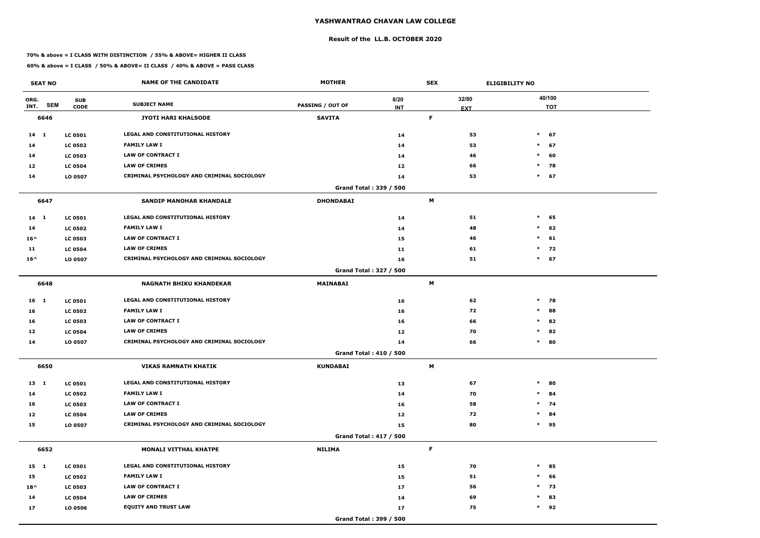# YASHWANTRAO CHAVAN LAW COLLEGE

## Result of the LL.B. OCTOBER 2020

**70% & above = I CLASS WITH DISTINCTION / 55% & ABOVE= HIGHER II CLASS**

**60% & above = I CLASS / 50% & ABOVE= II CLASS / 40% & ABOVE = PASS CLASS**

| SEAT NO | | | NAME OF THE CANDIDATE | MOTHER | | SEX | | ELIGIBILITY NO |
|---|---|---|---|---|---|---|---|---|
| ORG. INT. | SEM | SUB CODE | SUBJECT NAME | PASSING / OUT OF | 8/20 INT | 32/80 EXT | | 40/100 TOT |
| **6646** | | | **JYOTI HARI KHALSODE** | **SAVITA** | | **F** | | |
| 14 | 1 | LC 0501 | LEGAL AND CONSTITUTIONAL HISTORY | | 14 | 53 | * | 67 |
| 14 | | LC 0502 | FAMILY LAW I | | 14 | 53 | * | 67 |
| 14 | | LC 0503 | LAW OF CONTRACT I | | 14 | 46 | * | 60 |
| 12 | | LC 0504 | LAW OF CRIMES | | 12 | 66 | * | 78 |
| 14 | | LO 0507 | CRIMINAL PSYCHOLOGY AND CRIMINAL SOCIOLOGY | | 14 | 53 | * | 67 |
| | | | | **Grand Total : 339 / 500** | | | | |
| **6647** | | | **SANDIP MANOHAR KHANDALE** | **DHONDABAI** | | **M** | | |
| 14 | 1 | LC 0501 | LEGAL AND CONSTITUTIONAL HISTORY | | 14 | 51 | * | 65 |
| 14 | | LC 0502 | FAMILY LAW I | | 14 | 48 | * | 62 |
| 16^ | | LC 0503 | LAW OF CONTRACT I | | 15 | 46 | * | 61 |
| 11 | | LC 0504 | LAW OF CRIMES | | 11 | 61 | * | 72 |
| 16^ | | LO 0507 | CRIMINAL PSYCHOLOGY AND CRIMINAL SOCIOLOGY | | 16 | 51 | * | 67 |
| | | | | **Grand Total : 327 / 500** | | | | |
| **6648** | | | **NAGNATH BHIKU KHANDEKAR** | **MAINABAI** | | **M** | | |
| 16 | 1 | LC 0501 | LEGAL AND CONSTITUTIONAL HISTORY | | 16 | 62 | * | 78 |
| 16 | | LC 0502 | FAMILY LAW I | | 16 | 72 | * | 88 |
| 16 | | LC 0503 | LAW OF CONTRACT I | | 16 | 66 | * | 82 |
| 12 | | LC 0504 | LAW OF CRIMES | | 12 | 70 | * | 82 |
| 14 | | LO 0507 | CRIMINAL PSYCHOLOGY AND CRIMINAL SOCIOLOGY | | 14 | 66 | * | 80 |
| | | | | **Grand Total : 410 / 500** | | | | |
| **6650** | | | **VIKAS RAMNATH KHATIK** | **KUNDABAI** | | **M** | | |
| 13 | 1 | LC 0501 | LEGAL AND CONSTITUTIONAL HISTORY | | 13 | 67 | * | 80 |
| 14 | | LC 0502 | FAMILY LAW I | | 14 | 70 | * | 84 |
| 16 | | LC 0503 | LAW OF CONTRACT I | | 16 | 58 | * | 74 |
| 12 | | LC 0504 | LAW OF CRIMES | | 12 | 72 | * | 84 |
| 15 | | LO 0507 | CRIMINAL PSYCHOLOGY AND CRIMINAL SOCIOLOGY | | 15 | 80 | * | 95 |
| | | | | **Grand Total : 417 / 500** | | | | |
| **6652** | | | **MONALI VITTHAL KHATPE** | **NILIMA** | | **F** | | |
| 15 | 1 | LC 0501 | LEGAL AND CONSTITUTIONAL HISTORY | | 15 | 70 | * | 85 |
| 15 | | LC 0502 | FAMILY LAW I | | 15 | 51 | * | 66 |
| 18^ | | LC 0503 | LAW OF CONTRACT I | | 17 | 56 | * | 73 |
| 14 | | LC 0504 | LAW OF CRIMES | | 14 | 69 | * | 83 |
| 17 | | LO 0506 | EQUITY AND TRUST LAW | | 17 | 75 | * | 92 |
| | | | | **Grand Total : 399 / 500** | | | | |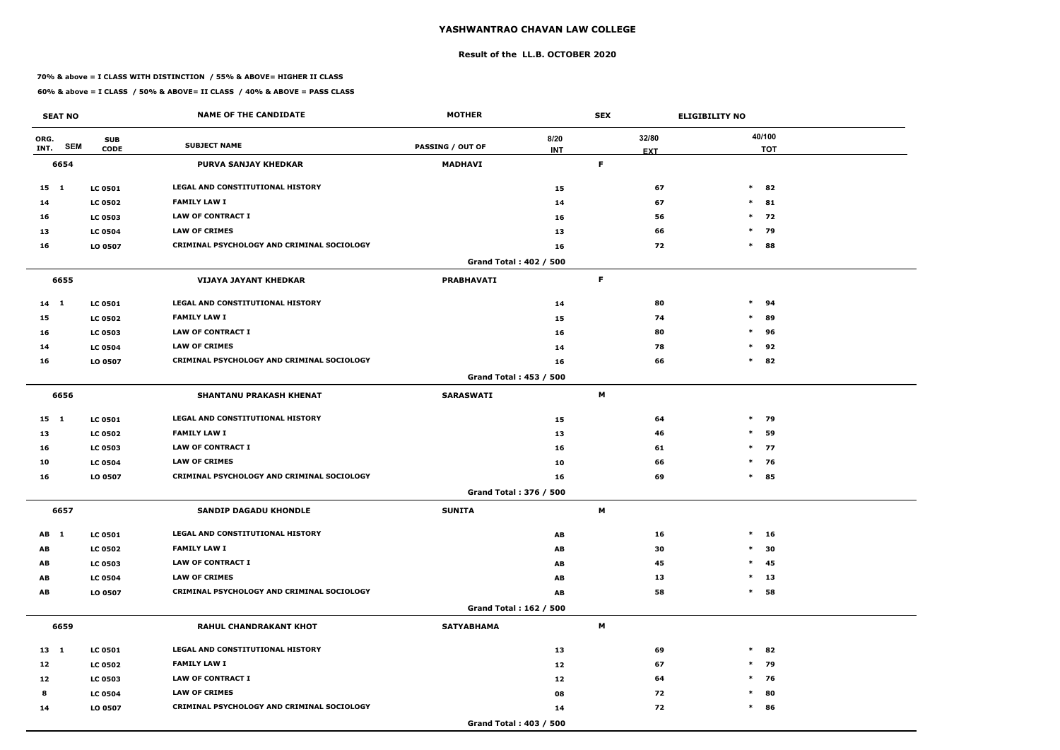# YASHWANTRAO CHAVAN LAW COLLEGE

## Result of the LL.B. OCTOBER 2020

**70% & above = I CLASS WITH DISTINCTION / 55% & ABOVE= HIGHER II CLASS**

**60% & above = I CLASS / 50% & ABOVE= II CLASS / 40% & ABOVE = PASS CLASS**

| SEAT NO | | | NAME OF THE CANDIDATE | MOTHER | | SEX | ELIGIBILITY NO | |
|---|---|---|---|---|---|---|---|---|
| ORG. INT. | SEM | SUB CODE | SUBJECT NAME | PASSING / OUT OF | 8/20 INT | 32/80 EXT | | 40/100 TOT |
| **6654** | | | **PURVA SANJAY KHEDKAR** | **MADHAVI** | | **F** | | |
| 15 | 1 | LC 0501 | LEGAL AND CONSTITUTIONAL HISTORY | | 15 | 67 | * | 82 |
| 14 | | LC 0502 | FAMILY LAW I | | 14 | 67 | * | 81 |
| 16 | | LC 0503 | LAW OF CONTRACT I | | 16 | 56 | * | 72 |
| 13 | | LC 0504 | LAW OF CRIMES | | 13 | 66 | * | 79 |
| 16 | | LO 0507 | CRIMINAL PSYCHOLOGY AND CRIMINAL SOCIOLOGY | | 16 | 72 | * | 88 |
| | | | | Grand Total : 402 / 500 | | | | |
| **6655** | | | **VIJAYA JAYANT KHEDKAR** | **PRABHAVATI** | | **F** | | |
| 14 | 1 | LC 0501 | LEGAL AND CONSTITUTIONAL HISTORY | | 14 | 80 | * | 94 |
| 15 | | LC 0502 | FAMILY LAW I | | 15 | 74 | * | 89 |
| 16 | | LC 0503 | LAW OF CONTRACT I | | 16 | 80 | * | 96 |
| 14 | | LC 0504 | LAW OF CRIMES | | 14 | 78 | * | 92 |
| 16 | | LO 0507 | CRIMINAL PSYCHOLOGY AND CRIMINAL SOCIOLOGY | | 16 | 66 | * | 82 |
| | | | | Grand Total : 453 / 500 | | | | |
| **6656** | | | **SHANTANU PRAKASH KHENAT** | **SARASWATI** | | **M** | | |
| 15 | 1 | LC 0501 | LEGAL AND CONSTITUTIONAL HISTORY | | 15 | 64 | * | 79 |
| 13 | | LC 0502 | FAMILY LAW I | | 13 | 46 | * | 59 |
| 16 | | LC 0503 | LAW OF CONTRACT I | | 16 | 61 | * | 77 |
| 10 | | LC 0504 | LAW OF CRIMES | | 10 | 66 | * | 76 |
| 16 | | LO 0507 | CRIMINAL PSYCHOLOGY AND CRIMINAL SOCIOLOGY | | 16 | 69 | * | 85 |
| | | | | Grand Total : 376 / 500 | | | | |
| **6657** | | | **SANDIP DAGADU KHONDLE** | **SUNITA** | | **M** | | |
| AB | 1 | LC 0501 | LEGAL AND CONSTITUTIONAL HISTORY | | AB | 16 | * | 16 |
| AB | | LC 0502 | FAMILY LAW I | | AB | 30 | * | 30 |
| AB | | LC 0503 | LAW OF CONTRACT I | | AB | 45 | * | 45 |
| AB | | LC 0504 | LAW OF CRIMES | | AB | 13 | * | 13 |
| AB | | LO 0507 | CRIMINAL PSYCHOLOGY AND CRIMINAL SOCIOLOGY | | AB | 58 | * | 58 |
| | | | | Grand Total : 162 / 500 | | | | |
| **6659** | | | **RAHUL CHANDRAKANT KHOT** | **SATYABHAMA** | | **M** | | |
| 13 | 1 | LC 0501 | LEGAL AND CONSTITUTIONAL HISTORY | | 13 | 69 | * | 82 |
| 12 | | LC 0502 | FAMILY LAW I | | 12 | 67 | * | 79 |
| 12 | | LC 0503 | LAW OF CONTRACT I | | 12 | 64 | * | 76 |
| 8 | | LC 0504 | LAW OF CRIMES | | 08 | 72 | * | 80 |
| 14 | | LO 0507 | CRIMINAL PSYCHOLOGY AND CRIMINAL SOCIOLOGY | | 14 | 72 | * | 86 |
| | | | | Grand Total : 403 / 500 | | | | |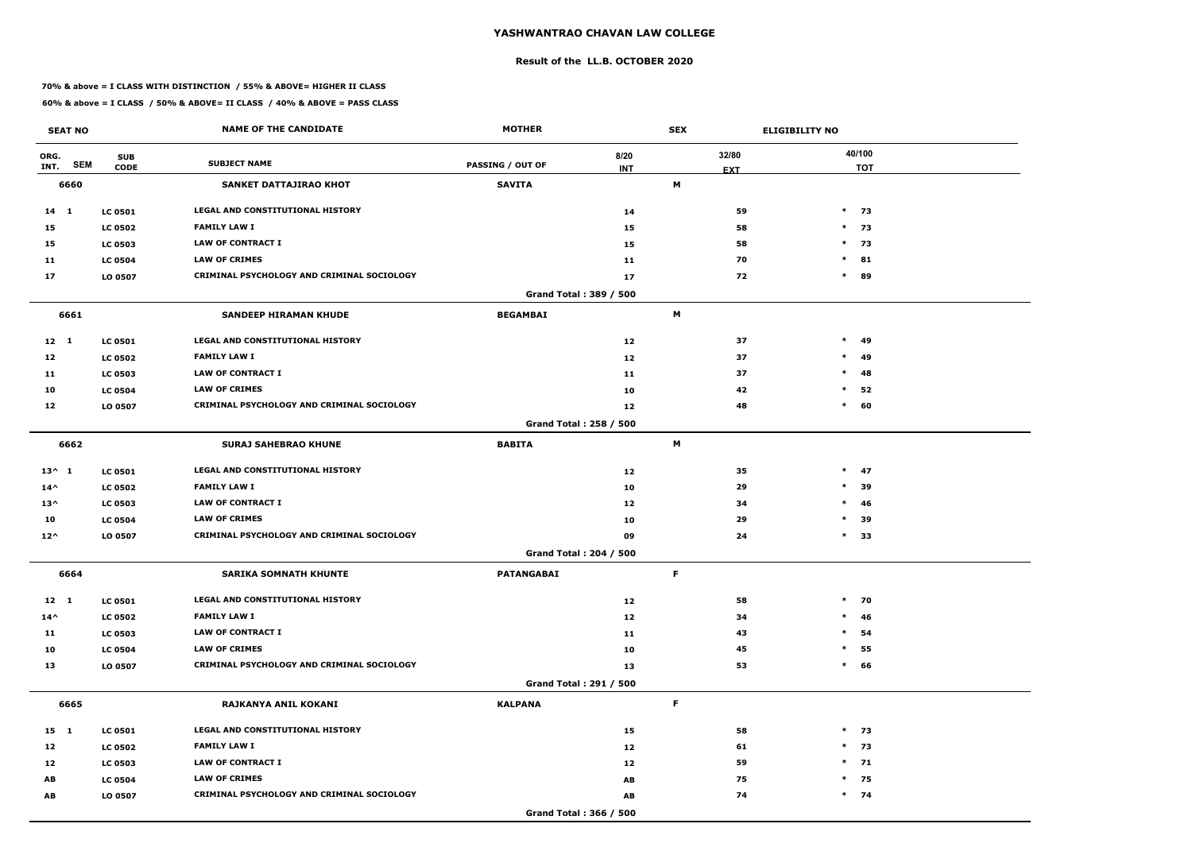# YASHWANTRAO CHAVAN LAW COLLEGE

## Result of the LL.B. OCTOBER 2020

**70% & above = I CLASS WITH DISTINCTION / 55% & ABOVE= HIGHER II CLASS**

**60% & above = I CLASS / 50% & ABOVE= II CLASS / 40% & ABOVE = PASS CLASS**

| SEAT NO | | | NAME OF THE CANDIDATE | MOTHER | | SEX | ELIGIBILITY NO | |
|---|---|---|---|---|---|---|---|---|
| ORG. INT. | SEM | SUB CODE | SUBJECT NAME | PASSING / OUT OF | 8/20 INT | 32/80 EXT | | 40/100 TOT |
| 6660 | | | SANKET DATTAJIRAO KHOT | SAVITA | | M | | |
| 14 | 1 | LC 0501 | LEGAL AND CONSTITUTIONAL HISTORY | | 14 | 59 | * | 73 |
| 15 | | LC 0502 | FAMILY LAW I | | 15 | 58 | * | 73 |
| 15 | | LC 0503 | LAW OF CONTRACT I | | 15 | 58 | * | 73 |
| 11 | | LC 0504 | LAW OF CRIMES | | 11 | 70 | * | 81 |
| 17 | | LO 0507 | CRIMINAL PSYCHOLOGY AND CRIMINAL SOCIOLOGY | | 17 | 72 | * | 89 |
| | | | | Grand Total : 389 / 500 | | | | |
| 6661 | | | SANDEEP HIRAMAN KHUDE | BEGAMBAI | | M | | |
| 12 | 1 | LC 0501 | LEGAL AND CONSTITUTIONAL HISTORY | | 12 | 37 | * | 49 |
| 12 | | LC 0502 | FAMILY LAW I | | 12 | 37 | * | 49 |
| 11 | | LC 0503 | LAW OF CONTRACT I | | 11 | 37 | * | 48 |
| 10 | | LC 0504 | LAW OF CRIMES | | 10 | 42 | * | 52 |
| 12 | | LO 0507 | CRIMINAL PSYCHOLOGY AND CRIMINAL SOCIOLOGY | | 12 | 48 | * | 60 |
| | | | | Grand Total : 258 / 500 | | | | |
| 6662 | | | SURAJ SAHEBRAO KHUNE | BABITA | | M | | |
| 13^ | 1 | LC 0501 | LEGAL AND CONSTITUTIONAL HISTORY | | 12 | 35 | * | 47 |
| 14^ | | LC 0502 | FAMILY LAW I | | 10 | 29 | * | 39 |
| 13^ | | LC 0503 | LAW OF CONTRACT I | | 12 | 34 | * | 46 |
| 10 | | LC 0504 | LAW OF CRIMES | | 10 | 29 | * | 39 |
| 12^ | | LO 0507 | CRIMINAL PSYCHOLOGY AND CRIMINAL SOCIOLOGY | | 09 | 24 | * | 33 |
| | | | | Grand Total : 204 / 500 | | | | |
| 6664 | | | SARIKA SOMNATH KHUNTE | PATANGABAI | | F | | |
| 12 | 1 | LC 0501 | LEGAL AND CONSTITUTIONAL HISTORY | | 12 | 58 | * | 70 |
| 14^ | | LC 0502 | FAMILY LAW I | | 12 | 34 | * | 46 |
| 11 | | LC 0503 | LAW OF CONTRACT I | | 11 | 43 | * | 54 |
| 10 | | LC 0504 | LAW OF CRIMES | | 10 | 45 | * | 55 |
| 13 | | LO 0507 | CRIMINAL PSYCHOLOGY AND CRIMINAL SOCIOLOGY | | 13 | 53 | * | 66 |
| | | | | Grand Total : 291 / 500 | | | | |
| 6665 | | | RAJKANYA ANIL KOKANI | KALPANA | | F | | |
| 15 | 1 | LC 0501 | LEGAL AND CONSTITUTIONAL HISTORY | | 15 | 58 | * | 73 |
| 12 | | LC 0502 | FAMILY LAW I | | 12 | 61 | * | 73 |
| 12 | | LC 0503 | LAW OF CONTRACT I | | 12 | 59 | * | 71 |
| AB | | LC 0504 | LAW OF CRIMES | | AB | 75 | * | 75 |
| AB | | LO 0507 | CRIMINAL PSYCHOLOGY AND CRIMINAL SOCIOLOGY | | AB | 74 | * | 74 |
| | | | | Grand Total : 366 / 500 | | | | |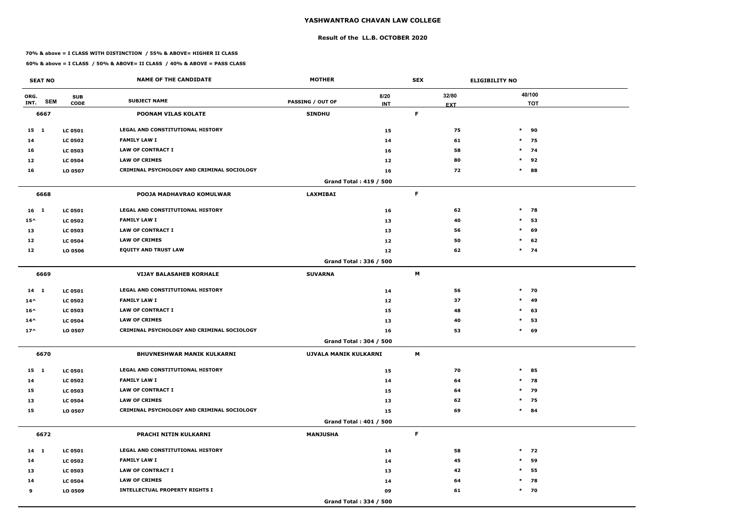# YASHWANTRAO CHAVAN LAW COLLEGE

## Result of the LL.B. OCTOBER 2020

**70% & above = I CLASS WITH DISTINCTION / 55% & ABOVE= HIGHER II CLASS**

**60% & above = I CLASS / 50% & ABOVE= II CLASS / 40% & ABOVE = PASS CLASS**

| SEAT NO | | | NAME OF THE CANDIDATE | MOTHER | | SEX | ELIGIBILITY NO |
|---|---|---|---|---|---|---|---|
| ORG. INT. | SEM | SUB CODE | SUBJECT NAME | PASSING / OUT OF | 8/20 INT | 32/80 EXT | 40/100 TOT |
| **6667** | | | **POONAM VILAS KOLATE** | **SINDHU** | | **F** | |
| 15 | 1 | LC 0501 | LEGAL AND CONSTITUTIONAL HISTORY | | 15 | 75 | * 90 |
| 14 | | LC 0502 | FAMILY LAW I | | 14 | 61 | * 75 |
| 16 | | LC 0503 | LAW OF CONTRACT I | | 16 | 58 | * 74 |
| 12 | | LC 0504 | LAW OF CRIMES | | 12 | 80 | * 92 |
| 16 | | LO 0507 | CRIMINAL PSYCHOLOGY AND CRIMINAL SOCIOLOGY | | 16 | 72 | * 88 |
| | | | | **Grand Total : 419 / 500** | | | |
| **6668** | | | **POOJA MADHAVRAO KOMULWAR** | **LAXMIBAI** | | **F** | |
| 16 | 1 | LC 0501 | LEGAL AND CONSTITUTIONAL HISTORY | | 16 | 62 | * 78 |
| 15^ | | LC 0502 | FAMILY LAW I | | 13 | 40 | * 53 |
| 13 | | LC 0503 | LAW OF CONTRACT I | | 13 | 56 | * 69 |
| 12 | | LC 0504 | LAW OF CRIMES | | 12 | 50 | * 62 |
| 12 | | LO 0506 | EQUITY AND TRUST LAW | | 12 | 62 | * 74 |
| | | | | **Grand Total : 336 / 500** | | | |
| **6669** | | | **VIJAY BALASAHEB KORHALE** | **SUVARNA** | | **M** | |
| 14 | 1 | LC 0501 | LEGAL AND CONSTITUTIONAL HISTORY | | 14 | 56 | * 70 |
| 14^ | | LC 0502 | FAMILY LAW I | | 12 | 37 | * 49 |
| 16^ | | LC 0503 | LAW OF CONTRACT I | | 15 | 48 | * 63 |
| 14^ | | LC 0504 | LAW OF CRIMES | | 13 | 40 | * 53 |
| 17^ | | LO 0507 | CRIMINAL PSYCHOLOGY AND CRIMINAL SOCIOLOGY | | 16 | 53 | * 69 |
| | | | | **Grand Total : 304 / 500** | | | |
| **6670** | | | **BHUVNESHWAR MANIK KULKARNI** | **UJVALA MANIK KULKARNI** | | **M** | |
| 15 | 1 | LC 0501 | LEGAL AND CONSTITUTIONAL HISTORY | | 15 | 70 | * 85 |
| 14 | | LC 0502 | FAMILY LAW I | | 14 | 64 | * 78 |
| 15 | | LC 0503 | LAW OF CONTRACT I | | 15 | 64 | * 79 |
| 13 | | LC 0504 | LAW OF CRIMES | | 13 | 62 | * 75 |
| 15 | | LO 0507 | CRIMINAL PSYCHOLOGY AND CRIMINAL SOCIOLOGY | | 15 | 69 | * 84 |
| | | | | **Grand Total : 401 / 500** | | | |
| **6672** | | | **PRACHI NITIN KULKARNI** | **MANJUSHA** | | **F** | |
| 14 | 1 | LC 0501 | LEGAL AND CONSTITUTIONAL HISTORY | | 14 | 58 | * 72 |
| 14 | | LC 0502 | FAMILY LAW I | | 14 | 45 | * 59 |
| 13 | | LC 0503 | LAW OF CONTRACT I | | 13 | 42 | * 55 |
| 14 | | LC 0504 | LAW OF CRIMES | | 14 | 64 | * 78 |
| 9 | | LO 0509 | INTELLECTUAL PROPERTY RIGHTS I | | 09 | 61 | * 70 |
| | | | | **Grand Total : 334 / 500** | | | |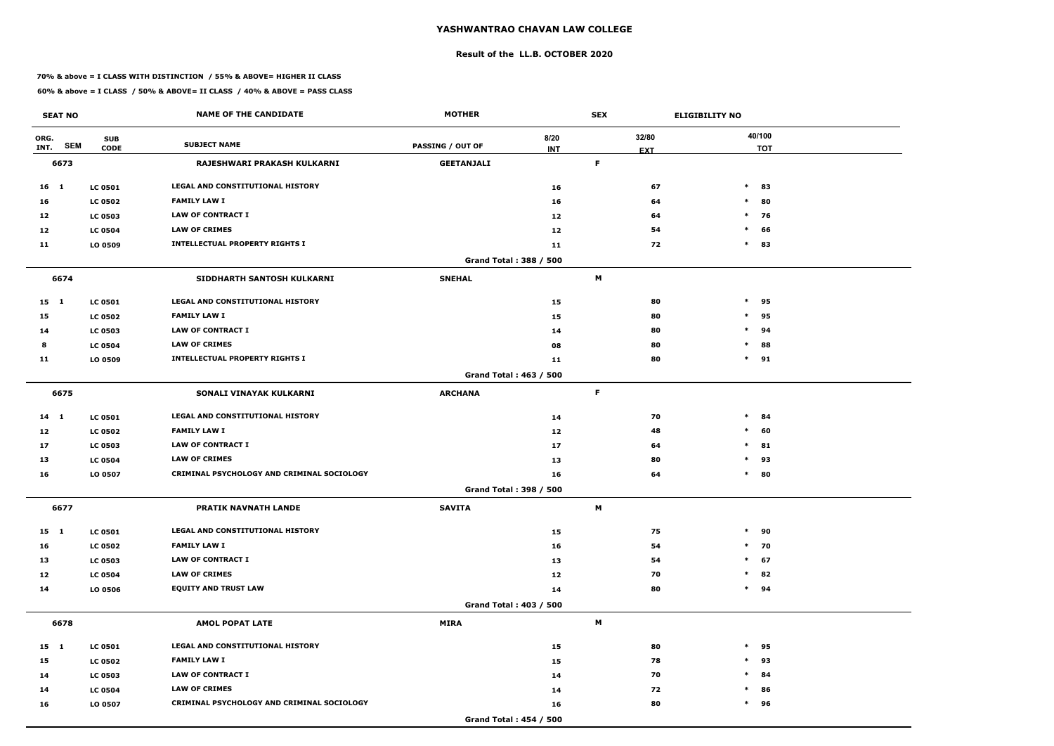# YASHWANTRAO CHAVAN LAW COLLEGE

## Result of the LL.B. OCTOBER 2020

**70% & above = I CLASS WITH DISTINCTION / 55% & ABOVE= HIGHER II CLASS**

**60% & above = I CLASS / 50% & ABOVE= II CLASS / 40% & ABOVE = PASS CLASS**

| SEAT NO | | | NAME OF THE CANDIDATE | MOTHER | | SEX | ELIGIBILITY NO | |
|---|---|---|---|---|---|---|---|---|
| ORG. INT. | SEM | SUB CODE | SUBJECT NAME | PASSING / OUT OF | 8/20 INT | 32/80 EXT | | 40/100 TOT |
| 6673 | | | RAJESHWARI PRAKASH KULKARNI | GEETANJALI | | F | | |
| 16 | 1 | LC 0501 | LEGAL AND CONSTITUTIONAL HISTORY | | 16 | 67 | * | 83 |
| 16 | | LC 0502 | FAMILY LAW I | | 16 | 64 | * | 80 |
| 12 | | LC 0503 | LAW OF CONTRACT I | | 12 | 64 | * | 76 |
| 12 | | LC 0504 | LAW OF CRIMES | | 12 | 54 | * | 66 |
| 11 | | LO 0509 | INTELLECTUAL PROPERTY RIGHTS I | | 11 | 72 | * | 83 |
| | | | | Grand Total : 388 / 500 | | | | |
| 6674 | | | SIDDHARTH SANTOSH KULKARNI | SNEHAL | | M | | |
| 15 | 1 | LC 0501 | LEGAL AND CONSTITUTIONAL HISTORY | | 15 | 80 | * | 95 |
| 15 | | LC 0502 | FAMILY LAW I | | 15 | 80 | * | 95 |
| 14 | | LC 0503 | LAW OF CONTRACT I | | 14 | 80 | * | 94 |
| 8 | | LC 0504 | LAW OF CRIMES | | 08 | 80 | * | 88 |
| 11 | | LO 0509 | INTELLECTUAL PROPERTY RIGHTS I | | 11 | 80 | * | 91 |
| | | | | Grand Total : 463 / 500 | | | | |
| 6675 | | | SONALI VINAYAK KULKARNI | ARCHANA | | F | | |
| 14 | 1 | LC 0501 | LEGAL AND CONSTITUTIONAL HISTORY | | 14 | 70 | * | 84 |
| 12 | | LC 0502 | FAMILY LAW I | | 12 | 48 | * | 60 |
| 17 | | LC 0503 | LAW OF CONTRACT I | | 17 | 64 | * | 81 |
| 13 | | LC 0504 | LAW OF CRIMES | | 13 | 80 | * | 93 |
| 16 | | LO 0507 | CRIMINAL PSYCHOLOGY AND CRIMINAL SOCIOLOGY | | 16 | 64 | * | 80 |
| | | | | Grand Total : 398 / 500 | | | | |
| 6677 | | | PRATIK NAVNATH LANDE | SAVITA | | M | | |
| 15 | 1 | LC 0501 | LEGAL AND CONSTITUTIONAL HISTORY | | 15 | 75 | * | 90 |
| 16 | | LC 0502 | FAMILY LAW I | | 16 | 54 | * | 70 |
| 13 | | LC 0503 | LAW OF CONTRACT I | | 13 | 54 | * | 67 |
| 12 | | LC 0504 | LAW OF CRIMES | | 12 | 70 | * | 82 |
| 14 | | LO 0506 | EQUITY AND TRUST LAW | | 14 | 80 | * | 94 |
| | | | | Grand Total : 403 / 500 | | | | |
| 6678 | | | AMOL POPAT LATE | MIRA | | M | | |
| 15 | 1 | LC 0501 | LEGAL AND CONSTITUTIONAL HISTORY | | 15 | 80 | * | 95 |
| 15 | | LC 0502 | FAMILY LAW I | | 15 | 78 | * | 93 |
| 14 | | LC 0503 | LAW OF CONTRACT I | | 14 | 70 | * | 84 |
| 14 | | LC 0504 | LAW OF CRIMES | | 14 | 72 | * | 86 |
| 16 | | LO 0507 | CRIMINAL PSYCHOLOGY AND CRIMINAL SOCIOLOGY | | 16 | 80 | * | 96 |
| | | | | Grand Total : 454 / 500 | | | | |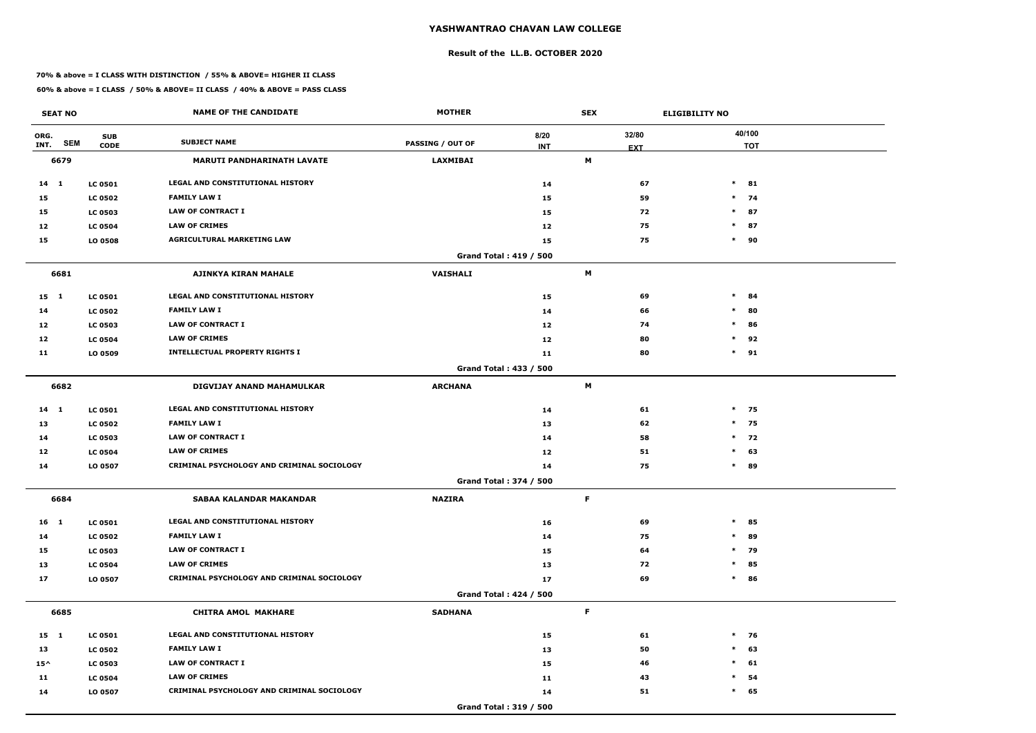# YASHWANTRAO CHAVAN LAW COLLEGE

## Result of the LL.B. OCTOBER 2020

**70% & above = I CLASS WITH DISTINCTION / 55% & ABOVE= HIGHER II CLASS**

**60% & above = I CLASS / 50% & ABOVE= II CLASS / 40% & ABOVE = PASS CLASS**

| SEAT NO | | | NAME OF THE CANDIDATE | MOTHER | | SEX | | ELIGIBILITY NO |
|---|---|---|---|---|---|---|---|---|
| ORG. INT. | SEM | SUB CODE | SUBJECT NAME | PASSING / OUT OF | 8/20 INT | 32/80 EXT | | 40/100 TOT |
| 6679 | | | MARUTI PANDHARINATH LAVATE | LAXMIBAI | | M | | |
| 14 | 1 | LC 0501 | LEGAL AND CONSTITUTIONAL HISTORY | | 14 | 67 | * | 81 |
| 15 | | LC 0502 | FAMILY LAW I | | 15 | 59 | * | 74 |
| 15 | | LC 0503 | LAW OF CONTRACT I | | 15 | 72 | * | 87 |
| 12 | | LC 0504 | LAW OF CRIMES | | 12 | 75 | * | 87 |
| 15 | | LO 0508 | AGRICULTURAL MARKETING LAW | | 15 | 75 | * | 90 |
| | | | | Grand Total : 419 / 500 | | | | |
| 6681 | | | AJINKYA KIRAN MAHALE | VAISHALI | | M | | |
| 15 | 1 | LC 0501 | LEGAL AND CONSTITUTIONAL HISTORY | | 15 | 69 | * | 84 |
| 14 | | LC 0502 | FAMILY LAW I | | 14 | 66 | * | 80 |
| 12 | | LC 0503 | LAW OF CONTRACT I | | 12 | 74 | * | 86 |
| 12 | | LC 0504 | LAW OF CRIMES | | 12 | 80 | * | 92 |
| 11 | | LO 0509 | INTELLECTUAL PROPERTY RIGHTS I | | 11 | 80 | * | 91 |
| | | | | Grand Total : 433 / 500 | | | | |
| 6682 | | | DIGVIJAY ANAND MAHAMULKAR | ARCHANA | | M | | |
| 14 | 1 | LC 0501 | LEGAL AND CONSTITUTIONAL HISTORY | | 14 | 61 | * | 75 |
| 13 | | LC 0502 | FAMILY LAW I | | 13 | 62 | * | 75 |
| 14 | | LC 0503 | LAW OF CONTRACT I | | 14 | 58 | * | 72 |
| 12 | | LC 0504 | LAW OF CRIMES | | 12 | 51 | * | 63 |
| 14 | | LO 0507 | CRIMINAL PSYCHOLOGY AND CRIMINAL SOCIOLOGY | | 14 | 75 | * | 89 |
| | | | | Grand Total : 374 / 500 | | | | |
| 6684 | | | SABAA KALANDAR MAKANDAR | NAZIRA | | F | | |
| 16 | 1 | LC 0501 | LEGAL AND CONSTITUTIONAL HISTORY | | 16 | 69 | * | 85 |
| 14 | | LC 0502 | FAMILY LAW I | | 14 | 75 | * | 89 |
| 15 | | LC 0503 | LAW OF CONTRACT I | | 15 | 64 | * | 79 |
| 13 | | LC 0504 | LAW OF CRIMES | | 13 | 72 | * | 85 |
| 17 | | LO 0507 | CRIMINAL PSYCHOLOGY AND CRIMINAL SOCIOLOGY | | 17 | 69 | * | 86 |
| | | | | Grand Total : 424 / 500 | | | | |
| 6685 | | | CHITRA AMOL MAKHARE | SADHANA | | F | | |
| 15 | 1 | LC 0501 | LEGAL AND CONSTITUTIONAL HISTORY | | 15 | 61 | * | 76 |
| 13 | | LC 0502 | FAMILY LAW I | | 13 | 50 | * | 63 |
| 15^ | | LC 0503 | LAW OF CONTRACT I | | 15 | 46 | * | 61 |
| 11 | | LC 0504 | LAW OF CRIMES | | 11 | 43 | * | 54 |
| 14 | | LO 0507 | CRIMINAL PSYCHOLOGY AND CRIMINAL SOCIOLOGY | | 14 | 51 | * | 65 |
| | | | | Grand Total : 319 / 500 | | | | |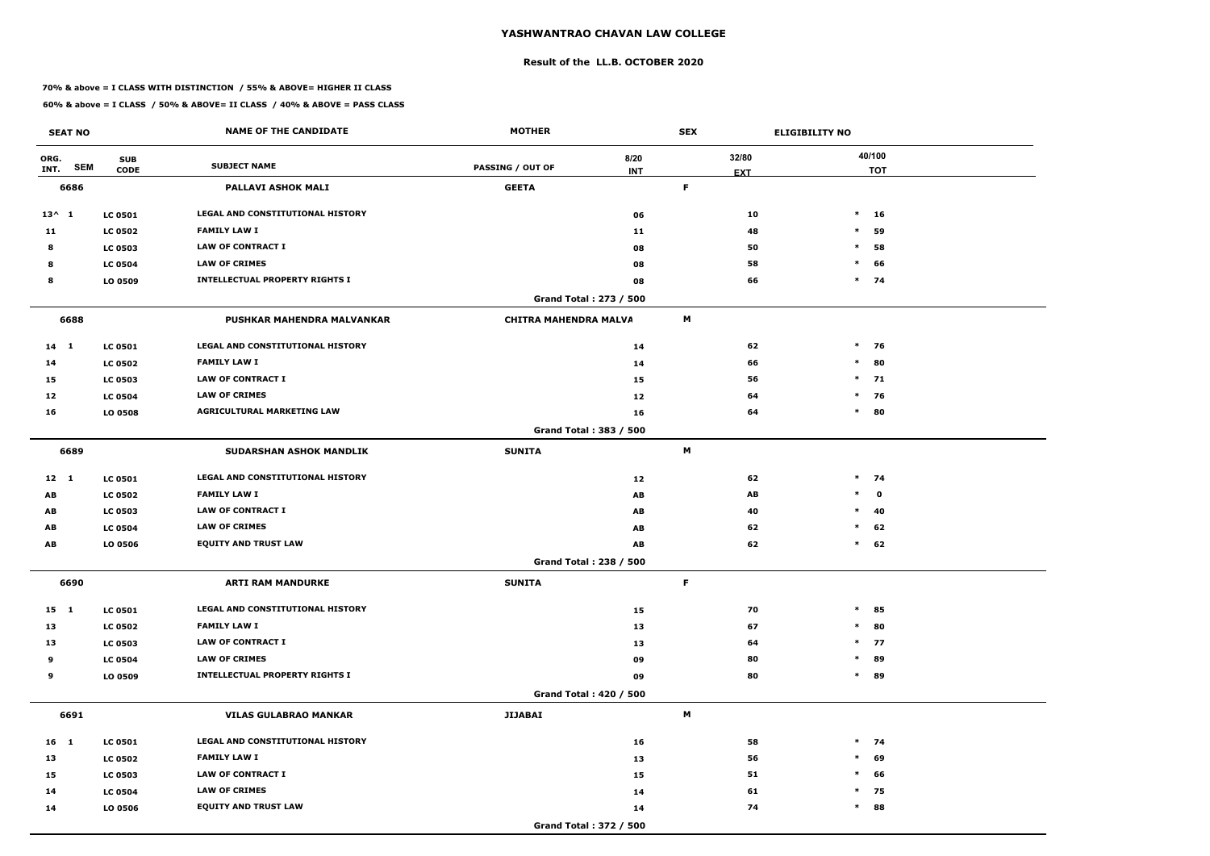# YASHWANTRAO CHAVAN LAW COLLEGE

## Result of the LL.B. OCTOBER 2020

**70% & above = I CLASS WITH DISTINCTION / 55% & ABOVE= HIGHER II CLASS**

**60% & above = I CLASS / 50% & ABOVE= II CLASS / 40% & ABOVE = PASS CLASS**

| SEAT NO | | | NAME OF THE CANDIDATE | MOTHER | SEX | ELIGIBILITY NO | |
|---|---|---|---|---|---|---|---|
| ORG. INT. | SEM | SUB CODE | SUBJECT NAME | PASSING / OUT OF | 8/20 INT | 32/80 EXT | 40/100 TOT |
| **6686** | | | **PALLAVI ASHOK MALI** | **GEETA** | **F** | | |
| 13^ | 1 | LC 0501 | LEGAL AND CONSTITUTIONAL HISTORY | | 06 | 10 | * 16 |
| 11 | | LC 0502 | FAMILY LAW I | | 11 | 48 | * 59 |
| 8 | | LC 0503 | LAW OF CONTRACT I | | 08 | 50 | * 58 |
| 8 | | LC 0504 | LAW OF CRIMES | | 08 | 58 | * 66 |
| 8 | | LO 0509 | INTELLECTUAL PROPERTY RIGHTS I | | 08 | 66 | * 74 |
| | | | | **Grand Total : 273 / 500** | | | |
| **6688** | | | **PUSHKAR MAHENDRA MALVANKAR** | **CHITRA MAHENDRA MALVA** | **M** | | |
| 14 | 1 | LC 0501 | LEGAL AND CONSTITUTIONAL HISTORY | | 14 | 62 | * 76 |
| 14 | | LC 0502 | FAMILY LAW I | | 14 | 66 | * 80 |
| 15 | | LC 0503 | LAW OF CONTRACT I | | 15 | 56 | * 71 |
| 12 | | LC 0504 | LAW OF CRIMES | | 12 | 64 | * 76 |
| 16 | | LO 0508 | AGRICULTURAL MARKETING LAW | | 16 | 64 | * 80 |
| | | | | **Grand Total : 383 / 500** | | | |
| **6689** | | | **SUDARSHAN ASHOK MANDLIK** | **SUNITA** | **M** | | |
| 12 | 1 | LC 0501 | LEGAL AND CONSTITUTIONAL HISTORY | | 12 | 62 | * 74 |
| AB | | LC 0502 | FAMILY LAW I | | AB | AB | * 0 |
| AB | | LC 0503 | LAW OF CONTRACT I | | AB | 40 | * 40 |
| AB | | LC 0504 | LAW OF CRIMES | | AB | 62 | * 62 |
| AB | | LO 0506 | EQUITY AND TRUST LAW | | AB | 62 | * 62 |
| | | | | **Grand Total : 238 / 500** | | | |
| **6690** | | | **ARTI RAM MANDURKE** | **SUNITA** | **F** | | |
| 15 | 1 | LC 0501 | LEGAL AND CONSTITUTIONAL HISTORY | | 15 | 70 | * 85 |
| 13 | | LC 0502 | FAMILY LAW I | | 13 | 67 | * 80 |
| 13 | | LC 0503 | LAW OF CONTRACT I | | 13 | 64 | * 77 |
| 9 | | LC 0504 | LAW OF CRIMES | | 09 | 80 | * 89 |
| 9 | | LO 0509 | INTELLECTUAL PROPERTY RIGHTS I | | 09 | 80 | * 89 |
| | | | | **Grand Total : 420 / 500** | | | |
| **6691** | | | **VILAS GULABRAO MANKAR** | **JIJABAI** | **M** | | |
| 16 | 1 | LC 0501 | LEGAL AND CONSTITUTIONAL HISTORY | | 16 | 58 | * 74 |
| 13 | | LC 0502 | FAMILY LAW I | | 13 | 56 | * 69 |
| 15 | | LC 0503 | LAW OF CONTRACT I | | 15 | 51 | * 66 |
| 14 | | LC 0504 | LAW OF CRIMES | | 14 | 61 | * 75 |
| 14 | | LO 0506 | EQUITY AND TRUST LAW | | 14 | 74 | * 88 |
| | | | | **Grand Total : 372 / 500** | | | |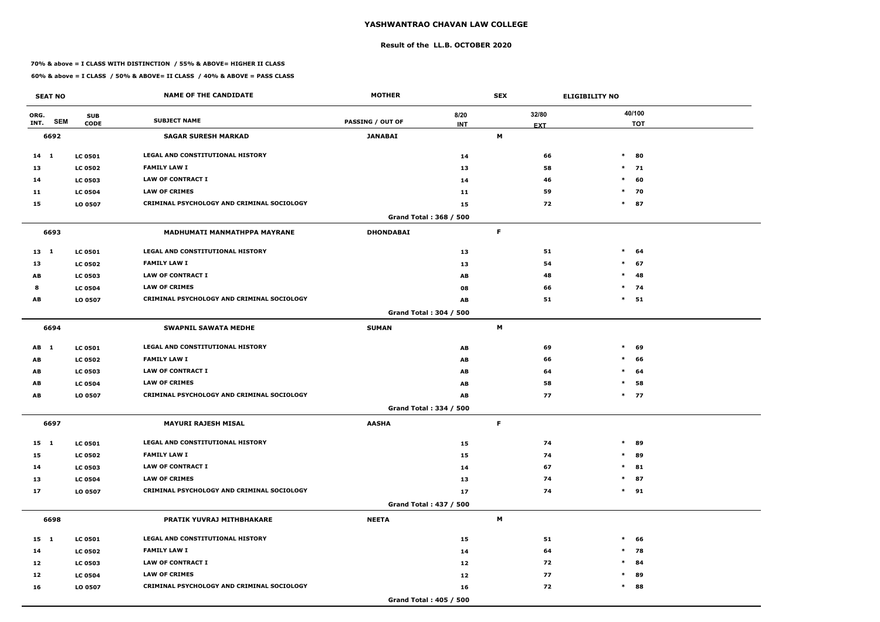# YASHWANTRAO CHAVAN LAW COLLEGE

## Result of the LL.B. OCTOBER 2020

**70% & above = I CLASS WITH DISTINCTION / 55% & ABOVE= HIGHER II CLASS**

**60% & above = I CLASS / 50% & ABOVE= II CLASS / 40% & ABOVE = PASS CLASS**

| SEAT NO | | | NAME OF THE CANDIDATE | MOTHER | | SEX | ELIGIBILITY NO | |
|---|---|---|---|---|---|---|---|---|
| ORG. INT. | SEM | SUB CODE | SUBJECT NAME | PASSING / OUT OF | 8/20 INT | 32/80 EXT | | 40/100 TOT |
| **6692** | | | **SAGAR SURESH MARKAD** | **JANABAI** | | **M** | | |
| 14 | 1 | LC 0501 | LEGAL AND CONSTITUTIONAL HISTORY | | 14 | 66 | * | 80 |
| 13 | | LC 0502 | FAMILY LAW I | | 13 | 58 | * | 71 |
| 14 | | LC 0503 | LAW OF CONTRACT I | | 14 | 46 | * | 60 |
| 11 | | LC 0504 | LAW OF CRIMES | | 11 | 59 | * | 70 |
| 15 | | LO 0507 | CRIMINAL PSYCHOLOGY AND CRIMINAL SOCIOLOGY | | 15 | 72 | * | 87 |
| | | | | Grand Total : 368 / 500 | | | | |
| **6693** | | | **MADHUMATI MANMATHPPA MAYRANE** | **DHONDABAI** | | **F** | | |
| 13 | 1 | LC 0501 | LEGAL AND CONSTITUTIONAL HISTORY | | 13 | 51 | * | 64 |
| 13 | | LC 0502 | FAMILY LAW I | | 13 | 54 | * | 67 |
| AB | | LC 0503 | LAW OF CONTRACT I | | AB | 48 | * | 48 |
| 8 | | LC 0504 | LAW OF CRIMES | | 08 | 66 | * | 74 |
| AB | | LO 0507 | CRIMINAL PSYCHOLOGY AND CRIMINAL SOCIOLOGY | | AB | 51 | * | 51 |
| | | | | Grand Total : 304 / 500 | | | | |
| **6694** | | | **SWAPNIL SAWATA MEDHE** | **SUMAN** | | **M** | | |
| AB | 1 | LC 0501 | LEGAL AND CONSTITUTIONAL HISTORY | | AB | 69 | * | 69 |
| AB | | LC 0502 | FAMILY LAW I | | AB | 66 | * | 66 |
| AB | | LC 0503 | LAW OF CONTRACT I | | AB | 64 | * | 64 |
| AB | | LC 0504 | LAW OF CRIMES | | AB | 58 | * | 58 |
| AB | | LO 0507 | CRIMINAL PSYCHOLOGY AND CRIMINAL SOCIOLOGY | | AB | 77 | * | 77 |
| | | | | Grand Total : 334 / 500 | | | | |
| **6697** | | | **MAYURI RAJESH MISAL** | **AASHA** | | **F** | | |
| 15 | 1 | LC 0501 | LEGAL AND CONSTITUTIONAL HISTORY | | 15 | 74 | * | 89 |
| 15 | | LC 0502 | FAMILY LAW I | | 15 | 74 | * | 89 |
| 14 | | LC 0503 | LAW OF CONTRACT I | | 14 | 67 | * | 81 |
| 13 | | LC 0504 | LAW OF CRIMES | | 13 | 74 | * | 87 |
| 17 | | LO 0507 | CRIMINAL PSYCHOLOGY AND CRIMINAL SOCIOLOGY | | 17 | 74 | * | 91 |
| | | | | Grand Total : 437 / 500 | | | | |
| **6698** | | | **PRATIK YUVRAJ MITHBHAKARE** | **NEETA** | | **M** | | |
| 15 | 1 | LC 0501 | LEGAL AND CONSTITUTIONAL HISTORY | | 15 | 51 | * | 66 |
| 14 | | LC 0502 | FAMILY LAW I | | 14 | 64 | * | 78 |
| 12 | | LC 0503 | LAW OF CONTRACT I | | 12 | 72 | * | 84 |
| 12 | | LC 0504 | LAW OF CRIMES | | 12 | 77 | * | 89 |
| 16 | | LO 0507 | CRIMINAL PSYCHOLOGY AND CRIMINAL SOCIOLOGY | | 16 | 72 | * | 88 |
| | | | | Grand Total : 405 / 500 | | | | |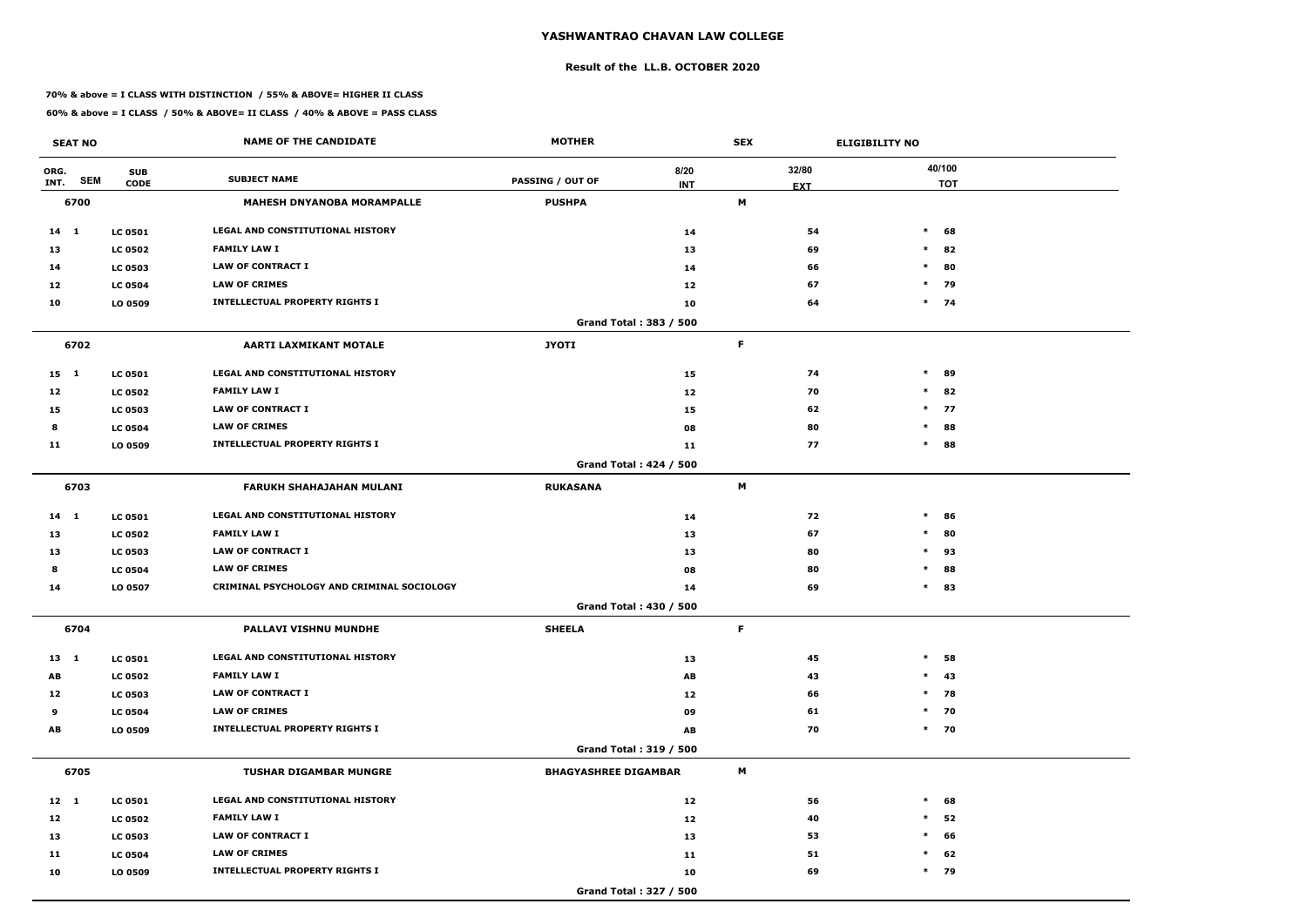# YASHWANTRAO CHAVAN LAW COLLEGE

## Result of the LL.B. OCTOBER 2020

**70% & above = I CLASS WITH DISTINCTION / 55% & ABOVE= HIGHER II CLASS**

**60% & above = I CLASS / 50% & ABOVE= II CLASS / 40% & ABOVE = PASS CLASS**

| SEAT NO | | | NAME OF THE CANDIDATE | MOTHER | | SEX | ELIGIBILITY NO |
|---|---|---|---|---|---|---|---|
| ORG. INT. | SEM | SUB CODE | SUBJECT NAME | PASSING / OUT OF | 8/20 INT | 32/80 EXT | 40/100 TOT |
| **6700** | | | **MAHESH DNYANOBA MORAMPALLE** | **PUSHPA** | | **M** | |
| 14 | 1 | LC 0501 | LEGAL AND CONSTITUTIONAL HISTORY | | 14 | 54 | * 68 |
| 13 | | LC 0502 | FAMILY LAW I | | 13 | 69 | * 82 |
| 14 | | LC 0503 | LAW OF CONTRACT I | | 14 | 66 | * 80 |
| 12 | | LC 0504 | LAW OF CRIMES | | 12 | 67 | * 79 |
| 10 | | LO 0509 | INTELLECTUAL PROPERTY RIGHTS I | | 10 | 64 | * 74 |
| | | | | Grand Total : 383 / 500 | | | |
| **6702** | | | **AARTI LAXMIKANT MOTALE** | **JYOTI** | | **F** | |
| 15 | 1 | LC 0501 | LEGAL AND CONSTITUTIONAL HISTORY | | 15 | 74 | * 89 |
| 12 | | LC 0502 | FAMILY LAW I | | 12 | 70 | * 82 |
| 15 | | LC 0503 | LAW OF CONTRACT I | | 15 | 62 | * 77 |
| 8 | | LC 0504 | LAW OF CRIMES | | 08 | 80 | * 88 |
| 11 | | LO 0509 | INTELLECTUAL PROPERTY RIGHTS I | | 11 | 77 | * 88 |
| | | | | Grand Total : 424 / 500 | | | |
| **6703** | | | **FARUKH SHAHAJAHAN MULANI** | **RUKASANA** | | **M** | |
| 14 | 1 | LC 0501 | LEGAL AND CONSTITUTIONAL HISTORY | | 14 | 72 | * 86 |
| 13 | | LC 0502 | FAMILY LAW I | | 13 | 67 | * 80 |
| 13 | | LC 0503 | LAW OF CONTRACT I | | 13 | 80 | * 93 |
| 8 | | LC 0504 | LAW OF CRIMES | | 08 | 80 | * 88 |
| 14 | | LO 0507 | CRIMINAL PSYCHOLOGY AND CRIMINAL SOCIOLOGY | | 14 | 69 | * 83 |
| | | | | Grand Total : 430 / 500 | | | |
| **6704** | | | **PALLAVI VISHNU MUNDHE** | **SHEELA** | | **F** | |
| 13 | 1 | LC 0501 | LEGAL AND CONSTITUTIONAL HISTORY | | 13 | 45 | * 58 |
| AB | | LC 0502 | FAMILY LAW I | | AB | 43 | * 43 |
| 12 | | LC 0503 | LAW OF CONTRACT I | | 12 | 66 | * 78 |
| 9 | | LC 0504 | LAW OF CRIMES | | 09 | 61 | * 70 |
| AB | | LO 0509 | INTELLECTUAL PROPERTY RIGHTS I | | AB | 70 | * 70 |
| | | | | Grand Total : 319 / 500 | | | |
| **6705** | | | **TUSHAR DIGAMBAR MUNGRE** | **BHAGYASHREE DIGAMBAR** | | **M** | |
| 12 | 1 | LC 0501 | LEGAL AND CONSTITUTIONAL HISTORY | | 12 | 56 | * 68 |
| 12 | | LC 0502 | FAMILY LAW I | | 12 | 40 | * 52 |
| 13 | | LC 0503 | LAW OF CONTRACT I | | 13 | 53 | * 66 |
| 11 | | LC 0504 | LAW OF CRIMES | | 11 | 51 | * 62 |
| 10 | | LO 0509 | INTELLECTUAL PROPERTY RIGHTS I | | 10 | 69 | * 79 |
| | | | | Grand Total : 327 / 500 | | | |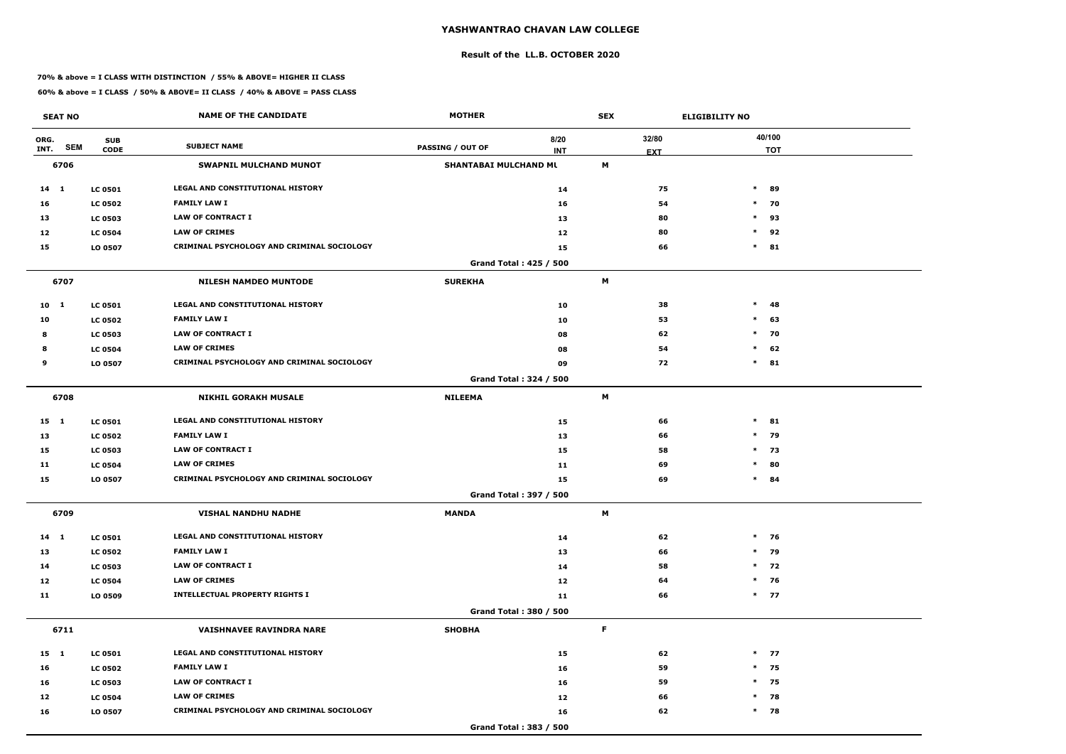# YASHWANTRAO CHAVAN LAW COLLEGE

## Result of the LL.B. OCTOBER 2020

**70% & above = I CLASS WITH DISTINCTION / 55% & ABOVE= HIGHER II CLASS**

**60% & above = I CLASS / 50% & ABOVE= II CLASS / 40% & ABOVE = PASS CLASS**

| SEAT NO | | | NAME OF THE CANDIDATE | MOTHER | SEX | ELIGIBILITY NO |
|---|---|---|---|---|---|---|
| **ORG. INT.** | **SEM** | **SUB CODE** | **SUBJECT NAME** | **PASSING / OUT OF** 8/20 INT | 32/80 EXT | 40/100 TOT |
| **6706** | | | **SWAPNIL MULCHAND MUNOT** | **SHANTABAI MULCHAND MU** | **M** | |
| 14 | 1 | LC 0501 | LEGAL AND CONSTITUTIONAL HISTORY | 14 | 75 | * 89 |
| 16 | | LC 0502 | FAMILY LAW I | 16 | 54 | * 70 |
| 13 | | LC 0503 | LAW OF CONTRACT I | 13 | 80 | * 93 |
| 12 | | LC 0504 | LAW OF CRIMES | 12 | 80 | * 92 |
| 15 | | LO 0507 | CRIMINAL PSYCHOLOGY AND CRIMINAL SOCIOLOGY | 15 | 66 | * 81 |
| | | | | **Grand Total : 425 / 500** | | |
| **6707** | | | **NILESH NAMDEO MUNTODE** | **SUREKHA** | **M** | |
| 10 | 1 | LC 0501 | LEGAL AND CONSTITUTIONAL HISTORY | 10 | 38 | * 48 |
| 10 | | LC 0502 | FAMILY LAW I | 10 | 53 | * 63 |
| 8 | | LC 0503 | LAW OF CONTRACT I | 08 | 62 | * 70 |
| 8 | | LC 0504 | LAW OF CRIMES | 08 | 54 | * 62 |
| 9 | | LO 0507 | CRIMINAL PSYCHOLOGY AND CRIMINAL SOCIOLOGY | 09 | 72 | * 81 |
| | | | | **Grand Total : 324 / 500** | | |
| **6708** | | | **NIKHIL GORAKH MUSALE** | **NILEEMA** | **M** | |
| 15 | 1 | LC 0501 | LEGAL AND CONSTITUTIONAL HISTORY | 15 | 66 | * 81 |
| 13 | | LC 0502 | FAMILY LAW I | 13 | 66 | * 79 |
| 15 | | LC 0503 | LAW OF CONTRACT I | 15 | 58 | * 73 |
| 11 | | LC 0504 | LAW OF CRIMES | 11 | 69 | * 80 |
| 15 | | LO 0507 | CRIMINAL PSYCHOLOGY AND CRIMINAL SOCIOLOGY | 15 | 69 | * 84 |
| | | | | **Grand Total : 397 / 500** | | |
| **6709** | | | **VISHAL NANDHU NADHE** | **MANDA** | **M** | |
| 14 | 1 | LC 0501 | LEGAL AND CONSTITUTIONAL HISTORY | 14 | 62 | * 76 |
| 13 | | LC 0502 | FAMILY LAW I | 13 | 66 | * 79 |
| 14 | | LC 0503 | LAW OF CONTRACT I | 14 | 58 | * 72 |
| 12 | | LC 0504 | LAW OF CRIMES | 12 | 64 | * 76 |
| 11 | | LO 0509 | INTELLECTUAL PROPERTY RIGHTS I | 11 | 66 | * 77 |
| | | | | **Grand Total : 380 / 500** | | |
| **6711** | | | **VAISHNAVEE RAVINDRA NARE** | **SHOBHA** | **F** | |
| 15 | 1 | LC 0501 | LEGAL AND CONSTITUTIONAL HISTORY | 15 | 62 | * 77 |
| 16 | | LC 0502 | FAMILY LAW I | 16 | 59 | * 75 |
| 16 | | LC 0503 | LAW OF CONTRACT I | 16 | 59 | * 75 |
| 12 | | LC 0504 | LAW OF CRIMES | 12 | 66 | * 78 |
| 16 | | LO 0507 | CRIMINAL PSYCHOLOGY AND CRIMINAL SOCIOLOGY | 16 | 62 | * 78 |
| | | | | **Grand Total : 383 / 500** | | |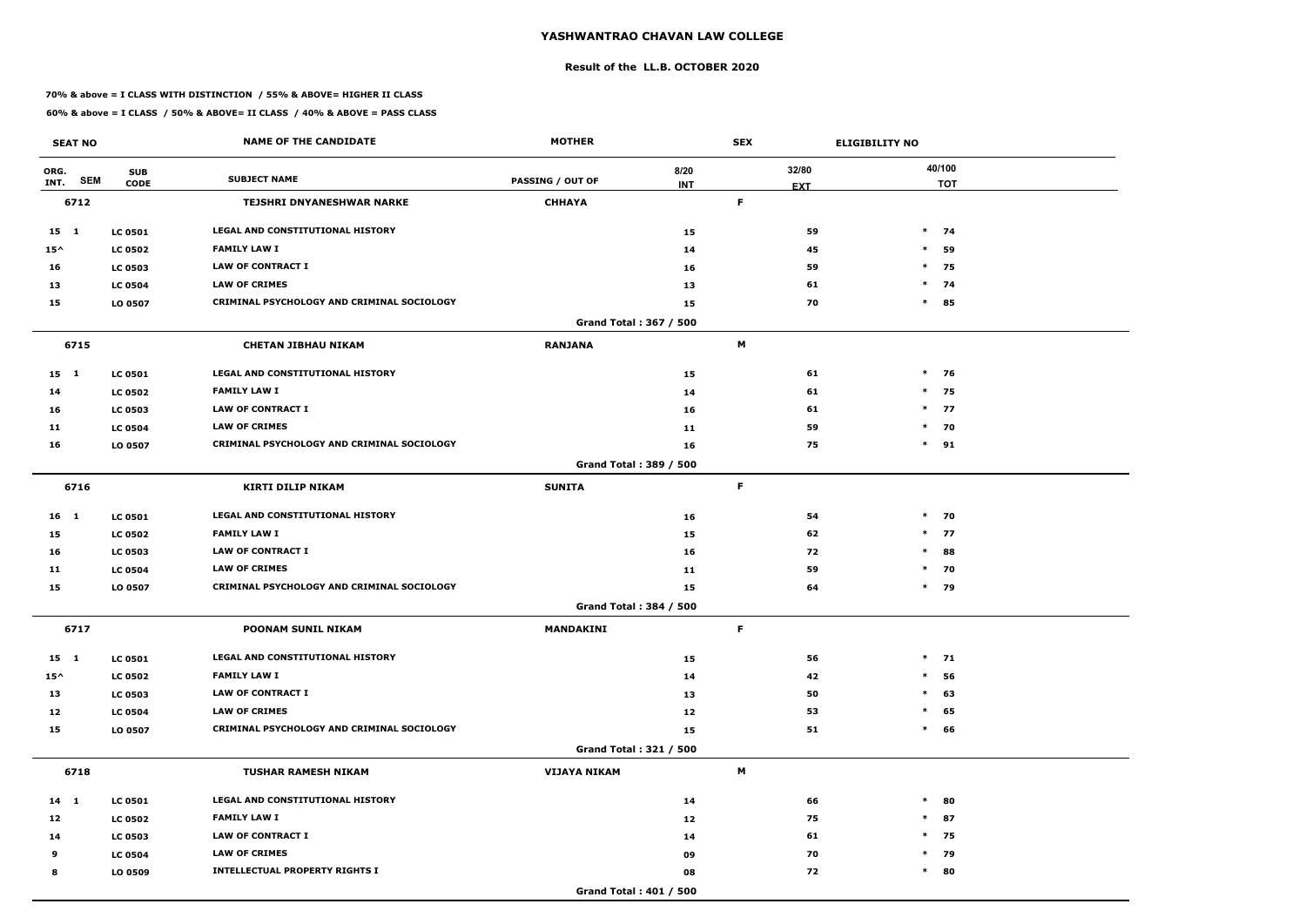# YASHWANTRAO CHAVAN LAW COLLEGE

## Result of the LL.B. OCTOBER 2020

**70% & above = I CLASS WITH DISTINCTION / 55% & ABOVE= HIGHER II CLASS**

**60% & above = I CLASS / 50% & ABOVE= II CLASS / 40% & ABOVE = PASS CLASS**

| SEAT NO | | NAME OF THE CANDIDATE | MOTHER | SEX | ELIGIBILITY NO | |
|---|---|---|---|---|---|---|
| ORG. INT. SEM | SUB CODE | SUBJECT NAME | PASSING / OUT OF | 8/20 INT | 32/80 EXT | 40/100 TOT |
| **6712** | | **TEJSHRI DNYANESHWAR NARKE** | **CHHAYA** | **F** | | |
| 15 1 | LC 0501 | LEGAL AND CONSTITUTIONAL HISTORY | | 15 | 59 | * 74 |
| 15^ | LC 0502 | FAMILY LAW I | | 14 | 45 | * 59 |
| 16 | LC 0503 | LAW OF CONTRACT I | | 16 | 59 | * 75 |
| 13 | LC 0504 | LAW OF CRIMES | | 13 | 61 | * 74 |
| 15 | LO 0507 | CRIMINAL PSYCHOLOGY AND CRIMINAL SOCIOLOGY | | 15 | 70 | * 85 |
| | | | Grand Total : 367 / 500 | | | |
| **6715** | | **CHETAN JIBHAU NIKAM** | **RANJANA** | **M** | | |
| 15 1 | LC 0501 | LEGAL AND CONSTITUTIONAL HISTORY | | 15 | 61 | * 76 |
| 14 | LC 0502 | FAMILY LAW I | | 14 | 61 | * 75 |
| 16 | LC 0503 | LAW OF CONTRACT I | | 16 | 61 | * 77 |
| 11 | LC 0504 | LAW OF CRIMES | | 11 | 59 | * 70 |
| 16 | LO 0507 | CRIMINAL PSYCHOLOGY AND CRIMINAL SOCIOLOGY | | 16 | 75 | * 91 |
| | | | Grand Total : 389 / 500 | | | |
| **6716** | | **KIRTI DILIP NIKAM** | **SUNITA** | **F** | | |
| 16 1 | LC 0501 | LEGAL AND CONSTITUTIONAL HISTORY | | 16 | 54 | * 70 |
| 15 | LC 0502 | FAMILY LAW I | | 15 | 62 | * 77 |
| 16 | LC 0503 | LAW OF CONTRACT I | | 16 | 72 | * 88 |
| 11 | LC 0504 | LAW OF CRIMES | | 11 | 59 | * 70 |
| 15 | LO 0507 | CRIMINAL PSYCHOLOGY AND CRIMINAL SOCIOLOGY | | 15 | 64 | * 79 |
| | | | Grand Total : 384 / 500 | | | |
| **6717** | | **POONAM SUNIL NIKAM** | **MANDAKINI** | **F** | | |
| 15 1 | LC 0501 | LEGAL AND CONSTITUTIONAL HISTORY | | 15 | 56 | * 71 |
| 15^ | LC 0502 | FAMILY LAW I | | 14 | 42 | * 56 |
| 13 | LC 0503 | LAW OF CONTRACT I | | 13 | 50 | * 63 |
| 12 | LC 0504 | LAW OF CRIMES | | 12 | 53 | * 65 |
| 15 | LO 0507 | CRIMINAL PSYCHOLOGY AND CRIMINAL SOCIOLOGY | | 15 | 51 | * 66 |
| | | | Grand Total : 321 / 500 | | | |
| **6718** | | **TUSHAR RAMESH NIKAM** | **VIJAYA NIKAM** | **M** | | |
| 14 1 | LC 0501 | LEGAL AND CONSTITUTIONAL HISTORY | | 14 | 66 | * 80 |
| 12 | LC 0502 | FAMILY LAW I | | 12 | 75 | * 87 |
| 14 | LC 0503 | LAW OF CONTRACT I | | 14 | 61 | * 75 |
| 9 | LC 0504 | LAW OF CRIMES | | 09 | 70 | * 79 |
| 8 | LO 0509 | INTELLECTUAL PROPERTY RIGHTS I | | 08 | 72 | * 80 |
| | | | Grand Total : 401 / 500 | | | |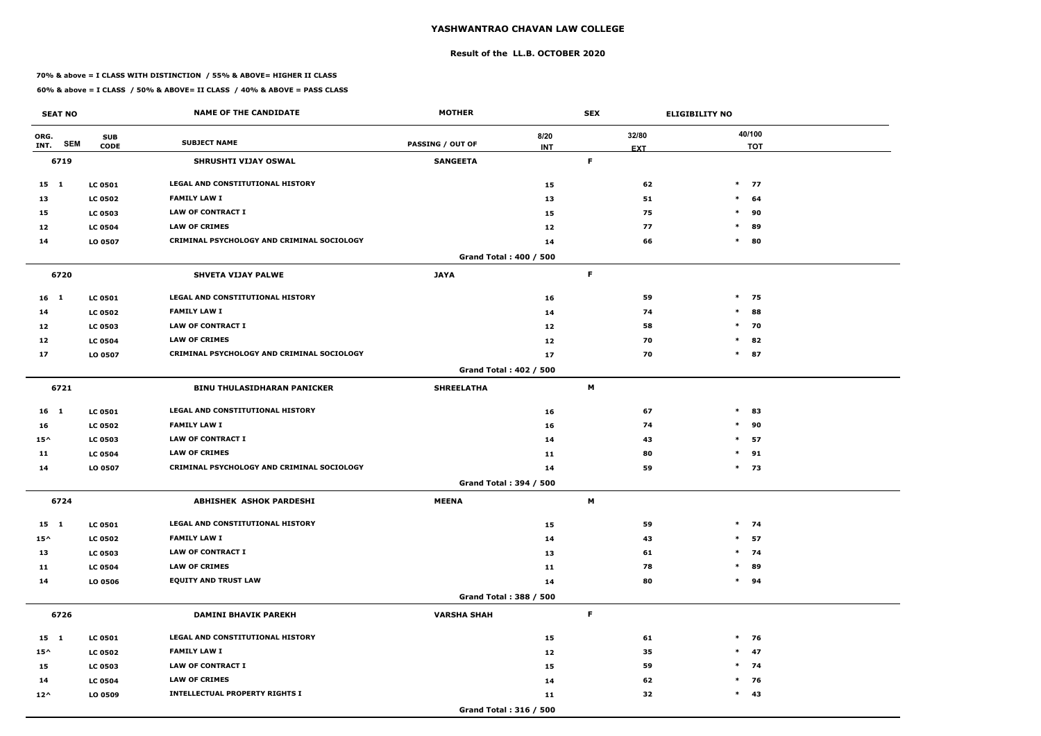# YASHWANTRAO CHAVAN LAW COLLEGE

## Result of the LL.B. OCTOBER 2020

**70% & above = I CLASS WITH DISTINCTION / 55% & ABOVE= HIGHER II CLASS**

**60% & above = I CLASS / 50% & ABOVE= II CLASS / 40% & ABOVE = PASS CLASS**

| SEAT NO | | | NAME OF THE CANDIDATE | MOTHER | SEX | ELIGIBILITY NO | |
|---|---|---|---|---|---|---|---|
| ORG. INT. | SEM | SUB CODE | SUBJECT NAME | PASSING / OUT OF | 8/20 INT | 32/80 EXT | 40/100 TOT |
| 6719 | | | SHRUSHTI VIJAY OSWAL | SANGEETA | F | | |
| 15 | 1 | LC 0501 | LEGAL AND CONSTITUTIONAL HISTORY | | 15 | 62 | * 77 |
| 13 | | LC 0502 | FAMILY LAW I | | 13 | 51 | * 64 |
| 15 | | LC 0503 | LAW OF CONTRACT I | | 15 | 75 | * 90 |
| 12 | | LC 0504 | LAW OF CRIMES | | 12 | 77 | * 89 |
| 14 | | LO 0507 | CRIMINAL PSYCHOLOGY AND CRIMINAL SOCIOLOGY | | 14 | 66 | * 80 |
| | | | | Grand Total : 400 / 500 | | | |
| 6720 | | | SHVETA VIJAY PALWE | JAYA | F | | |
| 16 | 1 | LC 0501 | LEGAL AND CONSTITUTIONAL HISTORY | | 16 | 59 | * 75 |
| 14 | | LC 0502 | FAMILY LAW I | | 14 | 74 | * 88 |
| 12 | | LC 0503 | LAW OF CONTRACT I | | 12 | 58 | * 70 |
| 12 | | LC 0504 | LAW OF CRIMES | | 12 | 70 | * 82 |
| 17 | | LO 0507 | CRIMINAL PSYCHOLOGY AND CRIMINAL SOCIOLOGY | | 17 | 70 | * 87 |
| | | | | Grand Total : 402 / 500 | | | |
| 6721 | | | BINU THULASIDHARAN PANICKER | SHREELATHA | M | | |
| 16 | 1 | LC 0501 | LEGAL AND CONSTITUTIONAL HISTORY | | 16 | 67 | * 83 |
| 16 | | LC 0502 | FAMILY LAW I | | 16 | 74 | * 90 |
| 15^ | | LC 0503 | LAW OF CONTRACT I | | 14 | 43 | * 57 |
| 11 | | LC 0504 | LAW OF CRIMES | | 11 | 80 | * 91 |
| 14 | | LO 0507 | CRIMINAL PSYCHOLOGY AND CRIMINAL SOCIOLOGY | | 14 | 59 | * 73 |
| | | | | Grand Total : 394 / 500 | | | |
| 6724 | | | ABHISHEK ASHOK PARDESHI | MEENA | M | | |
| 15 | 1 | LC 0501 | LEGAL AND CONSTITUTIONAL HISTORY | | 15 | 59 | * 74 |
| 15^ | | LC 0502 | FAMILY LAW I | | 14 | 43 | * 57 |
| 13 | | LC 0503 | LAW OF CONTRACT I | | 13 | 61 | * 74 |
| 11 | | LC 0504 | LAW OF CRIMES | | 11 | 78 | * 89 |
| 14 | | LO 0506 | EQUITY AND TRUST LAW | | 14 | 80 | * 94 |
| | | | | Grand Total : 388 / 500 | | | |
| 6726 | | | DAMINI BHAVIK PAREKH | VARSHA SHAH | F | | |
| 15 | 1 | LC 0501 | LEGAL AND CONSTITUTIONAL HISTORY | | 15 | 61 | * 76 |
| 15^ | | LC 0502 | FAMILY LAW I | | 12 | 35 | * 47 |
| 15 | | LC 0503 | LAW OF CONTRACT I | | 15 | 59 | * 74 |
| 14 | | LC 0504 | LAW OF CRIMES | | 14 | 62 | * 76 |
| 12^ | | LO 0509 | INTELLECTUAL PROPERTY RIGHTS I | | 11 | 32 | * 43 |
| | | | | Grand Total : 316 / 500 | | | |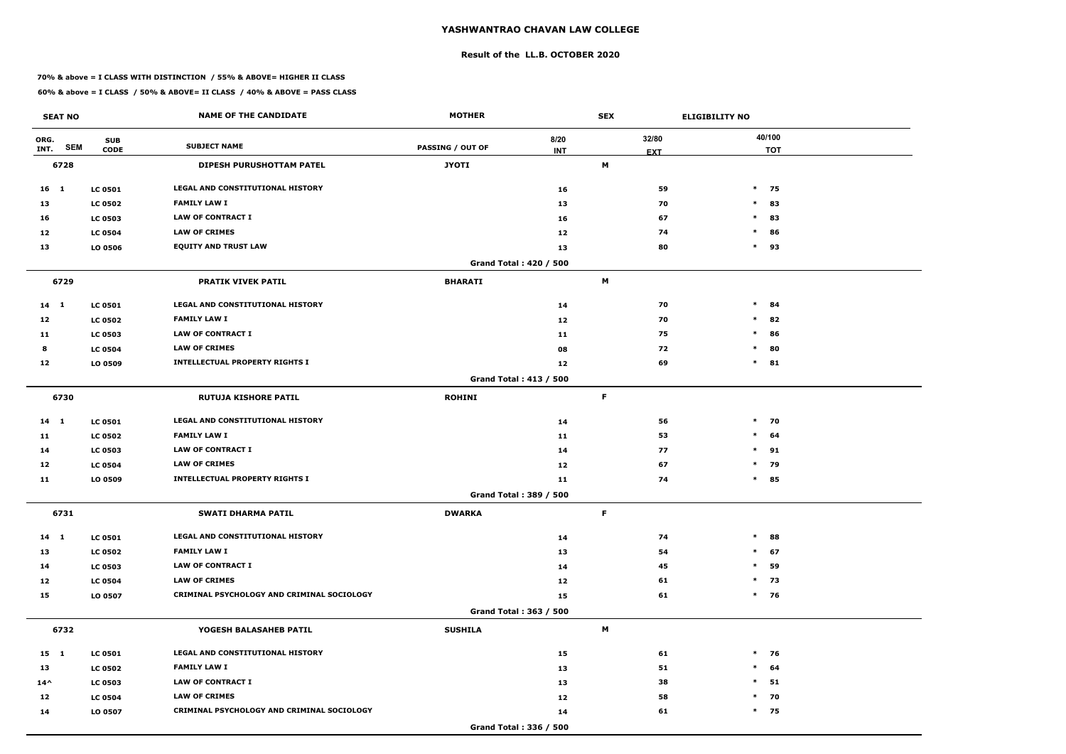# YASHWANTRAO CHAVAN LAW COLLEGE

## Result of the LL.B. OCTOBER 2020

**70% & above = I CLASS WITH DISTINCTION / 55% & ABOVE= HIGHER II CLASS**

**60% & above = I CLASS / 50% & ABOVE= II CLASS / 40% & ABOVE = PASS CLASS**

| SEAT NO | | NAME OF THE CANDIDATE | MOTHER | | SEX | ELIGIBILITY NO | |
|---|---|---|---|---|---|---|---|
| ORG. INT. SEM | SUB CODE | SUBJECT NAME | PASSING / OUT OF | 8/20 INT | 32/80 EXT | | 40/100 TOT |
| **6728** | | **DIPESH PURUSHOTTAM PATEL** | **JYOTI** | | **M** | | |
| 16 1 | LC 0501 | LEGAL AND CONSTITUTIONAL HISTORY | | 16 | 59 | * | 75 |
| 13 | LC 0502 | FAMILY LAW I | | 13 | 70 | * | 83 |
| 16 | LC 0503 | LAW OF CONTRACT I | | 16 | 67 | * | 83 |
| 12 | LC 0504 | LAW OF CRIMES | | 12 | 74 | * | 86 |
| 13 | LO 0506 | EQUITY AND TRUST LAW | | 13 | 80 | * | 93 |
| | | | | Grand Total : 420 / 500 | | | |
| **6729** | | **PRATIK VIVEK PATIL** | **BHARATI** | | **M** | | |
| 14 1 | LC 0501 | LEGAL AND CONSTITUTIONAL HISTORY | | 14 | 70 | * | 84 |
| 12 | LC 0502 | FAMILY LAW I | | 12 | 70 | * | 82 |
| 11 | LC 0503 | LAW OF CONTRACT I | | 11 | 75 | * | 86 |
| 8 | LC 0504 | LAW OF CRIMES | | 08 | 72 | * | 80 |
| 12 | LO 0509 | INTELLECTUAL PROPERTY RIGHTS I | | 12 | 69 | * | 81 |
| | | | | Grand Total : 413 / 500 | | | |
| **6730** | | **RUTUJA KISHORE PATIL** | **ROHINI** | | **F** | | |
| 14 1 | LC 0501 | LEGAL AND CONSTITUTIONAL HISTORY | | 14 | 56 | * | 70 |
| 11 | LC 0502 | FAMILY LAW I | | 11 | 53 | * | 64 |
| 14 | LC 0503 | LAW OF CONTRACT I | | 14 | 77 | * | 91 |
| 12 | LC 0504 | LAW OF CRIMES | | 12 | 67 | * | 79 |
| 11 | LO 0509 | INTELLECTUAL PROPERTY RIGHTS I | | 11 | 74 | * | 85 |
| | | | | Grand Total : 389 / 500 | | | |
| **6731** | | **SWATI DHARMA PATIL** | **DWARKA** | | **F** | | |
| 14 1 | LC 0501 | LEGAL AND CONSTITUTIONAL HISTORY | | 14 | 74 | * | 88 |
| 13 | LC 0502 | FAMILY LAW I | | 13 | 54 | * | 67 |
| 14 | LC 0503 | LAW OF CONTRACT I | | 14 | 45 | * | 59 |
| 12 | LC 0504 | LAW OF CRIMES | | 12 | 61 | * | 73 |
| 15 | LO 0507 | CRIMINAL PSYCHOLOGY AND CRIMINAL SOCIOLOGY | | 15 | 61 | * | 76 |
| | | | | Grand Total : 363 / 500 | | | |
| **6732** | | **YOGESH BALASAHEB PATIL** | **SUSHILA** | | **M** | | |
| 15 1 | LC 0501 | LEGAL AND CONSTITUTIONAL HISTORY | | 15 | 61 | * | 76 |
| 13 | LC 0502 | FAMILY LAW I | | 13 | 51 | * | 64 |
| 14^ | LC 0503 | LAW OF CONTRACT I | | 13 | 38 | * | 51 |
| 12 | LC 0504 | LAW OF CRIMES | | 12 | 58 | * | 70 |
| 14 | LO 0507 | CRIMINAL PSYCHOLOGY AND CRIMINAL SOCIOLOGY | | 14 | 61 | * | 75 |
| | | | | Grand Total : 336 / 500 | | | |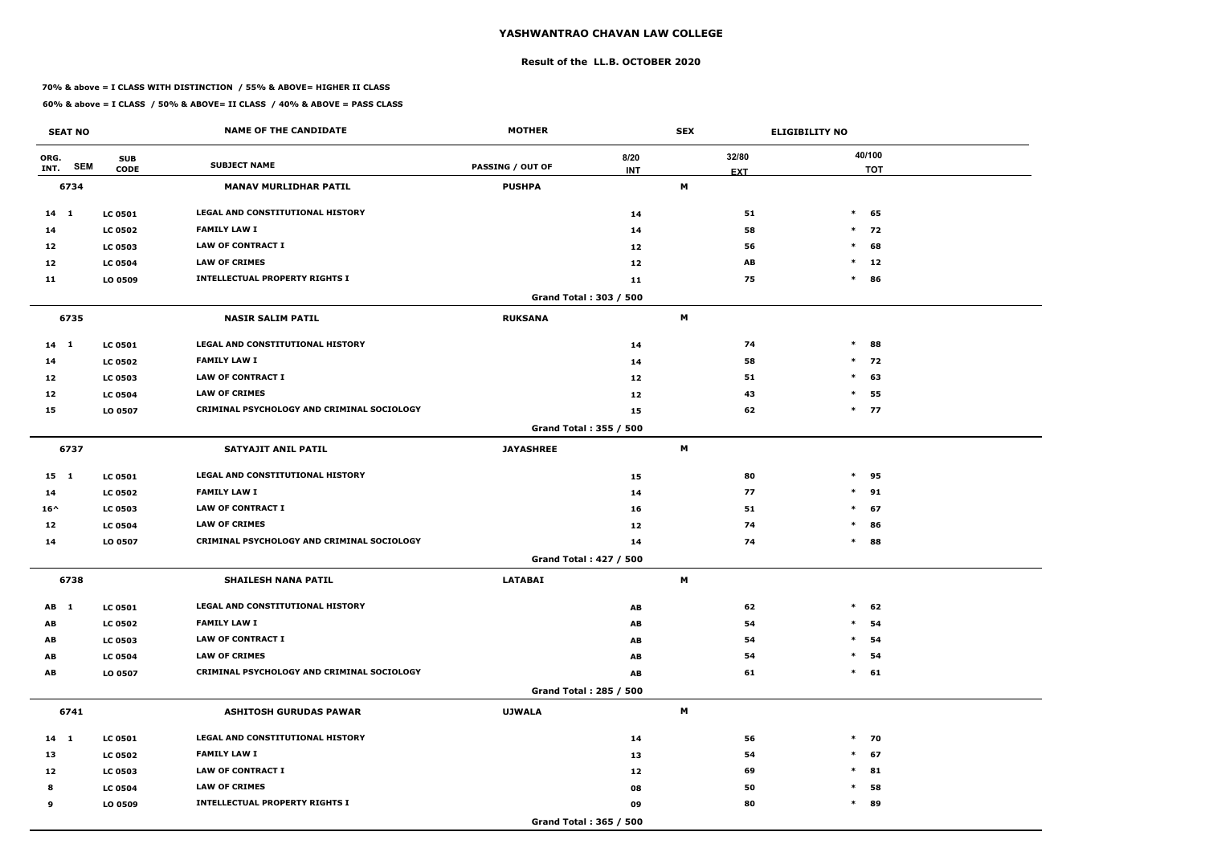# YASHWANTRAO CHAVAN LAW COLLEGE

## Result of the LL.B. OCTOBER 2020

**70% & above = I CLASS WITH DISTINCTION / 55% & ABOVE= HIGHER II CLASS**

**60% & above = I CLASS / 50% & ABOVE= II CLASS / 40% & ABOVE = PASS CLASS**

| SEAT NO | | | NAME OF THE CANDIDATE | MOTHER | | SEX | ELIGIBILITY NO |
|---|---|---|---|---|---|---|---|
| ORG. INT. | SEM | SUB CODE | SUBJECT NAME | PASSING / OUT OF | 8/20 INT | 32/80 EXT | 40/100 TOT |
| **6734** | | | **MANAV MURLIDHAR PATIL** | **PUSHPA** | | **M** | |
| 14 | 1 | LC 0501 | LEGAL AND CONSTITUTIONAL HISTORY | | 14 | 51 | * 65 |
| 14 | | LC 0502 | FAMILY LAW I | | 14 | 58 | * 72 |
| 12 | | LC 0503 | LAW OF CONTRACT I | | 12 | 56 | * 68 |
| 12 | | LC 0504 | LAW OF CRIMES | | 12 | AB | * 12 |
| 11 | | LO 0509 | INTELLECTUAL PROPERTY RIGHTS I | | 11 | 75 | * 86 |
| | | | | Grand Total : 303 / 500 | | | |
| **6735** | | | **NASIR SALIM PATIL** | **RUKSANA** | | **M** | |
| 14 | 1 | LC 0501 | LEGAL AND CONSTITUTIONAL HISTORY | | 14 | 74 | * 88 |
| 14 | | LC 0502 | FAMILY LAW I | | 14 | 58 | * 72 |
| 12 | | LC 0503 | LAW OF CONTRACT I | | 12 | 51 | * 63 |
| 12 | | LC 0504 | LAW OF CRIMES | | 12 | 43 | * 55 |
| 15 | | LO 0507 | CRIMINAL PSYCHOLOGY AND CRIMINAL SOCIOLOGY | | 15 | 62 | * 77 |
| | | | | Grand Total : 355 / 500 | | | |
| **6737** | | | **SATYAJIT ANIL PATIL** | **JAYASHREE** | | **M** | |
| 15 | 1 | LC 0501 | LEGAL AND CONSTITUTIONAL HISTORY | | 15 | 80 | * 95 |
| 14 | | LC 0502 | FAMILY LAW I | | 14 | 77 | * 91 |
| 16^ | | LC 0503 | LAW OF CONTRACT I | | 16 | 51 | * 67 |
| 12 | | LC 0504 | LAW OF CRIMES | | 12 | 74 | * 86 |
| 14 | | LO 0507 | CRIMINAL PSYCHOLOGY AND CRIMINAL SOCIOLOGY | | 14 | 74 | * 88 |
| | | | | Grand Total : 427 / 500 | | | |
| **6738** | | | **SHAILESH NANA PATIL** | **LATABAI** | | **M** | |
| AB | 1 | LC 0501 | LEGAL AND CONSTITUTIONAL HISTORY | | AB | 62 | * 62 |
| AB | | LC 0502 | FAMILY LAW I | | AB | 54 | * 54 |
| AB | | LC 0503 | LAW OF CONTRACT I | | AB | 54 | * 54 |
| AB | | LC 0504 | LAW OF CRIMES | | AB | 54 | * 54 |
| AB | | LO 0507 | CRIMINAL PSYCHOLOGY AND CRIMINAL SOCIOLOGY | | AB | 61 | * 61 |
| | | | | Grand Total : 285 / 500 | | | |
| **6741** | | | **ASHITOSH GURUDAS PAWAR** | **UJWALA** | | **M** | |
| 14 | 1 | LC 0501 | LEGAL AND CONSTITUTIONAL HISTORY | | 14 | 56 | * 70 |
| 13 | | LC 0502 | FAMILY LAW I | | 13 | 54 | * 67 |
| 12 | | LC 0503 | LAW OF CONTRACT I | | 12 | 69 | * 81 |
| 8 | | LC 0504 | LAW OF CRIMES | | 08 | 50 | * 58 |
| 9 | | LO 0509 | INTELLECTUAL PROPERTY RIGHTS I | | 09 | 80 | * 89 |
| | | | | Grand Total : 365 / 500 | | | |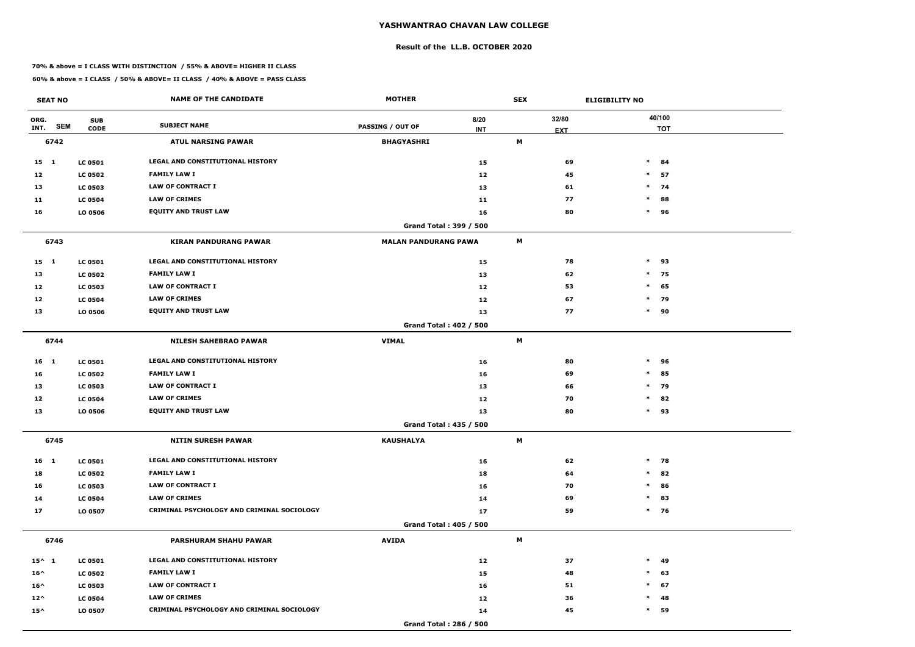# YASHWANTRAO CHAVAN LAW COLLEGE

## Result of the LL.B. OCTOBER 2020

**70% & above = I CLASS WITH DISTINCTION / 55% & ABOVE= HIGHER II CLASS**

**60% & above = I CLASS / 50% & ABOVE= II CLASS / 40% & ABOVE = PASS CLASS**

| SEAT NO | | | NAME OF THE CANDIDATE | MOTHER | SEX | ELIGIBILITY NO | |
|---|---|---|---|---|---|---|---|
| ORG. INT. | SEM | SUB CODE | SUBJECT NAME | PASSING / OUT OF | 8/20 INT | 32/80 EXT | 40/100 TOT |
| **6742** | | | **ATUL NARSING PAWAR** | **BHAGYASHRI** | **M** | | |
| 15 | 1 | LC 0501 | LEGAL AND CONSTITUTIONAL HISTORY | | 15 | 69 | * 84 |
| 12 | | LC 0502 | FAMILY LAW I | | 12 | 45 | * 57 |
| 13 | | LC 0503 | LAW OF CONTRACT I | | 13 | 61 | * 74 |
| 11 | | LC 0504 | LAW OF CRIMES | | 11 | 77 | * 88 |
| 16 | | LO 0506 | EQUITY AND TRUST LAW | | 16 | 80 | * 96 |
| | | | | Grand Total : 399 / 500 | | | |
| **6743** | | | **KIRAN PANDURANG PAWAR** | **MALAN PANDURANG PAWA** | **M** | | |
| 15 | 1 | LC 0501 | LEGAL AND CONSTITUTIONAL HISTORY | | 15 | 78 | * 93 |
| 13 | | LC 0502 | FAMILY LAW I | | 13 | 62 | * 75 |
| 12 | | LC 0503 | LAW OF CONTRACT I | | 12 | 53 | * 65 |
| 12 | | LC 0504 | LAW OF CRIMES | | 12 | 67 | * 79 |
| 13 | | LO 0506 | EQUITY AND TRUST LAW | | 13 | 77 | * 90 |
| | | | | Grand Total : 402 / 500 | | | |
| **6744** | | | **NILESH SAHEBRAO PAWAR** | **VIMAL** | **M** | | |
| 16 | 1 | LC 0501 | LEGAL AND CONSTITUTIONAL HISTORY | | 16 | 80 | * 96 |
| 16 | | LC 0502 | FAMILY LAW I | | 16 | 69 | * 85 |
| 13 | | LC 0503 | LAW OF CONTRACT I | | 13 | 66 | * 79 |
| 12 | | LC 0504 | LAW OF CRIMES | | 12 | 70 | * 82 |
| 13 | | LO 0506 | EQUITY AND TRUST LAW | | 13 | 80 | * 93 |
| | | | | Grand Total : 435 / 500 | | | |
| **6745** | | | **NITIN SURESH PAWAR** | **KAUSHALYA** | **M** | | |
| 16 | 1 | LC 0501 | LEGAL AND CONSTITUTIONAL HISTORY | | 16 | 62 | * 78 |
| 18 | | LC 0502 | FAMILY LAW I | | 18 | 64 | * 82 |
| 16 | | LC 0503 | LAW OF CONTRACT I | | 16 | 70 | * 86 |
| 14 | | LC 0504 | LAW OF CRIMES | | 14 | 69 | * 83 |
| 17 | | LO 0507 | CRIMINAL PSYCHOLOGY AND CRIMINAL SOCIOLOGY | | 17 | 59 | * 76 |
| | | | | Grand Total : 405 / 500 | | | |
| **6746** | | | **PARSHURAM SHAHU PAWAR** | **AVIDA** | **M** | | |
| 15^ | 1 | LC 0501 | LEGAL AND CONSTITUTIONAL HISTORY | | 12 | 37 | * 49 |
| 16^ | | LC 0502 | FAMILY LAW I | | 15 | 48 | * 63 |
| 16^ | | LC 0503 | LAW OF CONTRACT I | | 16 | 51 | * 67 |
| 12^ | | LC 0504 | LAW OF CRIMES | | 12 | 36 | * 48 |
| 15^ | | LO 0507 | CRIMINAL PSYCHOLOGY AND CRIMINAL SOCIOLOGY | | 14 | 45 | * 59 |
| | | | | Grand Total : 286 / 500 | | | |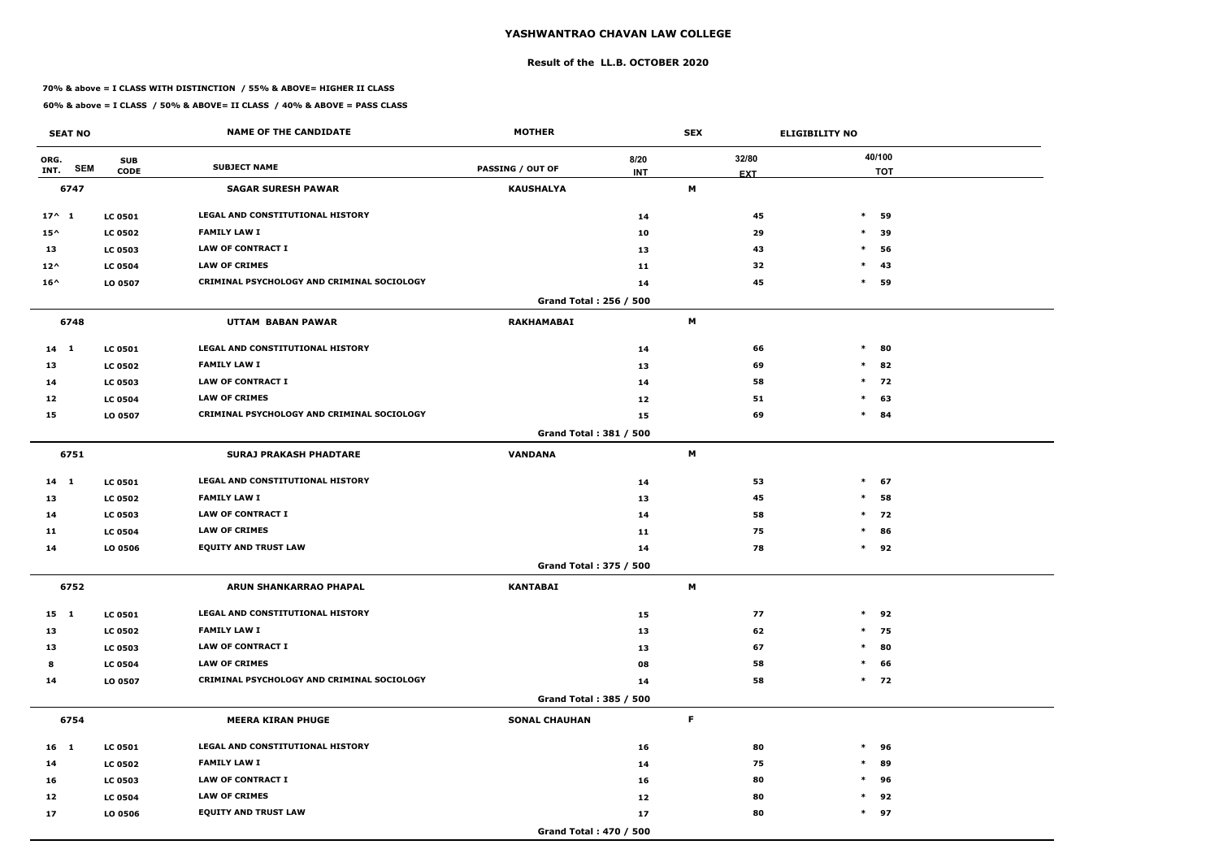# YASHWANTRAO CHAVAN LAW COLLEGE

## Result of the LL.B. OCTOBER 2020

**70% & above = I CLASS WITH DISTINCTION / 55% & ABOVE= HIGHER II CLASS**

**60% & above = I CLASS / 50% & ABOVE= II CLASS / 40% & ABOVE = PASS CLASS**

| SEAT NO | | | NAME OF THE CANDIDATE | MOTHER | | SEX | ELIGIBILITY NO | |
|---|---|---|---|---|---|---|---|---|
| ORG. INT. | SEM | SUB CODE | SUBJECT NAME | PASSING / OUT OF | 8/20 INT | 32/80 EXT | | 40/100 TOT |
| **6747** | | | **SAGAR SURESH PAWAR** | **KAUSHALYA** | | **M** | | |
| 17^ | 1 | LC 0501 | LEGAL AND CONSTITUTIONAL HISTORY | | 14 | 45 | * | 59 |
| 15^ | | LC 0502 | FAMILY LAW I | | 10 | 29 | * | 39 |
| 13 | | LC 0503 | LAW OF CONTRACT I | | 13 | 43 | * | 56 |
| 12^ | | LC 0504 | LAW OF CRIMES | | 11 | 32 | * | 43 |
| 16^ | | LO 0507 | CRIMINAL PSYCHOLOGY AND CRIMINAL SOCIOLOGY | | 14 | 45 | * | 59 |
| | | | | Grand Total : 256 / 500 | | | | |
| **6748** | | | **UTTAM BABAN PAWAR** | **RAKHAMABAI** | | **M** | | |
| 14 | 1 | LC 0501 | LEGAL AND CONSTITUTIONAL HISTORY | | 14 | 66 | * | 80 |
| 13 | | LC 0502 | FAMILY LAW I | | 13 | 69 | * | 82 |
| 14 | | LC 0503 | LAW OF CONTRACT I | | 14 | 58 | * | 72 |
| 12 | | LC 0504 | LAW OF CRIMES | | 12 | 51 | * | 63 |
| 15 | | LO 0507 | CRIMINAL PSYCHOLOGY AND CRIMINAL SOCIOLOGY | | 15 | 69 | * | 84 |
| | | | | Grand Total : 381 / 500 | | | | |
| **6751** | | | **SURAJ PRAKASH PHADTARE** | **VANDANA** | | **M** | | |
| 14 | 1 | LC 0501 | LEGAL AND CONSTITUTIONAL HISTORY | | 14 | 53 | * | 67 |
| 13 | | LC 0502 | FAMILY LAW I | | 13 | 45 | * | 58 |
| 14 | | LC 0503 | LAW OF CONTRACT I | | 14 | 58 | * | 72 |
| 11 | | LC 0504 | LAW OF CRIMES | | 11 | 75 | * | 86 |
| 14 | | LO 0506 | EQUITY AND TRUST LAW | | 14 | 78 | * | 92 |
| | | | | Grand Total : 375 / 500 | | | | |
| **6752** | | | **ARUN SHANKARRAO PHAPAL** | **KANTABAI** | | **M** | | |
| 15 | 1 | LC 0501 | LEGAL AND CONSTITUTIONAL HISTORY | | 15 | 77 | * | 92 |
| 13 | | LC 0502 | FAMILY LAW I | | 13 | 62 | * | 75 |
| 13 | | LC 0503 | LAW OF CONTRACT I | | 13 | 67 | * | 80 |
| 8 | | LC 0504 | LAW OF CRIMES | | 08 | 58 | * | 66 |
| 14 | | LO 0507 | CRIMINAL PSYCHOLOGY AND CRIMINAL SOCIOLOGY | | 14 | 58 | * | 72 |
| | | | | Grand Total : 385 / 500 | | | | |
| **6754** | | | **MEERA KIRAN PHUGE** | **SONAL CHAUHAN** | | **F** | | |
| 16 | 1 | LC 0501 | LEGAL AND CONSTITUTIONAL HISTORY | | 16 | 80 | * | 96 |
| 14 | | LC 0502 | FAMILY LAW I | | 14 | 75 | * | 89 |
| 16 | | LC 0503 | LAW OF CONTRACT I | | 16 | 80 | * | 96 |
| 12 | | LC 0504 | LAW OF CRIMES | | 12 | 80 | * | 92 |
| 17 | | LO 0506 | EQUITY AND TRUST LAW | | 17 | 80 | * | 97 |
| | | | | Grand Total : 470 / 500 | | | | |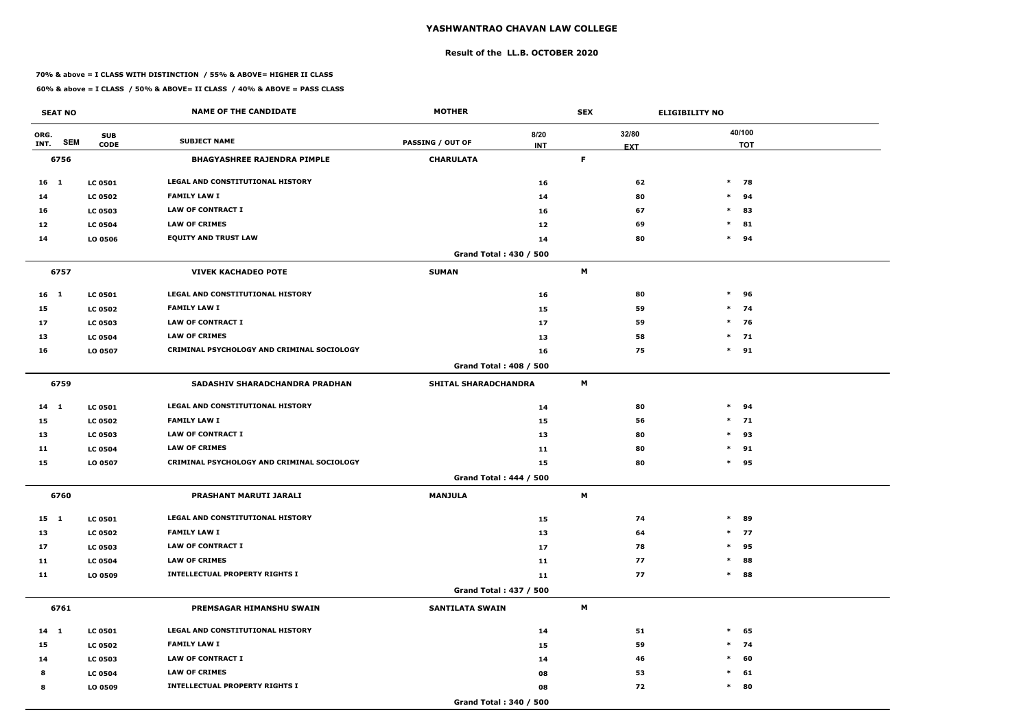# YASHWANTRAO CHAVAN LAW COLLEGE

## Result of the LL.B. OCTOBER 2020

**70% & above = I CLASS WITH DISTINCTION / 55% & ABOVE= HIGHER II CLASS**

**60% & above = I CLASS / 50% & ABOVE= II CLASS / 40% & ABOVE = PASS CLASS**

| SEAT NO | | | NAME OF THE CANDIDATE | MOTHER | | SEX | ELIGIBILITY NO |
|---|---|---|---|---|---|---|---|
| ORG. INT. | SEM | SUB CODE | SUBJECT NAME | PASSING / OUT OF | 8/20 INT | 32/80 EXT | 40/100 TOT |
| **6756** | | | **BHAGYASHREE RAJENDRA PIMPLE** | **CHARULATA** | | **F** | |
| 16 | 1 | LC 0501 | LEGAL AND CONSTITUTIONAL HISTORY | | 16 | 62 | * 78 |
| 14 | | LC 0502 | FAMILY LAW I | | 14 | 80 | * 94 |
| 16 | | LC 0503 | LAW OF CONTRACT I | | 16 | 67 | * 83 |
| 12 | | LC 0504 | LAW OF CRIMES | | 12 | 69 | * 81 |
| 14 | | LO 0506 | EQUITY AND TRUST LAW | | 14 | 80 | * 94 |
| | | | | Grand Total : 430 / 500 | | | |
| **6757** | | | **VIVEK KACHADEO POTE** | **SUMAN** | | **M** | |
| 16 | 1 | LC 0501 | LEGAL AND CONSTITUTIONAL HISTORY | | 16 | 80 | * 96 |
| 15 | | LC 0502 | FAMILY LAW I | | 15 | 59 | * 74 |
| 17 | | LC 0503 | LAW OF CONTRACT I | | 17 | 59 | * 76 |
| 13 | | LC 0504 | LAW OF CRIMES | | 13 | 58 | * 71 |
| 16 | | LO 0507 | CRIMINAL PSYCHOLOGY AND CRIMINAL SOCIOLOGY | | 16 | 75 | * 91 |
| | | | | Grand Total : 408 / 500 | | | |
| **6759** | | | **SADASHIV SHARADCHANDRA PRADHAN** | **SHITAL SHARADCHANDRA** | | **M** | |
| 14 | 1 | LC 0501 | LEGAL AND CONSTITUTIONAL HISTORY | | 14 | 80 | * 94 |
| 15 | | LC 0502 | FAMILY LAW I | | 15 | 56 | * 71 |
| 13 | | LC 0503 | LAW OF CONTRACT I | | 13 | 80 | * 93 |
| 11 | | LC 0504 | LAW OF CRIMES | | 11 | 80 | * 91 |
| 15 | | LO 0507 | CRIMINAL PSYCHOLOGY AND CRIMINAL SOCIOLOGY | | 15 | 80 | * 95 |
| | | | | Grand Total : 444 / 500 | | | |
| **6760** | | | **PRASHANT MARUTI JARALI** | **MANJULA** | | **M** | |
| 15 | 1 | LC 0501 | LEGAL AND CONSTITUTIONAL HISTORY | | 15 | 74 | * 89 |
| 13 | | LC 0502 | FAMILY LAW I | | 13 | 64 | * 77 |
| 17 | | LC 0503 | LAW OF CONTRACT I | | 17 | 78 | * 95 |
| 11 | | LC 0504 | LAW OF CRIMES | | 11 | 77 | * 88 |
| 11 | | LO 0509 | INTELLECTUAL PROPERTY RIGHTS I | | 11 | 77 | * 88 |
| | | | | Grand Total : 437 / 500 | | | |
| **6761** | | | **PREMSAGAR HIMANSHU SWAIN** | **SANTILATA SWAIN** | | **M** | |
| 14 | 1 | LC 0501 | LEGAL AND CONSTITUTIONAL HISTORY | | 14 | 51 | * 65 |
| 15 | | LC 0502 | FAMILY LAW I | | 15 | 59 | * 74 |
| 14 | | LC 0503 | LAW OF CONTRACT I | | 14 | 46 | * 60 |
| 8 | | LC 0504 | LAW OF CRIMES | | 08 | 53 | * 61 |
| 8 | | LO 0509 | INTELLECTUAL PROPERTY RIGHTS I | | 08 | 72 | * 80 |
| | | | | Grand Total : 340 / 500 | | | |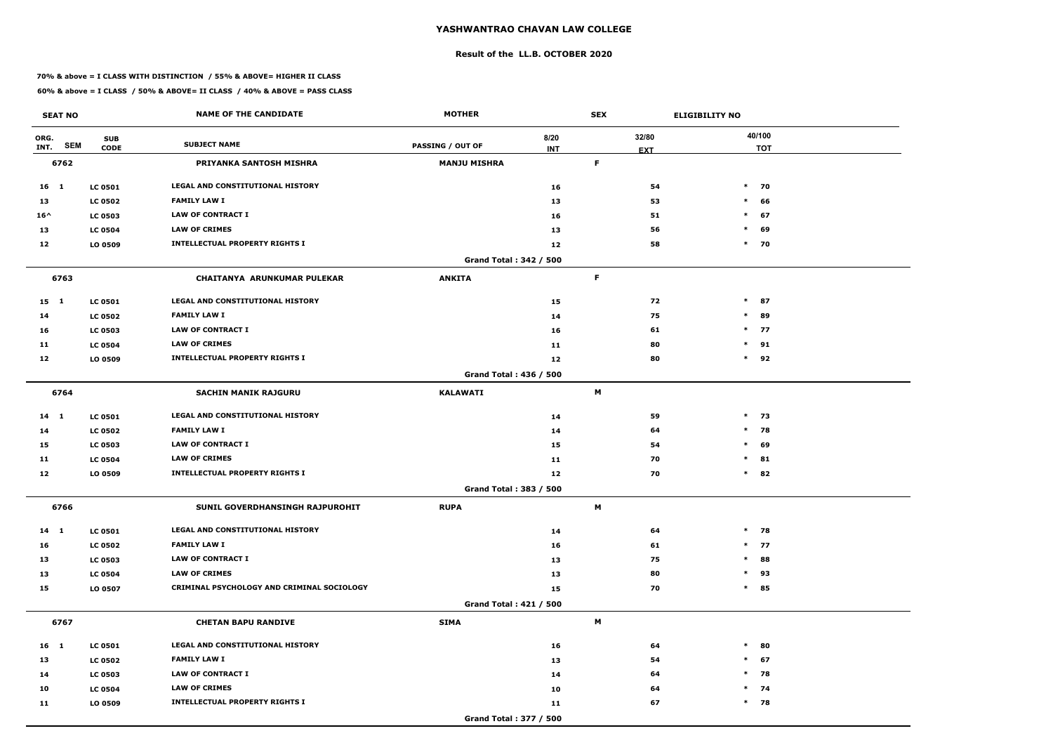# YASHWANTRAO CHAVAN LAW COLLEGE

## Result of the LL.B. OCTOBER 2020

**70% & above = I CLASS WITH DISTINCTION / 55% & ABOVE= HIGHER II CLASS**

**60% & above = I CLASS / 50% & ABOVE= II CLASS / 40% & ABOVE = PASS CLASS**

| SEAT NO | | | NAME OF THE CANDIDATE | MOTHER | | SEX | ELIGIBILITY NO |
|---|---|---|---|---|---|---|---|
| ORG. INT. | SEM | SUB CODE | SUBJECT NAME | PASSING / OUT OF | 8/20 INT | 32/80 EXT | 40/100 TOT |
| **6762** | | | **PRIYANKA SANTOSH MISHRA** | **MANJU MISHRA** | | **F** | |
| 16 | 1 | LC 0501 | LEGAL AND CONSTITUTIONAL HISTORY | | 16 | 54 | * 70 |
| 13 | | LC 0502 | FAMILY LAW I | | 13 | 53 | * 66 |
| 16^ | | LC 0503 | LAW OF CONTRACT I | | 16 | 51 | * 67 |
| 13 | | LC 0504 | LAW OF CRIMES | | 13 | 56 | * 69 |
| 12 | | LO 0509 | INTELLECTUAL PROPERTY RIGHTS I | | 12 | 58 | * 70 |
| | | | | Grand Total : 342 / 500 | | | |
| **6763** | | | **CHAITANYA ARUNKUMAR PULEKAR** | **ANKITA** | | **F** | |
| 15 | 1 | LC 0501 | LEGAL AND CONSTITUTIONAL HISTORY | | 15 | 72 | * 87 |
| 14 | | LC 0502 | FAMILY LAW I | | 14 | 75 | * 89 |
| 16 | | LC 0503 | LAW OF CONTRACT I | | 16 | 61 | * 77 |
| 11 | | LC 0504 | LAW OF CRIMES | | 11 | 80 | * 91 |
| 12 | | LO 0509 | INTELLECTUAL PROPERTY RIGHTS I | | 12 | 80 | * 92 |
| | | | | Grand Total : 436 / 500 | | | |
| **6764** | | | **SACHIN MANIK RAJGURU** | **KALAWATI** | | **M** | |
| 14 | 1 | LC 0501 | LEGAL AND CONSTITUTIONAL HISTORY | | 14 | 59 | * 73 |
| 14 | | LC 0502 | FAMILY LAW I | | 14 | 64 | * 78 |
| 15 | | LC 0503 | LAW OF CONTRACT I | | 15 | 54 | * 69 |
| 11 | | LC 0504 | LAW OF CRIMES | | 11 | 70 | * 81 |
| 12 | | LO 0509 | INTELLECTUAL PROPERTY RIGHTS I | | 12 | 70 | * 82 |
| | | | | Grand Total : 383 / 500 | | | |
| **6766** | | | **SUNIL GOVERDHANSINGH RAJPUROHIT** | **RUPA** | | **M** | |
| 14 | 1 | LC 0501 | LEGAL AND CONSTITUTIONAL HISTORY | | 14 | 64 | * 78 |
| 16 | | LC 0502 | FAMILY LAW I | | 16 | 61 | * 77 |
| 13 | | LC 0503 | LAW OF CONTRACT I | | 13 | 75 | * 88 |
| 13 | | LC 0504 | LAW OF CRIMES | | 13 | 80 | * 93 |
| 15 | | LO 0507 | CRIMINAL PSYCHOLOGY AND CRIMINAL SOCIOLOGY | | 15 | 70 | * 85 |
| | | | | Grand Total : 421 / 500 | | | |
| **6767** | | | **CHETAN BAPU RANDIVE** | **SIMA** | | **M** | |
| 16 | 1 | LC 0501 | LEGAL AND CONSTITUTIONAL HISTORY | | 16 | 64 | * 80 |
| 13 | | LC 0502 | FAMILY LAW I | | 13 | 54 | * 67 |
| 14 | | LC 0503 | LAW OF CONTRACT I | | 14 | 64 | * 78 |
| 10 | | LC 0504 | LAW OF CRIMES | | 10 | 64 | * 74 |
| 11 | | LO 0509 | INTELLECTUAL PROPERTY RIGHTS I | | 11 | 67 | * 78 |
| | | | | Grand Total : 377 / 500 | | | |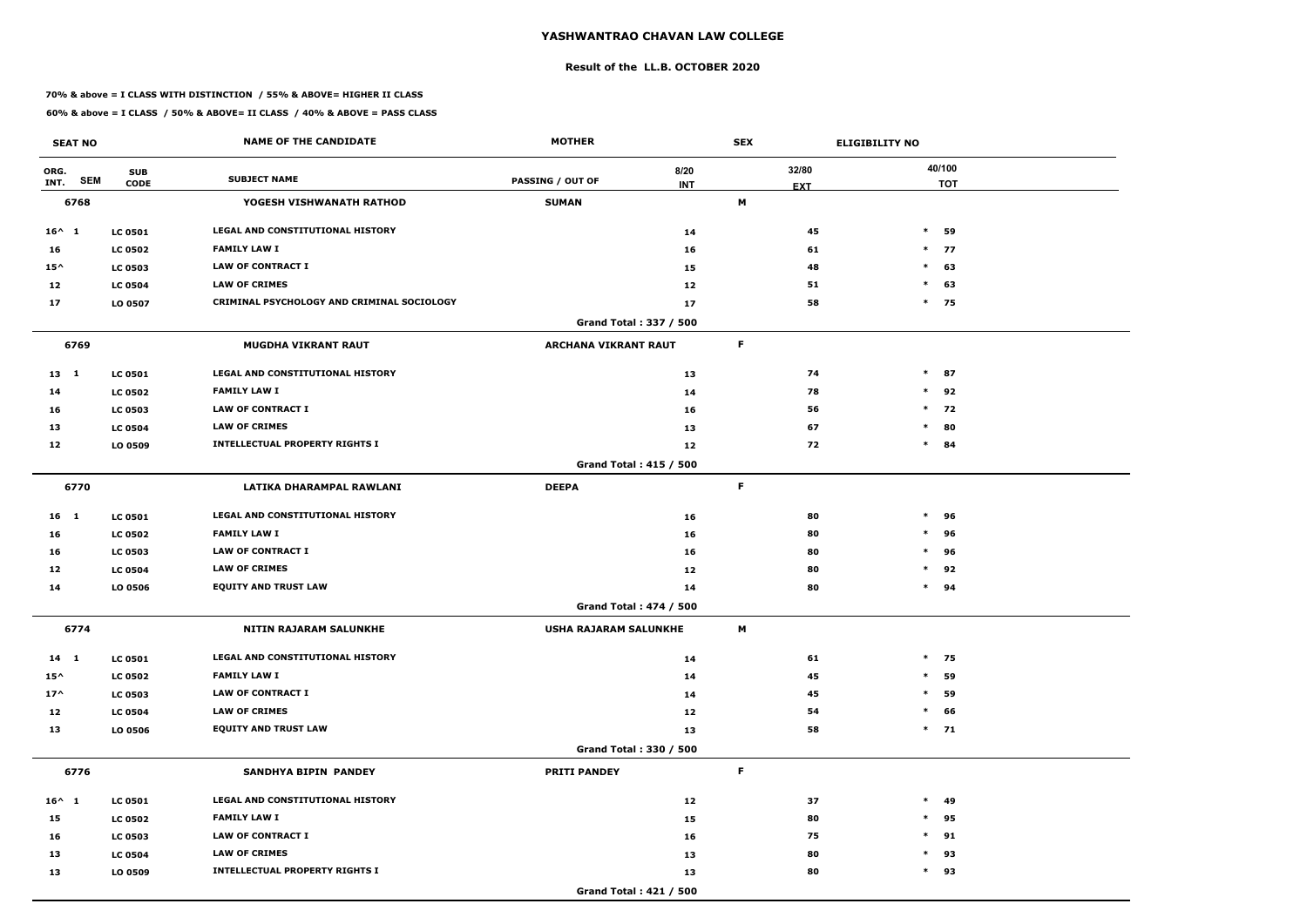# YASHWANTRAO CHAVAN LAW COLLEGE

## Result of the LL.B. OCTOBER 2020

**70% & above = I CLASS WITH DISTINCTION / 55% & ABOVE= HIGHER II CLASS**

**60% & above = I CLASS / 50% & ABOVE= II CLASS / 40% & ABOVE = PASS CLASS**

| SEAT NO | | NAME OF THE CANDIDATE | MOTHER | SEX | ELIGIBILITY NO | |
|---|---|---|---|---|---|---|
| ORG. INT. SEM | SUB CODE | SUBJECT NAME | PASSING / OUT OF | 8/20 INT | 32/80 EXT | 40/100 TOT |
| **6768** | | **YOGESH VISHWANATH RATHOD** | **SUMAN** | **M** | | |
| 16^ 1 | LC 0501 | LEGAL AND CONSTITUTIONAL HISTORY | | 14 | 45 | * 59 |
| 16 | LC 0502 | FAMILY LAW I | | 16 | 61 | * 77 |
| 15^ | LC 0503 | LAW OF CONTRACT I | | 15 | 48 | * 63 |
| 12 | LC 0504 | LAW OF CRIMES | | 12 | 51 | * 63 |
| 17 | LO 0507 | CRIMINAL PSYCHOLOGY AND CRIMINAL SOCIOLOGY | | 17 | 58 | * 75 |
| | | | Grand Total : 337 / 500 | | | |
| **6769** | | **MUGDHA VIKRANT RAUT** | **ARCHANA VIKRANT RAUT** | **F** | | |
| 13 1 | LC 0501 | LEGAL AND CONSTITUTIONAL HISTORY | | 13 | 74 | * 87 |
| 14 | LC 0502 | FAMILY LAW I | | 14 | 78 | * 92 |
| 16 | LC 0503 | LAW OF CONTRACT I | | 16 | 56 | * 72 |
| 13 | LC 0504 | LAW OF CRIMES | | 13 | 67 | * 80 |
| 12 | LO 0509 | INTELLECTUAL PROPERTY RIGHTS I | | 12 | 72 | * 84 |
| | | | Grand Total : 415 / 500 | | | |
| **6770** | | **LATIKA DHARAMPAL RAWLANI** | **DEEPA** | **F** | | |
| 16 1 | LC 0501 | LEGAL AND CONSTITUTIONAL HISTORY | | 16 | 80 | * 96 |
| 16 | LC 0502 | FAMILY LAW I | | 16 | 80 | * 96 |
| 16 | LC 0503 | LAW OF CONTRACT I | | 16 | 80 | * 96 |
| 12 | LC 0504 | LAW OF CRIMES | | 12 | 80 | * 92 |
| 14 | LO 0506 | EQUITY AND TRUST LAW | | 14 | 80 | * 94 |
| | | | Grand Total : 474 / 500 | | | |
| **6774** | | **NITIN RAJARAM SALUNKHE** | **USHA RAJARAM SALUNKHE** | **M** | | |
| 14 1 | LC 0501 | LEGAL AND CONSTITUTIONAL HISTORY | | 14 | 61 | * 75 |
| 15^ | LC 0502 | FAMILY LAW I | | 14 | 45 | * 59 |
| 17^ | LC 0503 | LAW OF CONTRACT I | | 14 | 45 | * 59 |
| 12 | LC 0504 | LAW OF CRIMES | | 12 | 54 | * 66 |
| 13 | LO 0506 | EQUITY AND TRUST LAW | | 13 | 58 | * 71 |
| | | | Grand Total : 330 / 500 | | | |
| **6776** | | **SANDHYA BIPIN PANDEY** | **PRITI PANDEY** | **F** | | |
| 16^ 1 | LC 0501 | LEGAL AND CONSTITUTIONAL HISTORY | | 12 | 37 | * 49 |
| 15 | LC 0502 | FAMILY LAW I | | 15 | 80 | * 95 |
| 16 | LC 0503 | LAW OF CONTRACT I | | 16 | 75 | * 91 |
| 13 | LC 0504 | LAW OF CRIMES | | 13 | 80 | * 93 |
| 13 | LO 0509 | INTELLECTUAL PROPERTY RIGHTS I | | 13 | 80 | * 93 |
| | | | Grand Total : 421 / 500 | | | |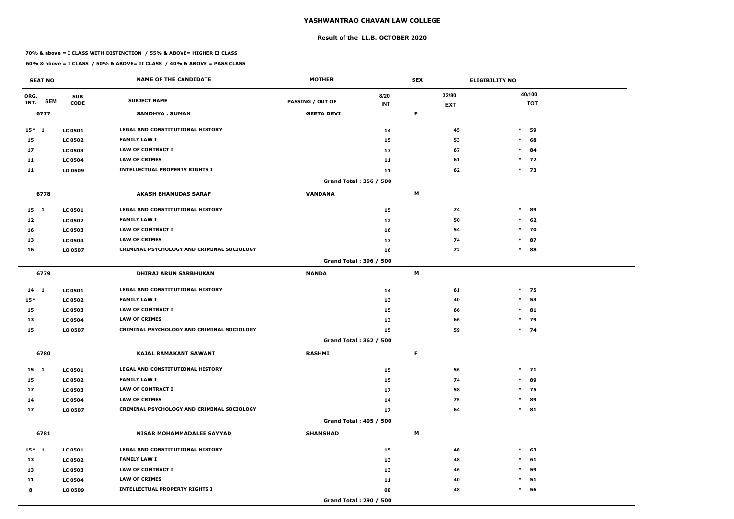# YASHWANTRAO CHAVAN LAW COLLEGE

## Result of the LL.B. OCTOBER 2020

**70% & above = I CLASS WITH DISTINCTION / 55% & ABOVE= HIGHER II CLASS**

**60% & above = I CLASS / 50% & ABOVE= II CLASS / 40% & ABOVE = PASS CLASS**

| SEAT NO | | | NAME OF THE CANDIDATE | MOTHER | | SEX | ELIGIBILITY NO | |
|---|---|---|---|---|---|---|---|---|
| ORG. INT. | SEM | SUB CODE | SUBJECT NAME | PASSING / OUT OF | 8/20 INT | 32/80 EXT | | 40/100 TOT |
| **6777** | | | **SANDHYA . SUMAN** | **GEETA DEVI** | | **F** | | |
| 15^ | 1 | LC 0501 | LEGAL AND CONSTITUTIONAL HISTORY | | 14 | 45 | * | 59 |
| 15 | | LC 0502 | FAMILY LAW I | | 15 | 53 | * | 68 |
| 17 | | LC 0503 | LAW OF CONTRACT I | | 17 | 67 | * | 84 |
| 11 | | LC 0504 | LAW OF CRIMES | | 11 | 61 | * | 72 |
| 11 | | LO 0509 | INTELLECTUAL PROPERTY RIGHTS I | | 11 | 62 | * | 73 |
| | | | | Grand Total : 356 / 500 | | | | |
| **6778** | | | **AKASH BHANUDAS SARAF** | **VANDANA** | | **M** | | |
| 15 | 1 | LC 0501 | LEGAL AND CONSTITUTIONAL HISTORY | | 15 | 74 | * | 89 |
| 12 | | LC 0502 | FAMILY LAW I | | 12 | 50 | * | 62 |
| 16 | | LC 0503 | LAW OF CONTRACT I | | 16 | 54 | * | 70 |
| 13 | | LC 0504 | LAW OF CRIMES | | 13 | 74 | * | 87 |
| 16 | | LO 0507 | CRIMINAL PSYCHOLOGY AND CRIMINAL SOCIOLOGY | | 16 | 72 | * | 88 |
| | | | | Grand Total : 396 / 500 | | | | |
| **6779** | | | **DHIRAJ ARUN SARBHUKAN** | **NANDA** | | **M** | | |
| 14 | 1 | LC 0501 | LEGAL AND CONSTITUTIONAL HISTORY | | 14 | 61 | * | 75 |
| 15^ | | LC 0502 | FAMILY LAW I | | 13 | 40 | * | 53 |
| 15 | | LC 0503 | LAW OF CONTRACT I | | 15 | 66 | * | 81 |
| 13 | | LC 0504 | LAW OF CRIMES | | 13 | 66 | * | 79 |
| 15 | | LO 0507 | CRIMINAL PSYCHOLOGY AND CRIMINAL SOCIOLOGY | | 15 | 59 | * | 74 |
| | | | | Grand Total : 362 / 500 | | | | |
| **6780** | | | **KAJAL RAMAKANT SAWANT** | **RASHMI** | | **F** | | |
| 15 | 1 | LC 0501 | LEGAL AND CONSTITUTIONAL HISTORY | | 15 | 56 | * | 71 |
| 15 | | LC 0502 | FAMILY LAW I | | 15 | 74 | * | 89 |
| 17 | | LC 0503 | LAW OF CONTRACT I | | 17 | 58 | * | 75 |
| 14 | | LC 0504 | LAW OF CRIMES | | 14 | 75 | * | 89 |
| 17 | | LO 0507 | CRIMINAL PSYCHOLOGY AND CRIMINAL SOCIOLOGY | | 17 | 64 | * | 81 |
| | | | | Grand Total : 405 / 500 | | | | |
| **6781** | | | **NISAR MOHAMMADALEE SAYYAD** | **SHAMSHAD** | | **M** | | |
| 15^ | 1 | LC 0501 | LEGAL AND CONSTITUTIONAL HISTORY | | 15 | 48 | * | 63 |
| 13 | | LC 0502 | FAMILY LAW I | | 13 | 48 | * | 61 |
| 13 | | LC 0503 | LAW OF CONTRACT I | | 13 | 46 | * | 59 |
| 11 | | LC 0504 | LAW OF CRIMES | | 11 | 40 | * | 51 |
| 8 | | LO 0509 | INTELLECTUAL PROPERTY RIGHTS I | | 08 | 48 | * | 56 |
| | | | | Grand Total : 290 / 500 | | | | |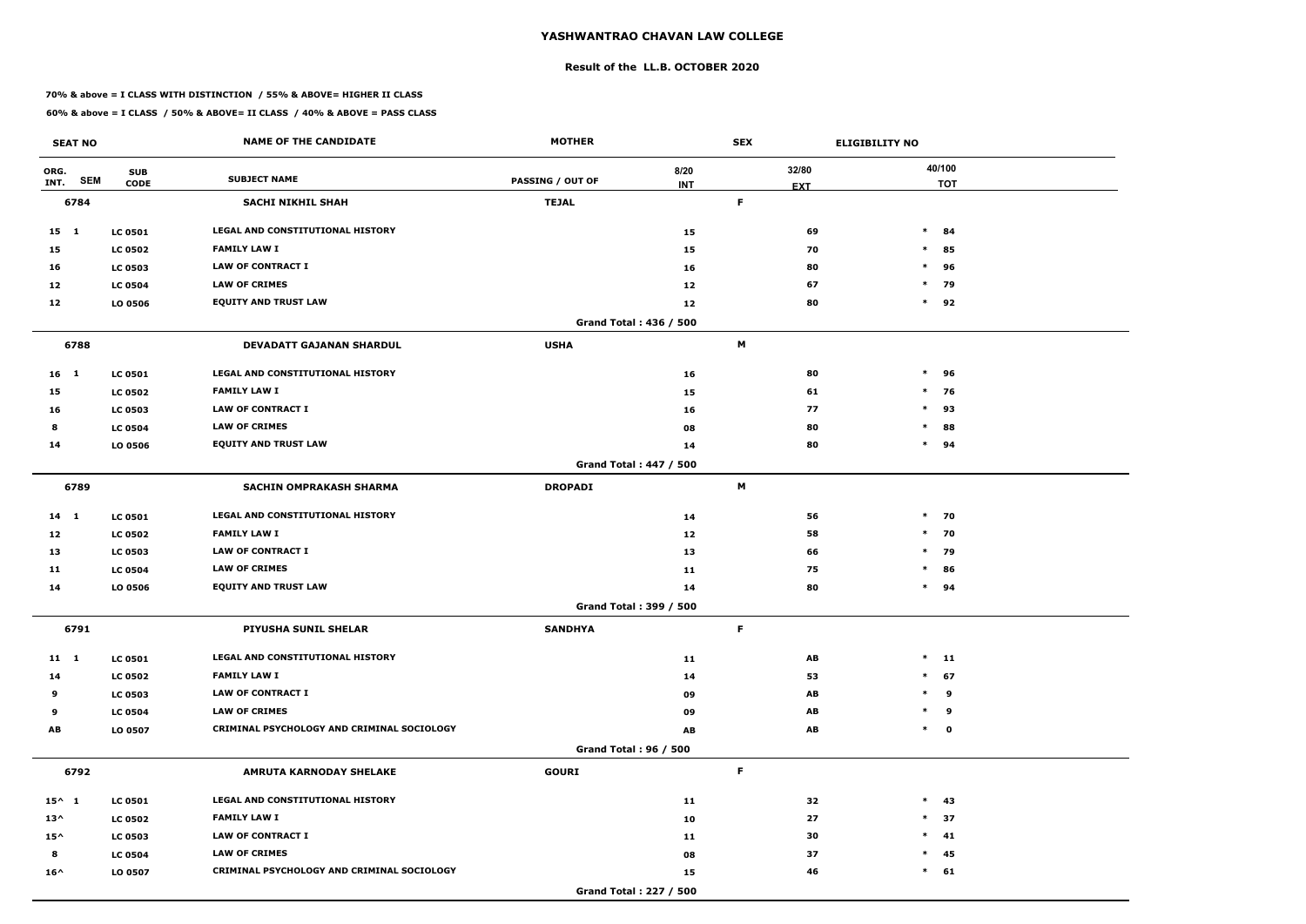# YASHWANTRAO CHAVAN LAW COLLEGE

## Result of the LL.B. OCTOBER 2020

**70% & above = I CLASS WITH DISTINCTION / 55% & ABOVE= HIGHER II CLASS**

**60% & above = I CLASS / 50% & ABOVE= II CLASS / 40% & ABOVE = PASS CLASS**

| SEAT NO | | | NAME OF THE CANDIDATE | MOTHER | | SEX | ELIGIBILITY NO |
|---|---|---|---|---|---|---|---|
| ORG. INT. | SEM | SUB CODE | SUBJECT NAME | PASSING / OUT OF | 8/20 INT | 32/80 EXT | 40/100 TOT |
| **6784** | | | **SACHI NIKHIL SHAH** | **TEJAL** | | **F** | |
| 15 | 1 | LC 0501 | LEGAL AND CONSTITUTIONAL HISTORY | | 15 | 69 | * 84 |
| 15 | | LC 0502 | FAMILY LAW I | | 15 | 70 | * 85 |
| 16 | | LC 0503 | LAW OF CONTRACT I | | 16 | 80 | * 96 |
| 12 | | LC 0504 | LAW OF CRIMES | | 12 | 67 | * 79 |
| 12 | | LO 0506 | EQUITY AND TRUST LAW | | 12 | 80 | * 92 |
| | | | | **Grand Total : 436 / 500** | | | |
| **6788** | | | **DEVADATT GAJANAN SHARDUL** | **USHA** | | **M** | |
| 16 | 1 | LC 0501 | LEGAL AND CONSTITUTIONAL HISTORY | | 16 | 80 | * 96 |
| 15 | | LC 0502 | FAMILY LAW I | | 15 | 61 | * 76 |
| 16 | | LC 0503 | LAW OF CONTRACT I | | 16 | 77 | * 93 |
| 8 | | LC 0504 | LAW OF CRIMES | | 08 | 80 | * 88 |
| 14 | | LO 0506 | EQUITY AND TRUST LAW | | 14 | 80 | * 94 |
| | | | | **Grand Total : 447 / 500** | | | |
| **6789** | | | **SACHIN OMPRAKASH SHARMA** | **DROPADI** | | **M** | |
| 14 | 1 | LC 0501 | LEGAL AND CONSTITUTIONAL HISTORY | | 14 | 56 | * 70 |
| 12 | | LC 0502 | FAMILY LAW I | | 12 | 58 | * 70 |
| 13 | | LC 0503 | LAW OF CONTRACT I | | 13 | 66 | * 79 |
| 11 | | LC 0504 | LAW OF CRIMES | | 11 | 75 | * 86 |
| 14 | | LO 0506 | EQUITY AND TRUST LAW | | 14 | 80 | * 94 |
| | | | | **Grand Total : 399 / 500** | | | |
| **6791** | | | **PIYUSHA SUNIL SHELAR** | **SANDHYA** | | **F** | |
| 11 | 1 | LC 0501 | LEGAL AND CONSTITUTIONAL HISTORY | | 11 | AB | * 11 |
| 14 | | LC 0502 | FAMILY LAW I | | 14 | 53 | * 67 |
| 9 | | LC 0503 | LAW OF CONTRACT I | | 09 | AB | * 9 |
| 9 | | LC 0504 | LAW OF CRIMES | | 09 | AB | * 9 |
| AB | | LO 0507 | CRIMINAL PSYCHOLOGY AND CRIMINAL SOCIOLOGY | | AB | AB | * 0 |
| | | | | **Grand Total : 96 / 500** | | | |
| **6792** | | | **AMRUTA KARNODAY SHELAKE** | **GOURI** | | **F** | |
| 15^ | 1 | LC 0501 | LEGAL AND CONSTITUTIONAL HISTORY | | 11 | 32 | * 43 |
| 13^ | | LC 0502 | FAMILY LAW I | | 10 | 27 | * 37 |
| 15^ | | LC 0503 | LAW OF CONTRACT I | | 11 | 30 | * 41 |
| 8 | | LC 0504 | LAW OF CRIMES | | 08 | 37 | * 45 |
| 16^ | | LO 0507 | CRIMINAL PSYCHOLOGY AND CRIMINAL SOCIOLOGY | | 15 | 46 | * 61 |
| | | | | **Grand Total : 227 / 500** | | | |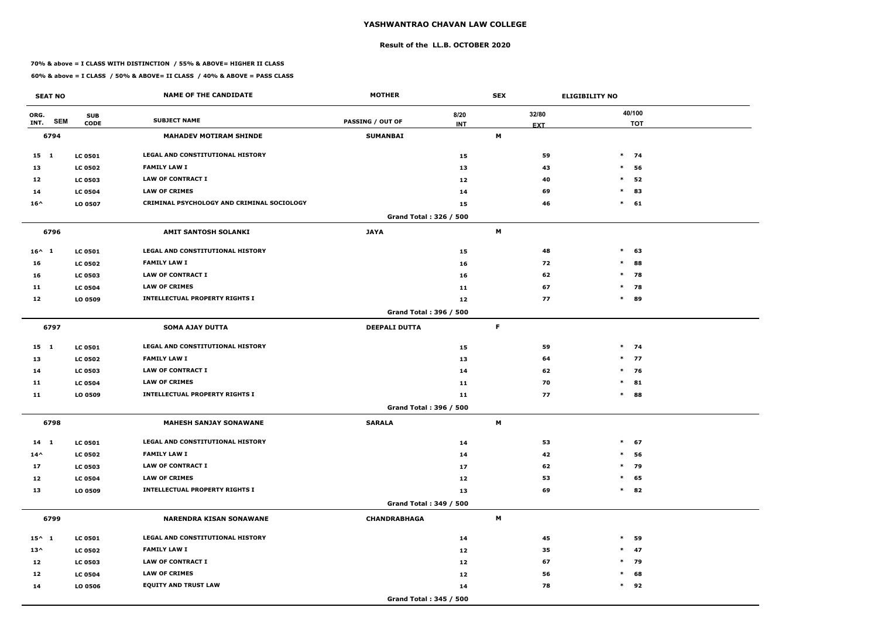# YASHWANTRAO CHAVAN LAW COLLEGE

## Result of the LL.B. OCTOBER 2020

**70% & above = I CLASS WITH DISTINCTION / 55% & ABOVE= HIGHER II CLASS**

**60% & above = I CLASS / 50% & ABOVE= II CLASS / 40% & ABOVE = PASS CLASS**

| SEAT NO | | NAME OF THE CANDIDATE | MOTHER | | SEX | ELIGIBILITY NO |
|---|---|---|---|---|---|---|
| ORG. INT. SEM | SUB CODE | SUBJECT NAME | PASSING / OUT OF | 8/20 INT | 32/80 EXT | 40/100 TOT |
| **6794** | | **MAHADEV MOTIRAM SHINDE** | **SUMANBAI** | | **M** | |
| 15 1 | LC 0501 | LEGAL AND CONSTITUTIONAL HISTORY | | 15 | 59 | * 74 |
| 13 | LC 0502 | FAMILY LAW I | | 13 | 43 | * 56 |
| 12 | LC 0503 | LAW OF CONTRACT I | | 12 | 40 | * 52 |
| 14 | LC 0504 | LAW OF CRIMES | | 14 | 69 | * 83 |
| 16^ | LO 0507 | CRIMINAL PSYCHOLOGY AND CRIMINAL SOCIOLOGY | | 15 | 46 | * 61 |
| | | | Grand Total : 326 / 500 | | | |
| **6796** | | **AMIT SANTOSH SOLANKI** | **JAYA** | | **M** | |
| 16^ 1 | LC 0501 | LEGAL AND CONSTITUTIONAL HISTORY | | 15 | 48 | * 63 |
| 16 | LC 0502 | FAMILY LAW I | | 16 | 72 | * 88 |
| 16 | LC 0503 | LAW OF CONTRACT I | | 16 | 62 | * 78 |
| 11 | LC 0504 | LAW OF CRIMES | | 11 | 67 | * 78 |
| 12 | LO 0509 | INTELLECTUAL PROPERTY RIGHTS I | | 12 | 77 | * 89 |
| | | | Grand Total : 396 / 500 | | | |
| **6797** | | **SOMA AJAY DUTTA** | **DEEPALI DUTTA** | | **F** | |
| 15 1 | LC 0501 | LEGAL AND CONSTITUTIONAL HISTORY | | 15 | 59 | * 74 |
| 13 | LC 0502 | FAMILY LAW I | | 13 | 64 | * 77 |
| 14 | LC 0503 | LAW OF CONTRACT I | | 14 | 62 | * 76 |
| 11 | LC 0504 | LAW OF CRIMES | | 11 | 70 | * 81 |
| 11 | LO 0509 | INTELLECTUAL PROPERTY RIGHTS I | | 11 | 77 | * 88 |
| | | | Grand Total : 396 / 500 | | | |
| **6798** | | **MAHESH SANJAY SONAWANE** | **SARALA** | | **M** | |
| 14 1 | LC 0501 | LEGAL AND CONSTITUTIONAL HISTORY | | 14 | 53 | * 67 |
| 14^ | LC 0502 | FAMILY LAW I | | 14 | 42 | * 56 |
| 17 | LC 0503 | LAW OF CONTRACT I | | 17 | 62 | * 79 |
| 12 | LC 0504 | LAW OF CRIMES | | 12 | 53 | * 65 |
| 13 | LO 0509 | INTELLECTUAL PROPERTY RIGHTS I | | 13 | 69 | * 82 |
| | | | Grand Total : 349 / 500 | | | |
| **6799** | | **NARENDRA KISAN SONAWANE** | **CHANDRABHAGA** | | **M** | |
| 15^ 1 | LC 0501 | LEGAL AND CONSTITUTIONAL HISTORY | | 14 | 45 | * 59 |
| 13^ | LC 0502 | FAMILY LAW I | | 12 | 35 | * 47 |
| 12 | LC 0503 | LAW OF CONTRACT I | | 12 | 67 | * 79 |
| 12 | LC 0504 | LAW OF CRIMES | | 12 | 56 | * 68 |
| 14 | LO 0506 | EQUITY AND TRUST LAW | | 14 | 78 | * 92 |
| | | | Grand Total : 345 / 500 | | | |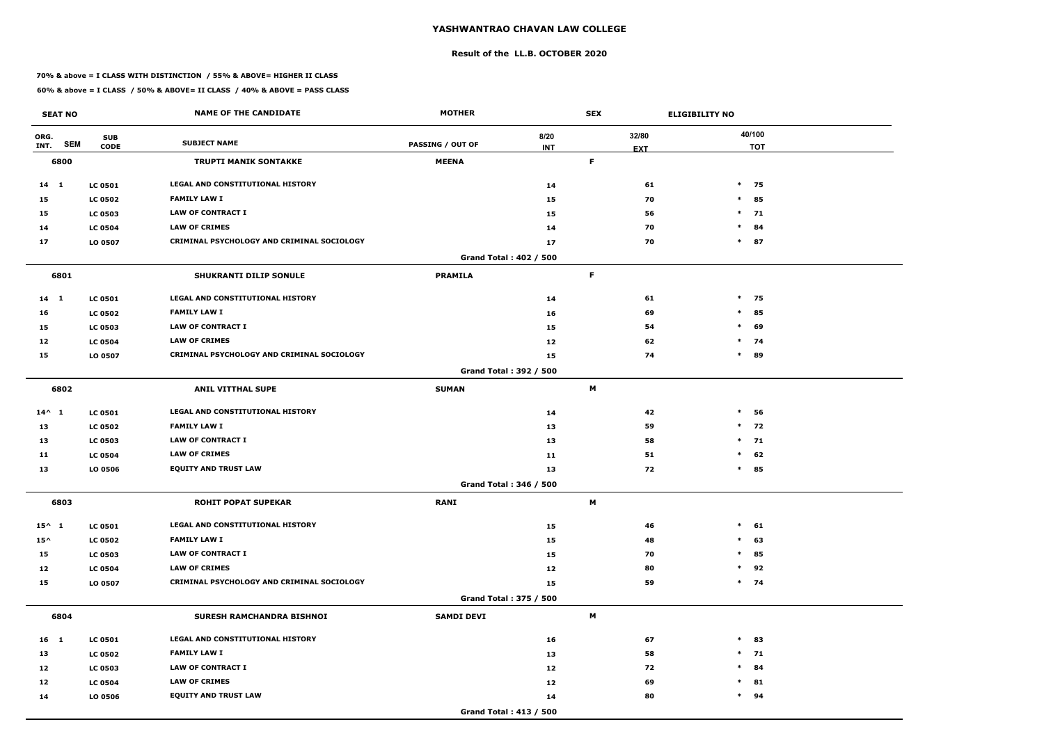# YASHWANTRAO CHAVAN LAW COLLEGE

## Result of the LL.B. OCTOBER 2020

**70% & above = I CLASS WITH DISTINCTION / 55% & ABOVE= HIGHER II CLASS**

**60% & above = I CLASS / 50% & ABOVE= II CLASS / 40% & ABOVE = PASS CLASS**

| SEAT NO | | | NAME OF THE CANDIDATE | MOTHER | | SEX | ELIGIBILITY NO | |
|---|---|---|---|---|---|---|---|---|
| ORG. INT. | SEM | SUB CODE | SUBJECT NAME | PASSING / OUT OF | 8/20 INT | 32/80 EXT | | 40/100 TOT |
| 6800 | | | TRUPTI MANIK SONTAKKE | MEENA | | F | | |
| 14 | 1 | LC 0501 | LEGAL AND CONSTITUTIONAL HISTORY | | 14 | 61 | * | 75 |
| 15 | | LC 0502 | FAMILY LAW I | | 15 | 70 | * | 85 |
| 15 | | LC 0503 | LAW OF CONTRACT I | | 15 | 56 | * | 71 |
| 14 | | LC 0504 | LAW OF CRIMES | | 14 | 70 | * | 84 |
| 17 | | LO 0507 | CRIMINAL PSYCHOLOGY AND CRIMINAL SOCIOLOGY | | 17 | 70 | * | 87 |
| | | | | Grand Total : 402 / 500 | | | | |
| 6801 | | | SHUKRANTI DILIP SONULE | PRAMILA | | F | | |
| 14 | 1 | LC 0501 | LEGAL AND CONSTITUTIONAL HISTORY | | 14 | 61 | * | 75 |
| 16 | | LC 0502 | FAMILY LAW I | | 16 | 69 | * | 85 |
| 15 | | LC 0503 | LAW OF CONTRACT I | | 15 | 54 | * | 69 |
| 12 | | LC 0504 | LAW OF CRIMES | | 12 | 62 | * | 74 |
| 15 | | LO 0507 | CRIMINAL PSYCHOLOGY AND CRIMINAL SOCIOLOGY | | 15 | 74 | * | 89 |
| | | | | Grand Total : 392 / 500 | | | | |
| 6802 | | | ANIL VITTHAL SUPE | SUMAN | | M | | |
| 14^ | 1 | LC 0501 | LEGAL AND CONSTITUTIONAL HISTORY | | 14 | 42 | * | 56 |
| 13 | | LC 0502 | FAMILY LAW I | | 13 | 59 | * | 72 |
| 13 | | LC 0503 | LAW OF CONTRACT I | | 13 | 58 | * | 71 |
| 11 | | LC 0504 | LAW OF CRIMES | | 11 | 51 | * | 62 |
| 13 | | LO 0506 | EQUITY AND TRUST LAW | | 13 | 72 | * | 85 |
| | | | | Grand Total : 346 / 500 | | | | |
| 6803 | | | ROHIT POPAT SUPEKAR | RANI | | M | | |
| 15^ | 1 | LC 0501 | LEGAL AND CONSTITUTIONAL HISTORY | | 15 | 46 | * | 61 |
| 15^ | | LC 0502 | FAMILY LAW I | | 15 | 48 | * | 63 |
| 15 | | LC 0503 | LAW OF CONTRACT I | | 15 | 70 | * | 85 |
| 12 | | LC 0504 | LAW OF CRIMES | | 12 | 80 | * | 92 |
| 15 | | LO 0507 | CRIMINAL PSYCHOLOGY AND CRIMINAL SOCIOLOGY | | 15 | 59 | * | 74 |
| | | | | Grand Total : 375 / 500 | | | | |
| 6804 | | | SURESH RAMCHANDRA BISHNOI | SAMDI DEVI | | M | | |
| 16 | 1 | LC 0501 | LEGAL AND CONSTITUTIONAL HISTORY | | 16 | 67 | * | 83 |
| 13 | | LC 0502 | FAMILY LAW I | | 13 | 58 | * | 71 |
| 12 | | LC 0503 | LAW OF CONTRACT I | | 12 | 72 | * | 84 |
| 12 | | LC 0504 | LAW OF CRIMES | | 12 | 69 | * | 81 |
| 14 | | LO 0506 | EQUITY AND TRUST LAW | | 14 | 80 | * | 94 |
| | | | | Grand Total : 413 / 500 | | | | |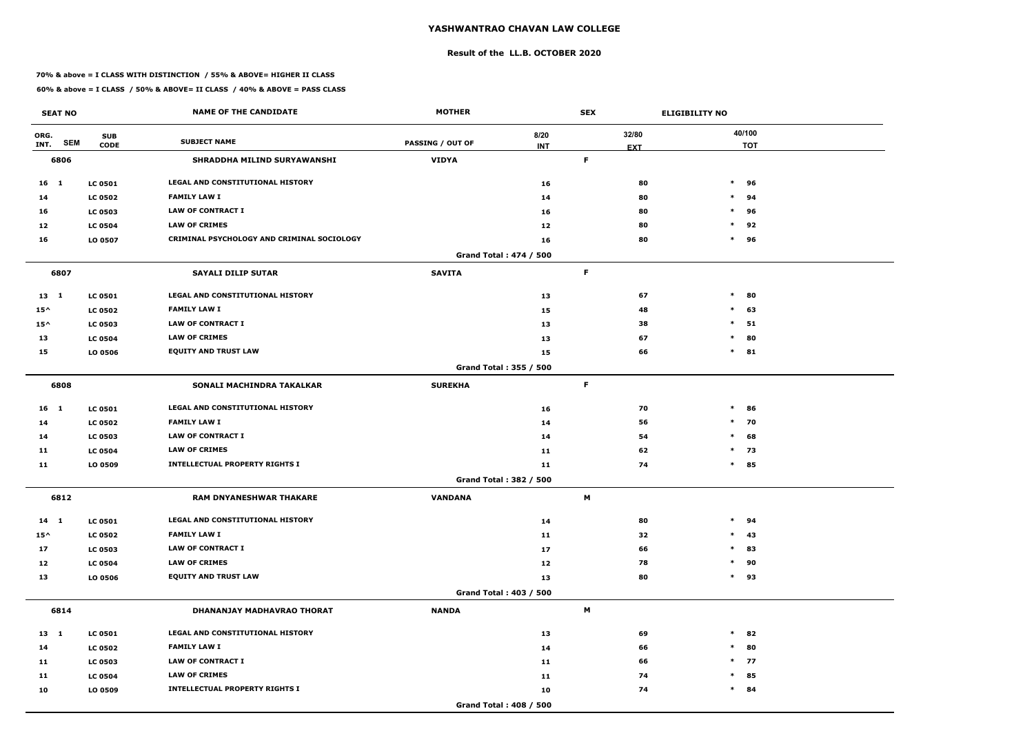# YASHWANTRAO CHAVAN LAW COLLEGE

## Result of the LL.B. OCTOBER 2020

**70% & above = I CLASS WITH DISTINCTION / 55% & ABOVE= HIGHER II CLASS**

**60% & above = I CLASS / 50% & ABOVE= II CLASS / 40% & ABOVE = PASS CLASS**

| SEAT NO | | | NAME OF THE CANDIDATE | MOTHER | | SEX | ELIGIBILITY NO | |
|---|---|---|---|---|---|---|---|---|
| ORG. INT. | SEM | SUB CODE | SUBJECT NAME | PASSING / OUT OF | 8/20 INT | 32/80 EXT | | 40/100 TOT |
| **6806** | | | **SHRADDHA MILIND SURYAWANSHI** | **VIDYA** | | **F** | | |
| 16 | 1 | LC 0501 | LEGAL AND CONSTITUTIONAL HISTORY | | 16 | 80 | * | 96 |
| 14 | | LC 0502 | FAMILY LAW I | | 14 | 80 | * | 94 |
| 16 | | LC 0503 | LAW OF CONTRACT I | | 16 | 80 | * | 96 |
| 12 | | LC 0504 | LAW OF CRIMES | | 12 | 80 | * | 92 |
| 16 | | LO 0507 | CRIMINAL PSYCHOLOGY AND CRIMINAL SOCIOLOGY | | 16 | 80 | * | 96 |
| | | | | Grand Total : 474 / 500 | | | | |
| **6807** | | | **SAYALI DILIP SUTAR** | **SAVITA** | | **F** | | |
| 13 | 1 | LC 0501 | LEGAL AND CONSTITUTIONAL HISTORY | | 13 | 67 | * | 80 |
| 15^ | | LC 0502 | FAMILY LAW I | | 15 | 48 | * | 63 |
| 15^ | | LC 0503 | LAW OF CONTRACT I | | 13 | 38 | * | 51 |
| 13 | | LC 0504 | LAW OF CRIMES | | 13 | 67 | * | 80 |
| 15 | | LO 0506 | EQUITY AND TRUST LAW | | 15 | 66 | * | 81 |
| | | | | Grand Total : 355 / 500 | | | | |
| **6808** | | | **SONALI MACHINDRA TAKALKAR** | **SUREKHA** | | **F** | | |
| 16 | 1 | LC 0501 | LEGAL AND CONSTITUTIONAL HISTORY | | 16 | 70 | * | 86 |
| 14 | | LC 0502 | FAMILY LAW I | | 14 | 56 | * | 70 |
| 14 | | LC 0503 | LAW OF CONTRACT I | | 14 | 54 | * | 68 |
| 11 | | LC 0504 | LAW OF CRIMES | | 11 | 62 | * | 73 |
| 11 | | LO 0509 | INTELLECTUAL PROPERTY RIGHTS I | | 11 | 74 | * | 85 |
| | | | | Grand Total : 382 / 500 | | | | |
| **6812** | | | **RAM DNYANESHWAR THAKARE** | **VANDANA** | | **M** | | |
| 14 | 1 | LC 0501 | LEGAL AND CONSTITUTIONAL HISTORY | | 14 | 80 | * | 94 |
| 15^ | | LC 0502 | FAMILY LAW I | | 11 | 32 | * | 43 |
| 17 | | LC 0503 | LAW OF CONTRACT I | | 17 | 66 | * | 83 |
| 12 | | LC 0504 | LAW OF CRIMES | | 12 | 78 | * | 90 |
| 13 | | LO 0506 | EQUITY AND TRUST LAW | | 13 | 80 | * | 93 |
| | | | | Grand Total : 403 / 500 | | | | |
| **6814** | | | **DHANANJAY MADHAVRAO THORAT** | **NANDA** | | **M** | | |
| 13 | 1 | LC 0501 | LEGAL AND CONSTITUTIONAL HISTORY | | 13 | 69 | * | 82 |
| 14 | | LC 0502 | FAMILY LAW I | | 14 | 66 | * | 80 |
| 11 | | LC 0503 | LAW OF CONTRACT I | | 11 | 66 | * | 77 |
| 11 | | LC 0504 | LAW OF CRIMES | | 11 | 74 | * | 85 |
| 10 | | LO 0509 | INTELLECTUAL PROPERTY RIGHTS I | | 10 | 74 | * | 84 |
| | | | | Grand Total : 408 / 500 | | | | |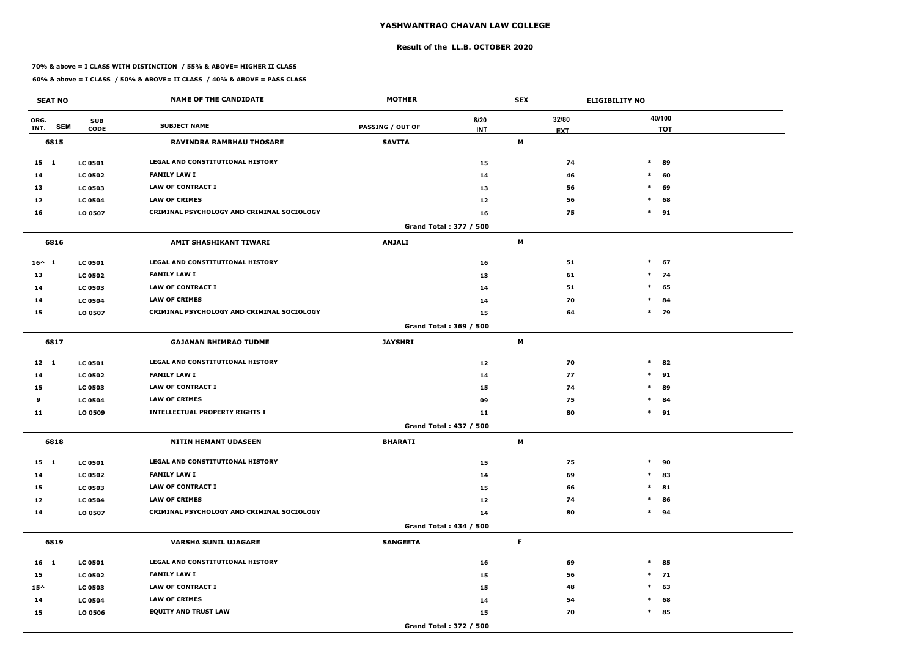# YASHWANTRAO CHAVAN LAW COLLEGE

## Result of the LL.B. OCTOBER 2020

**70% & above = I CLASS WITH DISTINCTION / 55% & ABOVE= HIGHER II CLASS**

**60% & above = I CLASS / 50% & ABOVE= II CLASS / 40% & ABOVE = PASS CLASS**

| SEAT NO | | | NAME OF THE CANDIDATE | MOTHER | | SEX | ELIGIBILITY NO | |
|---|---|---|---|---|---|---|---|---|
| ORG. INT. | SEM | SUB CODE | SUBJECT NAME | PASSING / OUT OF | 8/20 INT | 32/80 EXT | | 40/100 TOT |
| 6815 | | | RAVINDRA RAMBHAU THOSARE | SAVITA | | M | | |
| 15 | 1 | LC 0501 | LEGAL AND CONSTITUTIONAL HISTORY | | 15 | 74 | * | 89 |
| 14 | | LC 0502 | FAMILY LAW I | | 14 | 46 | * | 60 |
| 13 | | LC 0503 | LAW OF CONTRACT I | | 13 | 56 | * | 69 |
| 12 | | LC 0504 | LAW OF CRIMES | | 12 | 56 | * | 68 |
| 16 | | LO 0507 | CRIMINAL PSYCHOLOGY AND CRIMINAL SOCIOLOGY | | 16 | 75 | * | 91 |
| | | | | Grand Total : 377 / 500 | | | | |
| 6816 | | | AMIT SHASHIKANT TIWARI | ANJALI | | M | | |
| 16^ | 1 | LC 0501 | LEGAL AND CONSTITUTIONAL HISTORY | | 16 | 51 | * | 67 |
| 13 | | LC 0502 | FAMILY LAW I | | 13 | 61 | * | 74 |
| 14 | | LC 0503 | LAW OF CONTRACT I | | 14 | 51 | * | 65 |
| 14 | | LC 0504 | LAW OF CRIMES | | 14 | 70 | * | 84 |
| 15 | | LO 0507 | CRIMINAL PSYCHOLOGY AND CRIMINAL SOCIOLOGY | | 15 | 64 | * | 79 |
| | | | | Grand Total : 369 / 500 | | | | |
| 6817 | | | GAJANAN BHIMRAO TUDME | JAYSHRI | | M | | |
| 12 | 1 | LC 0501 | LEGAL AND CONSTITUTIONAL HISTORY | | 12 | 70 | * | 82 |
| 14 | | LC 0502 | FAMILY LAW I | | 14 | 77 | * | 91 |
| 15 | | LC 0503 | LAW OF CONTRACT I | | 15 | 74 | * | 89 |
| 9 | | LC 0504 | LAW OF CRIMES | | 09 | 75 | * | 84 |
| 11 | | LO 0509 | INTELLECTUAL PROPERTY RIGHTS I | | 11 | 80 | * | 91 |
| | | | | Grand Total : 437 / 500 | | | | |
| 6818 | | | NITIN HEMANT UDASEEN | BHARATI | | M | | |
| 15 | 1 | LC 0501 | LEGAL AND CONSTITUTIONAL HISTORY | | 15 | 75 | * | 90 |
| 14 | | LC 0502 | FAMILY LAW I | | 14 | 69 | * | 83 |
| 15 | | LC 0503 | LAW OF CONTRACT I | | 15 | 66 | * | 81 |
| 12 | | LC 0504 | LAW OF CRIMES | | 12 | 74 | * | 86 |
| 14 | | LO 0507 | CRIMINAL PSYCHOLOGY AND CRIMINAL SOCIOLOGY | | 14 | 80 | * | 94 |
| | | | | Grand Total : 434 / 500 | | | | |
| 6819 | | | VARSHA SUNIL UJAGARE | SANGEETA | | F | | |
| 16 | 1 | LC 0501 | LEGAL AND CONSTITUTIONAL HISTORY | | 16 | 69 | * | 85 |
| 15 | | LC 0502 | FAMILY LAW I | | 15 | 56 | * | 71 |
| 15^ | | LC 0503 | LAW OF CONTRACT I | | 15 | 48 | * | 63 |
| 14 | | LC 0504 | LAW OF CRIMES | | 14 | 54 | * | 68 |
| 15 | | LO 0506 | EQUITY AND TRUST LAW | | 15 | 70 | * | 85 |
| | | | | Grand Total : 372 / 500 | | | | |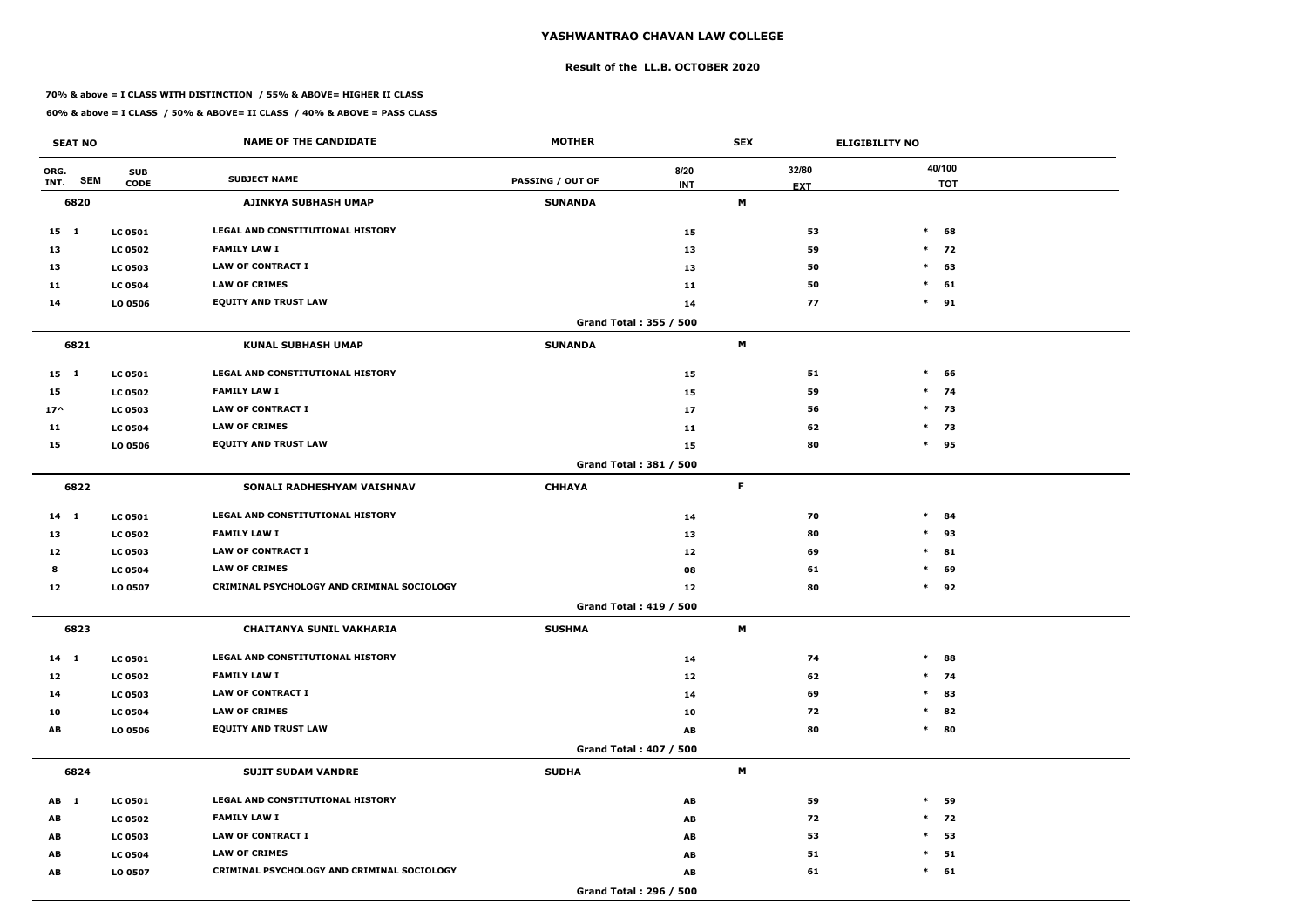# YASHWANTRAO CHAVAN LAW COLLEGE

## Result of the LL.B. OCTOBER 2020

**70% & above = I CLASS WITH DISTINCTION / 55% & ABOVE= HIGHER II CLASS**

**60% & above = I CLASS / 50% & ABOVE= II CLASS / 40% & ABOVE = PASS CLASS**

| SEAT NO | | | NAME OF THE CANDIDATE | MOTHER | | SEX | ELIGIBILITY NO | |
|---|---|---|---|---|---|---|---|---|
| ORG. INT. | SEM | SUB CODE | SUBJECT NAME | PASSING / OUT OF | 8/20 INT | 32/80 EXT | | 40/100 TOT |
| 6820 | | | AJINKYA SUBHASH UMAP | SUNANDA | | M | | |
| 15 | 1 | LC 0501 | LEGAL AND CONSTITUTIONAL HISTORY | | 15 | 53 | * | 68 |
| 13 | | LC 0502 | FAMILY LAW I | | 13 | 59 | * | 72 |
| 13 | | LC 0503 | LAW OF CONTRACT I | | 13 | 50 | * | 63 |
| 11 | | LC 0504 | LAW OF CRIMES | | 11 | 50 | * | 61 |
| 14 | | LO 0506 | EQUITY AND TRUST LAW | | 14 | 77 | * | 91 |
| | | | | Grand Total : 355 / 500 | | | | |
| 6821 | | | KUNAL SUBHASH UMAP | SUNANDA | | M | | |
| 15 | 1 | LC 0501 | LEGAL AND CONSTITUTIONAL HISTORY | | 15 | 51 | * | 66 |
| 15 | | LC 0502 | FAMILY LAW I | | 15 | 59 | * | 74 |
| 17^ | | LC 0503 | LAW OF CONTRACT I | | 17 | 56 | * | 73 |
| 11 | | LC 0504 | LAW OF CRIMES | | 11 | 62 | * | 73 |
| 15 | | LO 0506 | EQUITY AND TRUST LAW | | 15 | 80 | * | 95 |
| | | | | Grand Total : 381 / 500 | | | | |
| 6822 | | | SONALI RADHESHYAM VAISHNAV | CHHAYA | | F | | |
| 14 | 1 | LC 0501 | LEGAL AND CONSTITUTIONAL HISTORY | | 14 | 70 | * | 84 |
| 13 | | LC 0502 | FAMILY LAW I | | 13 | 80 | * | 93 |
| 12 | | LC 0503 | LAW OF CONTRACT I | | 12 | 69 | * | 81 |
| 8 | | LC 0504 | LAW OF CRIMES | | 08 | 61 | * | 69 |
| 12 | | LO 0507 | CRIMINAL PSYCHOLOGY AND CRIMINAL SOCIOLOGY | | 12 | 80 | * | 92 |
| | | | | Grand Total : 419 / 500 | | | | |
| 6823 | | | CHAITANYA SUNIL VAKHARIA | SUSHMA | | M | | |
| 14 | 1 | LC 0501 | LEGAL AND CONSTITUTIONAL HISTORY | | 14 | 74 | * | 88 |
| 12 | | LC 0502 | FAMILY LAW I | | 12 | 62 | * | 74 |
| 14 | | LC 0503 | LAW OF CONTRACT I | | 14 | 69 | * | 83 |
| 10 | | LC 0504 | LAW OF CRIMES | | 10 | 72 | * | 82 |
| AB | | LO 0506 | EQUITY AND TRUST LAW | | AB | 80 | * | 80 |
| | | | | Grand Total : 407 / 500 | | | | |
| 6824 | | | SUJIT SUDAM VANDRE | SUDHA | | M | | |
| AB | 1 | LC 0501 | LEGAL AND CONSTITUTIONAL HISTORY | | AB | 59 | * | 59 |
| AB | | LC 0502 | FAMILY LAW I | | AB | 72 | * | 72 |
| AB | | LC 0503 | LAW OF CONTRACT I | | AB | 53 | * | 53 |
| AB | | LC 0504 | LAW OF CRIMES | | AB | 51 | * | 51 |
| AB | | LO 0507 | CRIMINAL PSYCHOLOGY AND CRIMINAL SOCIOLOGY | | AB | 61 | * | 61 |
| | | | | Grand Total : 296 / 500 | | | | |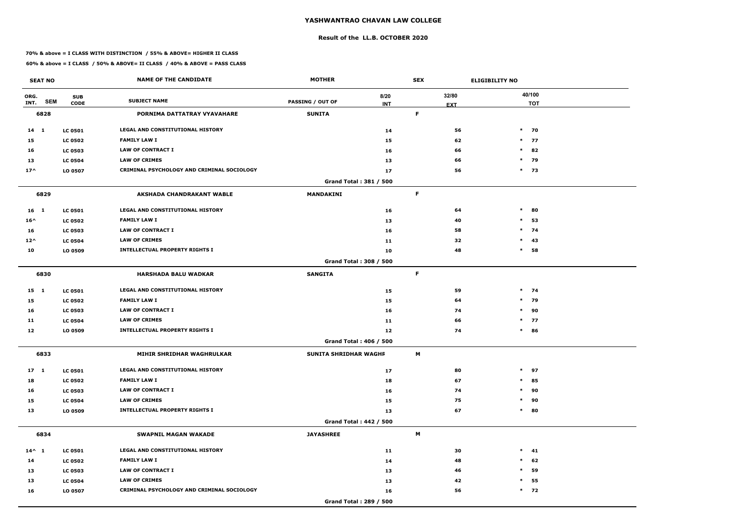# YASHWANTRAO CHAVAN LAW COLLEGE

## Result of the LL.B. OCTOBER 2020

**70% & above = I CLASS WITH DISTINCTION / 55% & ABOVE= HIGHER II CLASS**

**60% & above = I CLASS / 50% & ABOVE= II CLASS / 40% & ABOVE = PASS CLASS**

| SEAT NO | | | NAME OF THE CANDIDATE | MOTHER | | SEX | ELIGIBILITY NO | |
|---|---|---|---|---|---|---|---|---|
| ORG. INT. | SEM | SUB CODE | SUBJECT NAME | PASSING / OUT OF | 8/20 INT | 32/80 EXT | | 40/100 TOT |
| **6828** | | | **PORNIMA DATTATRAY VYAVAHARE** | **SUNITA** | | **F** | | |
| 14 | 1 | LC 0501 | LEGAL AND CONSTITUTIONAL HISTORY | | 14 | 56 | * | 70 |
| 15 | | LC 0502 | FAMILY LAW I | | 15 | 62 | * | 77 |
| 16 | | LC 0503 | LAW OF CONTRACT I | | 16 | 66 | * | 82 |
| 13 | | LC 0504 | LAW OF CRIMES | | 13 | 66 | * | 79 |
| 17^ | | LO 0507 | CRIMINAL PSYCHOLOGY AND CRIMINAL SOCIOLOGY | | 17 | 56 | * | 73 |
| | | | | Grand Total : 381 / 500 | | | | |
| **6829** | | | **AKSHADA CHANDRAKANT WABLE** | **MANDAKINI** | | **F** | | |
| 16 | 1 | LC 0501 | LEGAL AND CONSTITUTIONAL HISTORY | | 16 | 64 | * | 80 |
| 16^ | | LC 0502 | FAMILY LAW I | | 13 | 40 | * | 53 |
| 16 | | LC 0503 | LAW OF CONTRACT I | | 16 | 58 | * | 74 |
| 12^ | | LC 0504 | LAW OF CRIMES | | 11 | 32 | * | 43 |
| 10 | | LO 0509 | INTELLECTUAL PROPERTY RIGHTS I | | 10 | 48 | * | 58 |
| | | | | Grand Total : 308 / 500 | | | | |
| **6830** | | | **HARSHADA BALU WADKAR** | **SANGITA** | | **F** | | |
| 15 | 1 | LC 0501 | LEGAL AND CONSTITUTIONAL HISTORY | | 15 | 59 | * | 74 |
| 15 | | LC 0502 | FAMILY LAW I | | 15 | 64 | * | 79 |
| 16 | | LC 0503 | LAW OF CONTRACT I | | 16 | 74 | * | 90 |
| 11 | | LC 0504 | LAW OF CRIMES | | 11 | 66 | * | 77 |
| 12 | | LO 0509 | INTELLECTUAL PROPERTY RIGHTS I | | 12 | 74 | * | 86 |
| | | | | Grand Total : 406 / 500 | | | | |
| **6833** | | | **MIHIR SHRIDHAR WAGHRULKAR** | **SUNITA SHRIDHAR WAGHR** | | **M** | | |
| 17 | 1 | LC 0501 | LEGAL AND CONSTITUTIONAL HISTORY | | 17 | 80 | * | 97 |
| 18 | | LC 0502 | FAMILY LAW I | | 18 | 67 | * | 85 |
| 16 | | LC 0503 | LAW OF CONTRACT I | | 16 | 74 | * | 90 |
| 15 | | LC 0504 | LAW OF CRIMES | | 15 | 75 | * | 90 |
| 13 | | LO 0509 | INTELLECTUAL PROPERTY RIGHTS I | | 13 | 67 | * | 80 |
| | | | | Grand Total : 442 / 500 | | | | |
| **6834** | | | **SWAPNIL MAGAN WAKADE** | **JAYASHREE** | | **M** | | |
| 14^ | 1 | LC 0501 | LEGAL AND CONSTITUTIONAL HISTORY | | 11 | 30 | * | 41 |
| 14 | | LC 0502 | FAMILY LAW I | | 14 | 48 | * | 62 |
| 13 | | LC 0503 | LAW OF CONTRACT I | | 13 | 46 | * | 59 |
| 13 | | LC 0504 | LAW OF CRIMES | | 13 | 42 | * | 55 |
| 16 | | LO 0507 | CRIMINAL PSYCHOLOGY AND CRIMINAL SOCIOLOGY | | 16 | 56 | * | 72 |
| | | | | Grand Total : 289 / 500 | | | | |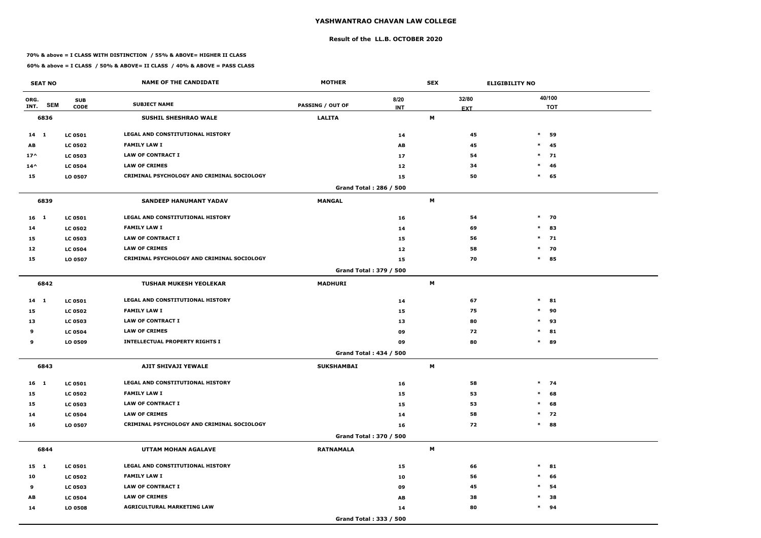# YASHWANTRAO CHAVAN LAW COLLEGE

## Result of the LL.B. OCTOBER 2020

**70% & above = I CLASS WITH DISTINCTION / 55% & ABOVE= HIGHER II CLASS**

**60% & above = I CLASS / 50% & ABOVE= II CLASS / 40% & ABOVE = PASS CLASS**

| SEAT NO | | | NAME OF THE CANDIDATE | MOTHER | | SEX | ELIGIBILITY NO |
|---|---|---|---|---|---|---|---|
| ORG. INT. | SEM | SUB CODE | SUBJECT NAME | PASSING / OUT OF | 8/20 INT | 32/80 EXT | 40/100 TOT |
| **6836** | | | **SUSHIL SHESHRAO WALE** | **LALITA** | | **M** | |
| 14 | 1 | LC 0501 | LEGAL AND CONSTITUTIONAL HISTORY | | 14 | 45 | * 59 |
| AB | | LC 0502 | FAMILY LAW I | | AB | 45 | * 45 |
| 17^ | | LC 0503 | LAW OF CONTRACT I | | 17 | 54 | * 71 |
| 14^ | | LC 0504 | LAW OF CRIMES | | 12 | 34 | * 46 |
| 15 | | LO 0507 | CRIMINAL PSYCHOLOGY AND CRIMINAL SOCIOLOGY | | 15 | 50 | * 65 |
| | | | | Grand Total : 286 / 500 | | | |
| **6839** | | | **SANDEEP HANUMANT YADAV** | **MANGAL** | | **M** | |
| 16 | 1 | LC 0501 | LEGAL AND CONSTITUTIONAL HISTORY | | 16 | 54 | * 70 |
| 14 | | LC 0502 | FAMILY LAW I | | 14 | 69 | * 83 |
| 15 | | LC 0503 | LAW OF CONTRACT I | | 15 | 56 | * 71 |
| 12 | | LC 0504 | LAW OF CRIMES | | 12 | 58 | * 70 |
| 15 | | LO 0507 | CRIMINAL PSYCHOLOGY AND CRIMINAL SOCIOLOGY | | 15 | 70 | * 85 |
| | | | | Grand Total : 379 / 500 | | | |
| **6842** | | | **TUSHAR MUKESH YEOLEKAR** | **MADHURI** | | **M** | |
| 14 | 1 | LC 0501 | LEGAL AND CONSTITUTIONAL HISTORY | | 14 | 67 | * 81 |
| 15 | | LC 0502 | FAMILY LAW I | | 15 | 75 | * 90 |
| 13 | | LC 0503 | LAW OF CONTRACT I | | 13 | 80 | * 93 |
| 9 | | LC 0504 | LAW OF CRIMES | | 09 | 72 | * 81 |
| 9 | | LO 0509 | INTELLECTUAL PROPERTY RIGHTS I | | 09 | 80 | * 89 |
| | | | | Grand Total : 434 / 500 | | | |
| **6843** | | | **AJIT SHIVAJI YEWALE** | **SUKSHAMBAI** | | **M** | |
| 16 | 1 | LC 0501 | LEGAL AND CONSTITUTIONAL HISTORY | | 16 | 58 | * 74 |
| 15 | | LC 0502 | FAMILY LAW I | | 15 | 53 | * 68 |
| 15 | | LC 0503 | LAW OF CONTRACT I | | 15 | 53 | * 68 |
| 14 | | LC 0504 | LAW OF CRIMES | | 14 | 58 | * 72 |
| 16 | | LO 0507 | CRIMINAL PSYCHOLOGY AND CRIMINAL SOCIOLOGY | | 16 | 72 | * 88 |
| | | | | Grand Total : 370 / 500 | | | |
| **6844** | | | **UTTAM MOHAN AGALAVE** | **RATNAMALA** | | **M** | |
| 15 | 1 | LC 0501 | LEGAL AND CONSTITUTIONAL HISTORY | | 15 | 66 | * 81 |
| 10 | | LC 0502 | FAMILY LAW I | | 10 | 56 | * 66 |
| 9 | | LC 0503 | LAW OF CONTRACT I | | 09 | 45 | * 54 |
| AB | | LC 0504 | LAW OF CRIMES | | AB | 38 | * 38 |
| 14 | | LO 0508 | AGRICULTURAL MARKETING LAW | | 14 | 80 | * 94 |
| | | | | Grand Total : 333 / 500 | | | |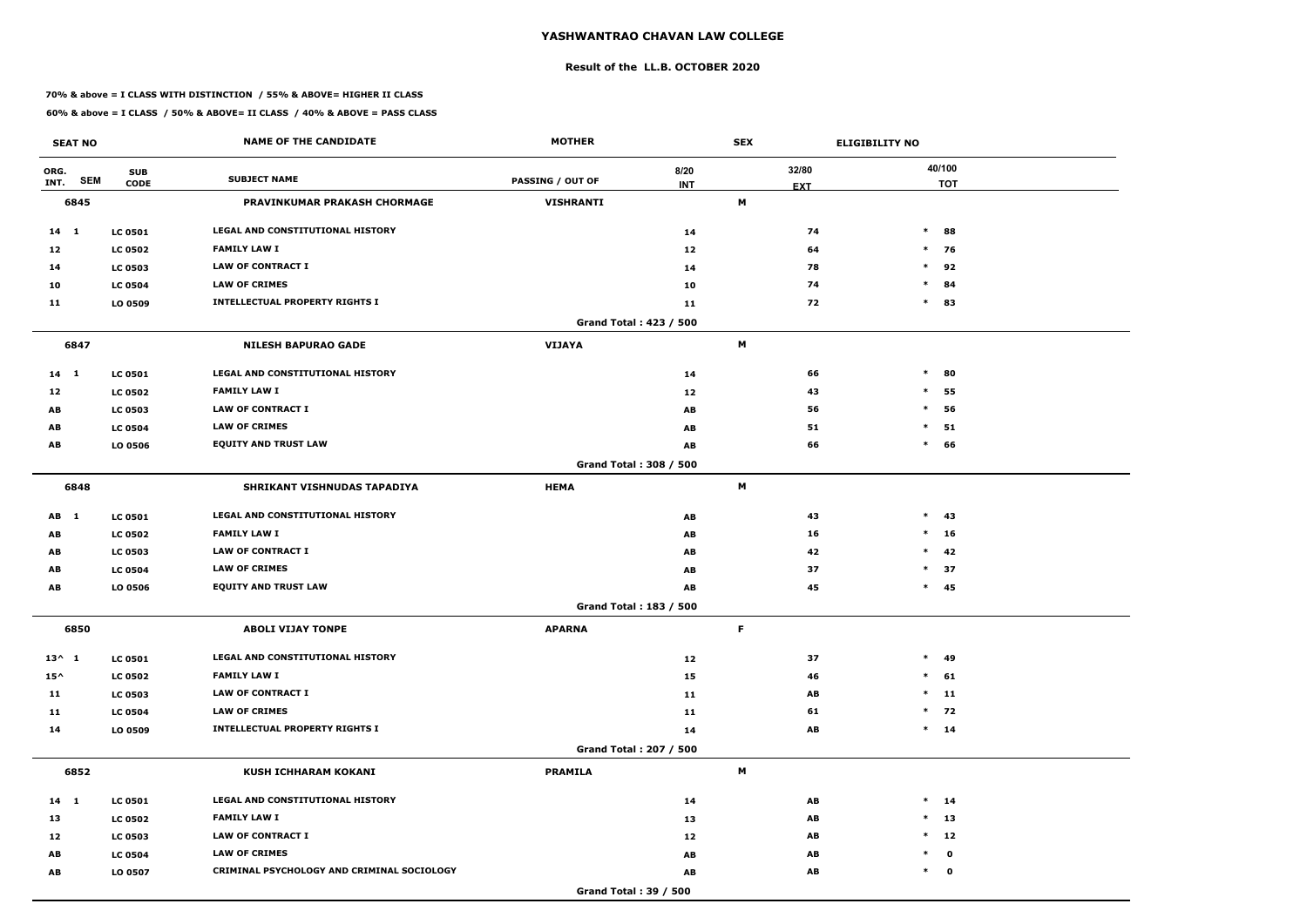# YASHWANTRAO CHAVAN LAW COLLEGE

## Result of the LL.B. OCTOBER 2020

**70% & above = I CLASS WITH DISTINCTION / 55% & ABOVE= HIGHER II CLASS**

**60% & above = I CLASS / 50% & ABOVE= II CLASS / 40% & ABOVE = PASS CLASS**

| SEAT NO | | NAME OF THE CANDIDATE | MOTHER | | SEX | ELIGIBILITY NO |
|---|---|---|---|---|---|---|
| ORG. INT. SEM | SUB CODE | SUBJECT NAME | PASSING / OUT OF | 8/20 INT | 32/80 EXT | 40/100 TOT |
| **6845** | | **PRAVINKUMAR PRAKASH CHORMAGE** | **VISHRANTI** | | **M** | |
| 14 1 | LC 0501 | LEGAL AND CONSTITUTIONAL HISTORY | | 14 | 74 | * 88 |
| 12 | LC 0502 | FAMILY LAW I | | 12 | 64 | * 76 |
| 14 | LC 0503 | LAW OF CONTRACT I | | 14 | 78 | * 92 |
| 10 | LC 0504 | LAW OF CRIMES | | 10 | 74 | * 84 |
| 11 | LO 0509 | INTELLECTUAL PROPERTY RIGHTS I | | 11 | 72 | * 83 |
| | | | Grand Total : 423 / 500 | | | |
| **6847** | | **NILESH BAPURAO GADE** | **VIJAYA** | | **M** | |
| 14 1 | LC 0501 | LEGAL AND CONSTITUTIONAL HISTORY | | 14 | 66 | * 80 |
| 12 | LC 0502 | FAMILY LAW I | | 12 | 43 | * 55 |
| AB | LC 0503 | LAW OF CONTRACT I | | AB | 56 | * 56 |
| AB | LC 0504 | LAW OF CRIMES | | AB | 51 | * 51 |
| AB | LO 0506 | EQUITY AND TRUST LAW | | AB | 66 | * 66 |
| | | | Grand Total : 308 / 500 | | | |
| **6848** | | **SHRIKANT VISHNUDAS TAPADIYA** | **HEMA** | | **M** | |
| AB 1 | LC 0501 | LEGAL AND CONSTITUTIONAL HISTORY | | AB | 43 | * 43 |
| AB | LC 0502 | FAMILY LAW I | | AB | 16 | * 16 |
| AB | LC 0503 | LAW OF CONTRACT I | | AB | 42 | * 42 |
| AB | LC 0504 | LAW OF CRIMES | | AB | 37 | * 37 |
| AB | LO 0506 | EQUITY AND TRUST LAW | | AB | 45 | * 45 |
| | | | Grand Total : 183 / 500 | | | |
| **6850** | | **ABOLI VIJAY TONPE** | **APARNA** | | **F** | |
| 13^ 1 | LC 0501 | LEGAL AND CONSTITUTIONAL HISTORY | | 12 | 37 | * 49 |
| 15^ | LC 0502 | FAMILY LAW I | | 15 | 46 | * 61 |
| 11 | LC 0503 | LAW OF CONTRACT I | | 11 | AB | * 11 |
| 11 | LC 0504 | LAW OF CRIMES | | 11 | 61 | * 72 |
| 14 | LO 0509 | INTELLECTUAL PROPERTY RIGHTS I | | 14 | AB | * 14 |
| | | | Grand Total : 207 / 500 | | | |
| **6852** | | **KUSH ICHHARAM KOKANI** | **PRAMILA** | | **M** | |
| 14 1 | LC 0501 | LEGAL AND CONSTITUTIONAL HISTORY | | 14 | AB | * 14 |
| 13 | LC 0502 | FAMILY LAW I | | 13 | AB | * 13 |
| 12 | LC 0503 | LAW OF CONTRACT I | | 12 | AB | * 12 |
| AB | LC 0504 | LAW OF CRIMES | | AB | AB | * 0 |
| AB | LO 0507 | CRIMINAL PSYCHOLOGY AND CRIMINAL SOCIOLOGY | | AB | AB | * 0 |
| | | | Grand Total : 39 / 500 | | | |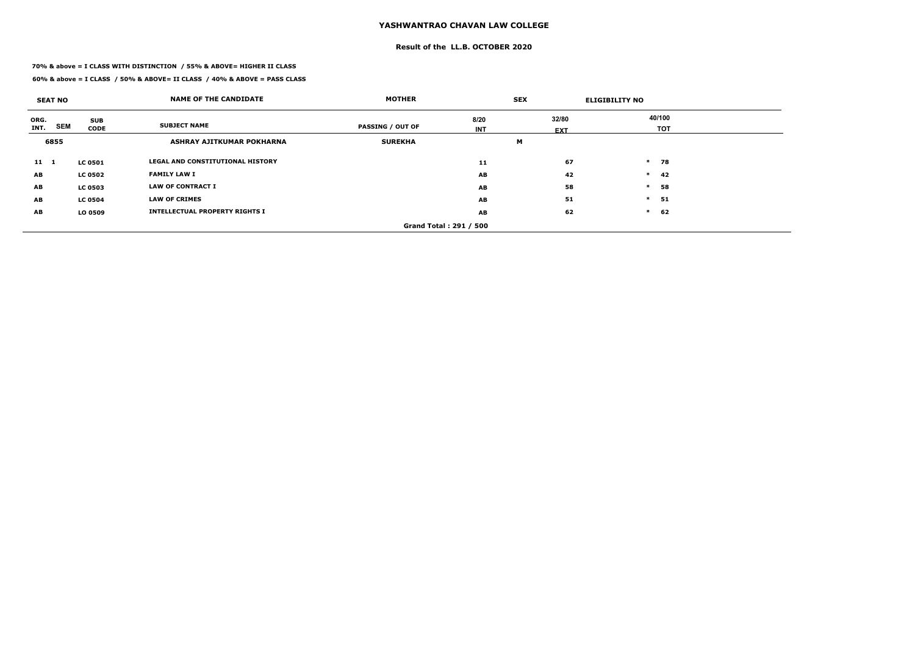# YASHWANTRAO CHAVAN LAW COLLEGE

## Result of the LL.B. OCTOBER 2020

**70% & above = I CLASS WITH DISTINCTION / 55% & ABOVE= HIGHER II CLASS**

**60% & above = I CLASS / 50% & ABOVE= II CLASS / 40% & ABOVE = PASS CLASS**

| SEAT NO | | | NAME OF THE CANDIDATE | MOTHER | | SEX | ELIGIBILITY NO | |
|---|---|---|---|---|---|---|---|---|
| ORG. INT. | SEM | SUB CODE | SUBJECT NAME | PASSING / OUT OF | 8/20 INT | 32/80 EXT | | 40/100 TOT |
| 6855 | | | ASHRAY AJITKUMAR POKHARNA | SUREKHA | | M | | |
| 11 | 1 | LC 0501 | LEGAL AND CONSTITUTIONAL HISTORY | | 11 | 67 | * | 78 |
| AB | | LC 0502 | FAMILY LAW I | | AB | 42 | * | 42 |
| AB | | LC 0503 | LAW OF CONTRACT I | | AB | 58 | * | 58 |
| AB | | LC 0504 | LAW OF CRIMES | | AB | 51 | * | 51 |
| AB | | LO 0509 | INTELLECTUAL PROPERTY RIGHTS I | | AB | 62 | * | 62 |

Grand Total : 291 / 500